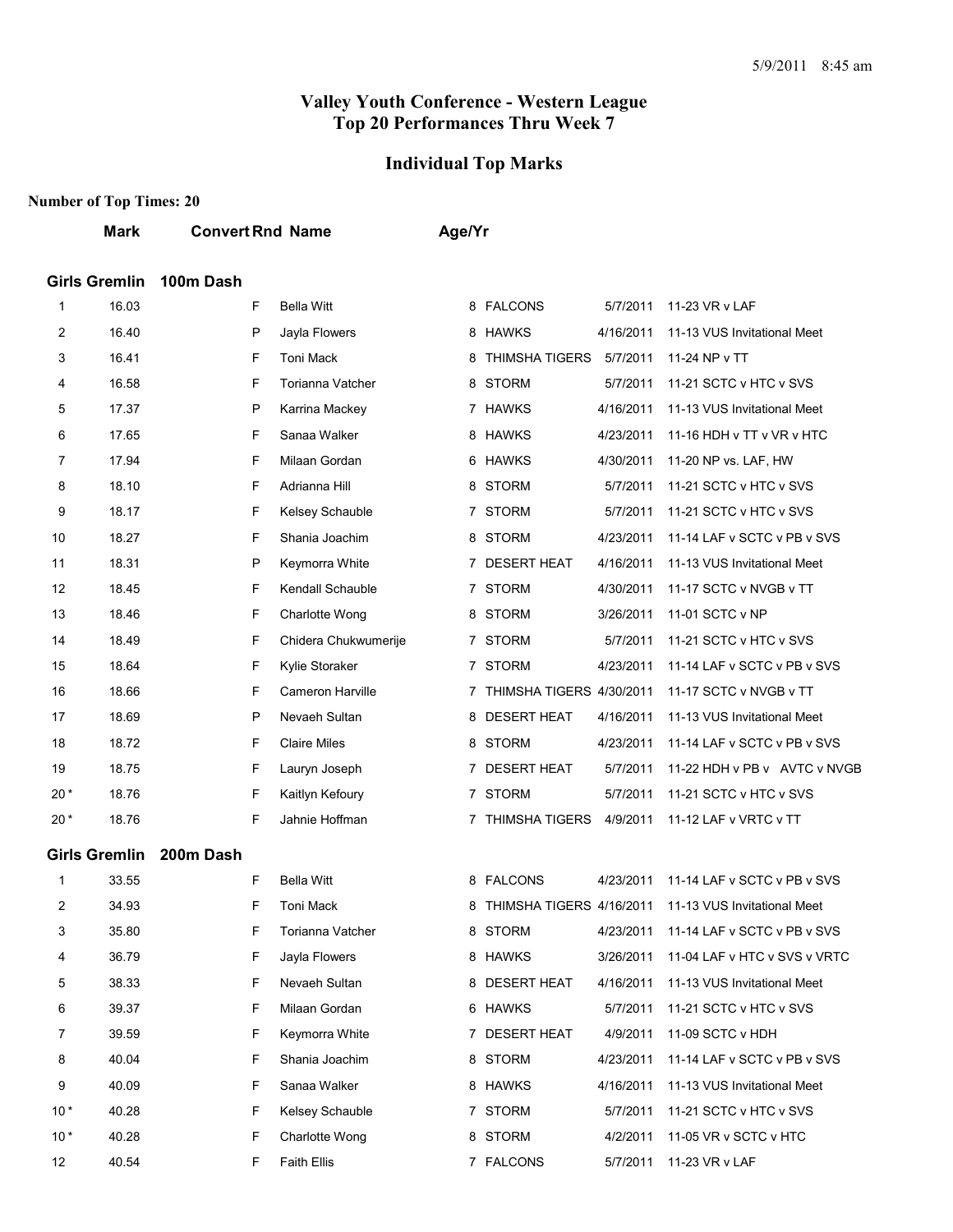# Valley Youth Conference - Western League
## Top 20 Performances Thru Week 7

## Individual Top Marks

**Number of Top Times: 20**

### Girls Gremlin 100m Dash

| | Mark | Convert | Rnd | Name | Age/Yr | Team | Date | Meet |
|---|---|---|---|---|---|---|---|---|
| 1 | 16.03 | | F | Bella Witt | 8 | FALCONS | 5/7/2011 | 11-23 VR v LAF |
| 2 | 16.40 | | P | Jayla Flowers | 8 | HAWKS | 4/16/2011 | 11-13 VUS Invitational Meet |
| 3 | 16.41 | | F | Toni Mack | 8 | THIMSHA TIGERS | 5/7/2011 | 11-24 NP v TT |
| 4 | 16.58 | | F | Torianna Vatcher | 8 | STORM | 5/7/2011 | 11-21 SCTC v HTC v SVS |
| 5 | 17.37 | | P | Karrina Mackey | 7 | HAWKS | 4/16/2011 | 11-13 VUS Invitational Meet |
| 6 | 17.65 | | F | Sanaa Walker | 8 | HAWKS | 4/23/2011 | 11-16 HDH v TT v VR v HTC |
| 7 | 17.94 | | F | Milaan Gordan | 6 | HAWKS | 4/30/2011 | 11-20 NP vs. LAF, HW |
| 8 | 18.10 | | F | Adrianna Hill | 8 | STORM | 5/7/2011 | 11-21 SCTC v HTC v SVS |
| 9 | 18.17 | | F | Kelsey Schauble | 7 | STORM | 5/7/2011 | 11-21 SCTC v HTC v SVS |
| 10 | 18.27 | | F | Shania Joachim | 8 | STORM | 4/23/2011 | 11-14 LAF v SCTC v PB v SVS |
| 11 | 18.31 | | P | Keymorra White | 7 | DESERT HEAT | 4/16/2011 | 11-13 VUS Invitational Meet |
| 12 | 18.45 | | F | Kendall Schauble | 7 | STORM | 4/30/2011 | 11-17 SCTC v NVGB v TT |
| 13 | 18.46 | | F | Charlotte Wong | 8 | STORM | 3/26/2011 | 11-01 SCTC v NP |
| 14 | 18.49 | | F | Chidera Chukwumerije | 7 | STORM | 5/7/2011 | 11-21 SCTC v HTC v SVS |
| 15 | 18.64 | | F | Kylie Storaker | 7 | STORM | 4/23/2011 | 11-14 LAF v SCTC v PB v SVS |
| 16 | 18.66 | | F | Cameron Harville | 7 | THIMSHA TIGERS | 4/30/2011 | 11-17 SCTC v NVGB v TT |
| 17 | 18.69 | | P | Nevaeh Sultan | 8 | DESERT HEAT | 4/16/2011 | 11-13 VUS Invitational Meet |
| 18 | 18.72 | | F | Claire Miles | 8 | STORM | 4/23/2011 | 11-14 LAF v SCTC v PB v SVS |
| 19 | 18.75 | | F | Lauryn Joseph | 7 | DESERT HEAT | 5/7/2011 | 11-22 HDH v PB v AVTC v NVGB |
| 20 * | 18.76 | | F | Kaitlyn Kefoury | 7 | STORM | 5/7/2011 | 11-21 SCTC v HTC v SVS |
| 20 * | 18.76 | | F | Jahnie Hoffman | 7 | THIMSHA TIGERS | 4/9/2011 | 11-12 LAF v VRTC v TT |

### Girls Gremlin 200m Dash

| | Mark | Convert | Rnd | Name | Age/Yr | Team | Date | Meet |
|---|---|---|---|---|---|---|---|---|
| 1 | 33.55 | | F | Bella Witt | 8 | FALCONS | 4/23/2011 | 11-14 LAF v SCTC v PB v SVS |
| 2 | 34.93 | | F | Toni Mack | 8 | THIMSHA TIGERS | 4/16/2011 | 11-13 VUS Invitational Meet |
| 3 | 35.80 | | F | Torianna Vatcher | 8 | STORM | 4/23/2011 | 11-14 LAF v SCTC v PB v SVS |
| 4 | 36.79 | | F | Jayla Flowers | 8 | HAWKS | 3/26/2011 | 11-04 LAF v HTC v SVS v VRTC |
| 5 | 38.33 | | F | Nevaeh Sultan | 8 | DESERT HEAT | 4/16/2011 | 11-13 VUS Invitational Meet |
| 6 | 39.37 | | F | Milaan Gordan | 6 | HAWKS | 5/7/2011 | 11-21 SCTC v HTC v SVS |
| 7 | 39.59 | | F | Keymorra White | 7 | DESERT HEAT | 4/9/2011 | 11-09 SCTC v HDH |
| 8 | 40.04 | | F | Shania Joachim | 8 | STORM | 4/23/2011 | 11-14 LAF v SCTC v PB v SVS |
| 9 | 40.09 | | F | Sanaa Walker | 8 | HAWKS | 4/16/2011 | 11-13 VUS Invitational Meet |
| 10 * | 40.28 | | F | Kelsey Schauble | 7 | STORM | 5/7/2011 | 11-21 SCTC v HTC v SVS |
| 10 * | 40.28 | | F | Charlotte Wong | 8 | STORM | 4/2/2011 | 11-05 VR v SCTC v HTC |
| 12 | 40.54 | | F | Faith Ellis | 7 | FALCONS | 5/7/2011 | 11-23 VR v LAF |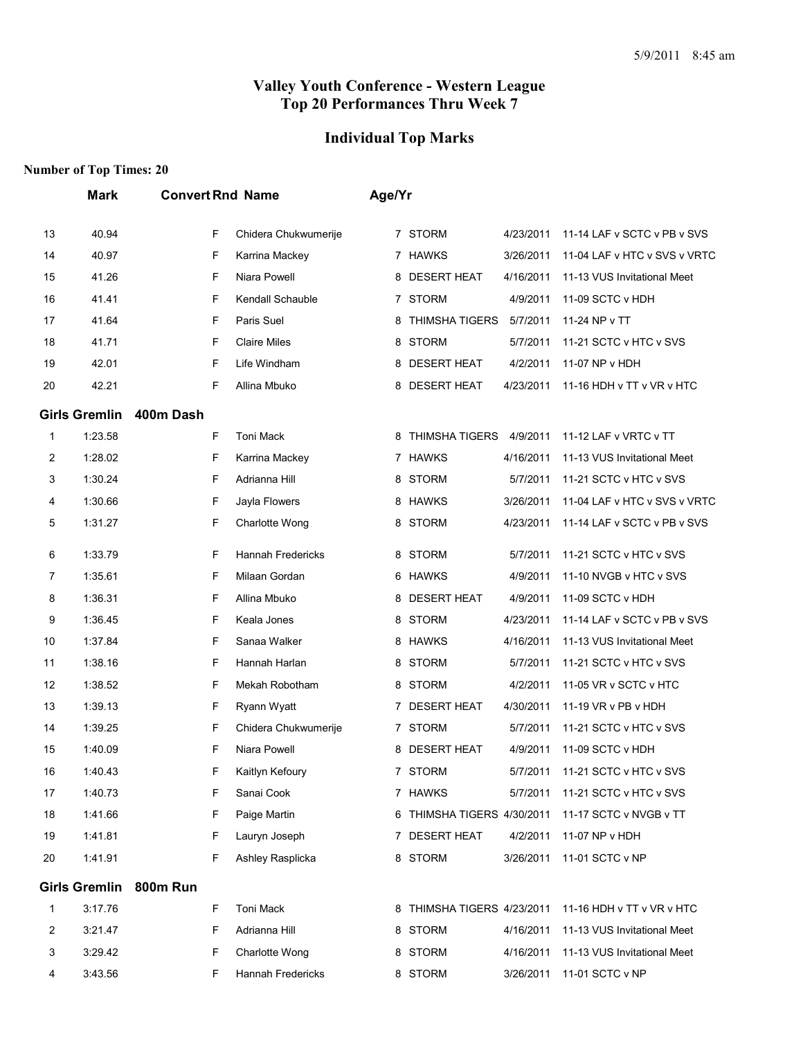# Valley Youth Conference - Western League

## Top 20 Performances Thru Week 7

## Individual Top Marks

**Number of Top Times: 20**

| | Mark | Convert | Rnd | Name | Age/Yr | Team | Date | Meet |
|---|---|---|---|---|---|---|---|---|
| 13 | 40.94 | | F | Chidera Chukwumerije | 7 | STORM | 4/23/2011 | 11-14 LAF v SCTC v PB v SVS |
| 14 | 40.97 | | F | Karrina Mackey | 7 | HAWKS | 3/26/2011 | 11-04 LAF v HTC v SVS v VRTC |
| 15 | 41.26 | | F | Niara Powell | 8 | DESERT HEAT | 4/16/2011 | 11-13 VUS Invitational Meet |
| 16 | 41.41 | | F | Kendall Schauble | 7 | STORM | 4/9/2011 | 11-09 SCTC v HDH |
| 17 | 41.64 | | F | Paris Suel | 8 | THIMSHA TIGERS | 5/7/2011 | 11-24 NP v TT |
| 18 | 41.71 | | F | Claire Miles | 8 | STORM | 5/7/2011 | 11-21 SCTC v HTC v SVS |
| 19 | 42.01 | | F | Life Windham | 8 | DESERT HEAT | 4/2/2011 | 11-07 NP v HDH |
| 20 | 42.21 | | F | Allina Mbuko | 8 | DESERT HEAT | 4/23/2011 | 11-16 HDH v TT v VR v HTC |

### Girls Gremlin 400m Dash

| | Mark | Convert | Rnd | Name | Age/Yr | Team | Date | Meet |
|---|---|---|---|---|---|---|---|---|
| 1 | 1:23.58 | | F | Toni Mack | 8 | THIMSHA TIGERS | 4/9/2011 | 11-12 LAF v VRTC v TT |
| 2 | 1:28.02 | | F | Karrina Mackey | 7 | HAWKS | 4/16/2011 | 11-13 VUS Invitational Meet |
| 3 | 1:30.24 | | F | Adrianna Hill | 8 | STORM | 5/7/2011 | 11-21 SCTC v HTC v SVS |
| 4 | 1:30.66 | | F | Jayla Flowers | 8 | HAWKS | 3/26/2011 | 11-04 LAF v HTC v SVS v VRTC |
| 5 | 1:31.27 | | F | Charlotte Wong | 8 | STORM | 4/23/2011 | 11-14 LAF v SCTC v PB v SVS |
| 6 | 1:33.79 | | F | Hannah Fredericks | 8 | STORM | 5/7/2011 | 11-21 SCTC v HTC v SVS |
| 7 | 1:35.61 | | F | Milaan Gordan | 6 | HAWKS | 4/9/2011 | 11-10 NVGB v HTC v SVS |
| 8 | 1:36.31 | | F | Allina Mbuko | 8 | DESERT HEAT | 4/9/2011 | 11-09 SCTC v HDH |
| 9 | 1:36.45 | | F | Keala Jones | 8 | STORM | 4/23/2011 | 11-14 LAF v SCTC v PB v SVS |
| 10 | 1:37.84 | | F | Sanaa Walker | 8 | HAWKS | 4/16/2011 | 11-13 VUS Invitational Meet |
| 11 | 1:38.16 | | F | Hannah Harlan | 8 | STORM | 5/7/2011 | 11-21 SCTC v HTC v SVS |
| 12 | 1:38.52 | | F | Mekah Robotham | 8 | STORM | 4/2/2011 | 11-05 VR v SCTC v HTC |
| 13 | 1:39.13 | | F | Ryann Wyatt | 7 | DESERT HEAT | 4/30/2011 | 11-19 VR v PB v HDH |
| 14 | 1:39.25 | | F | Chidera Chukwumerije | 7 | STORM | 5/7/2011 | 11-21 SCTC v HTC v SVS |
| 15 | 1:40.09 | | F | Niara Powell | 8 | DESERT HEAT | 4/9/2011 | 11-09 SCTC v HDH |
| 16 | 1:40.43 | | F | Kaitlyn Kefoury | 7 | STORM | 5/7/2011 | 11-21 SCTC v HTC v SVS |
| 17 | 1:40.73 | | F | Sanai Cook | 7 | HAWKS | 5/7/2011 | 11-21 SCTC v HTC v SVS |
| 18 | 1:41.66 | | F | Paige Martin | 6 | THIMSHA TIGERS | 4/30/2011 | 11-17 SCTC v NVGB v TT |
| 19 | 1:41.81 | | F | Lauryn Joseph | 7 | DESERT HEAT | 4/2/2011 | 11-07 NP v HDH |
| 20 | 1:41.91 | | F | Ashley Rasplicka | 8 | STORM | 3/26/2011 | 11-01 SCTC v NP |

### Girls Gremlin 800m Run

| | Mark | Convert | Rnd | Name | Age/Yr | Team | Date | Meet |
|---|---|---|---|---|---|---|---|---|
| 1 | 3:17.76 | | F | Toni Mack | 8 | THIMSHA TIGERS | 4/23/2011 | 11-16 HDH v TT v VR v HTC |
| 2 | 3:21.47 | | F | Adrianna Hill | 8 | STORM | 4/16/2011 | 11-13 VUS Invitational Meet |
| 3 | 3:29.42 | | F | Charlotte Wong | 8 | STORM | 4/16/2011 | 11-13 VUS Invitational Meet |
| 4 | 3:43.56 | | F | Hannah Fredericks | 8 | STORM | 3/26/2011 | 11-01 SCTC v NP |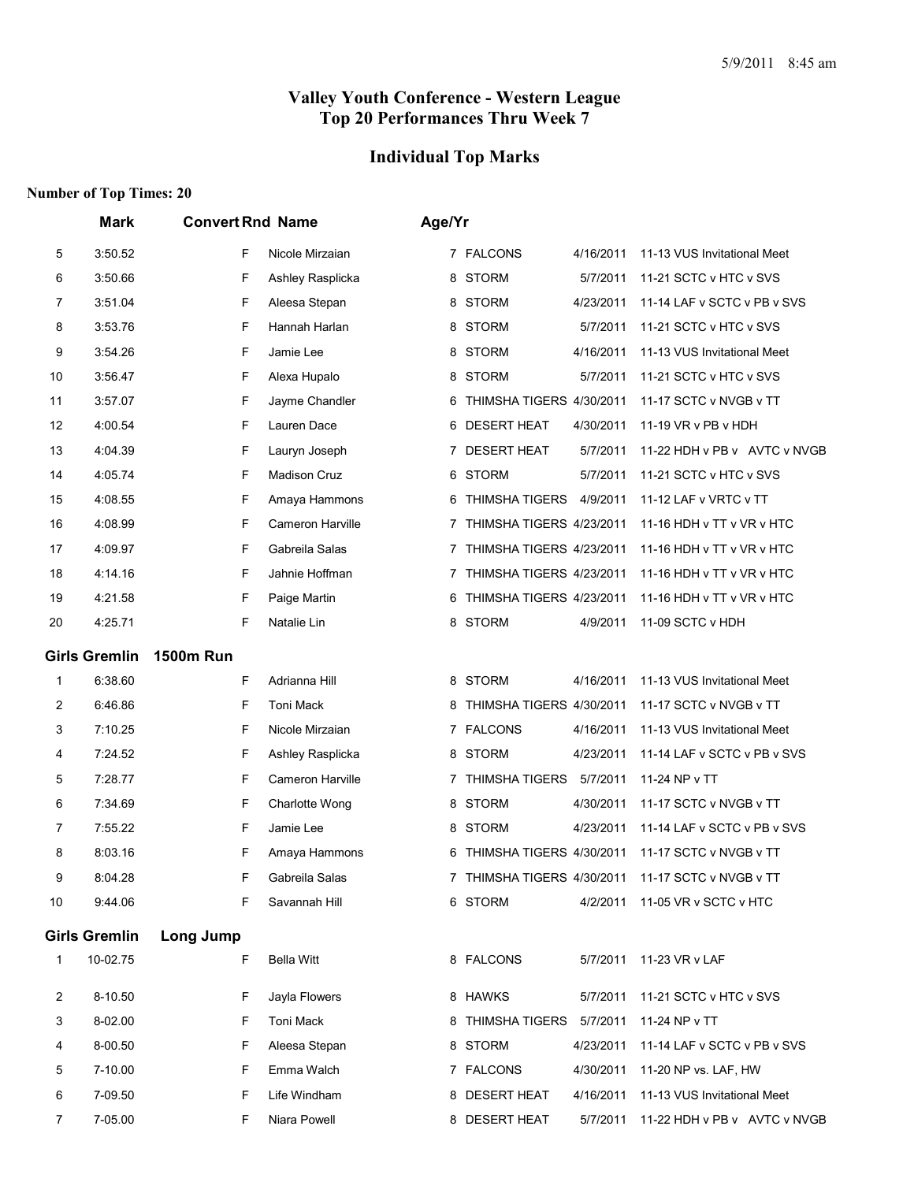5/9/2011 8:45 am

## Valley Youth Conference - Western League
## Top 20 Performances Thru Week 7

### Individual Top Marks

**Number of Top Times: 20**

| | Mark | Convert | Rnd | Name | Age/Yr | Team | Date | Meet |
|---|---|---|---|---|---|---|---|---|
| 5 | 3:50.52 | | F | Nicole Mirzaian | 7 | FALCONS | 4/16/2011 | 11-13 VUS Invitational Meet |
| 6 | 3:50.66 | | F | Ashley Rasplicka | 8 | STORM | 5/7/2011 | 11-21 SCTC v HTC v SVS |
| 7 | 3:51.04 | | F | Aleesa Stepan | 8 | STORM | 4/23/2011 | 11-14 LAF v SCTC v PB v SVS |
| 8 | 3:53.76 | | F | Hannah Harlan | 8 | STORM | 5/7/2011 | 11-21 SCTC v HTC v SVS |
| 9 | 3:54.26 | | F | Jamie Lee | 8 | STORM | 4/16/2011 | 11-13 VUS Invitational Meet |
| 10 | 3:56.47 | | F | Alexa Hupalo | 8 | STORM | 5/7/2011 | 11-21 SCTC v HTC v SVS |
| 11 | 3:57.07 | | F | Jayme Chandler | 6 | THIMSHA TIGERS | 4/30/2011 | 11-17 SCTC v NVGB v TT |
| 12 | 4:00.54 | | F | Lauren Dace | 6 | DESERT HEAT | 4/30/2011 | 11-19 VR v PB v HDH |
| 13 | 4:04.39 | | F | Lauryn Joseph | 7 | DESERT HEAT | 5/7/2011 | 11-22 HDH v PB v AVTC v NVGB |
| 14 | 4:05.74 | | F | Madison Cruz | 6 | STORM | 5/7/2011 | 11-21 SCTC v HTC v SVS |
| 15 | 4:08.55 | | F | Amaya Hammons | 6 | THIMSHA TIGERS | 4/9/2011 | 11-12 LAF v VRTC v TT |
| 16 | 4:08.99 | | F | Cameron Harville | 7 | THIMSHA TIGERS | 4/23/2011 | 11-16 HDH v TT v VR v HTC |
| 17 | 4:09.97 | | F | Gabreila Salas | 7 | THIMSHA TIGERS | 4/23/2011 | 11-16 HDH v TT v VR v HTC |
| 18 | 4:14.16 | | F | Jahnie Hoffman | 7 | THIMSHA TIGERS | 4/23/2011 | 11-16 HDH v TT v VR v HTC |
| 19 | 4:21.58 | | F | Paige Martin | 6 | THIMSHA TIGERS | 4/23/2011 | 11-16 HDH v TT v VR v HTC |
| 20 | 4:25.71 | | F | Natalie Lin | 8 | STORM | 4/9/2011 | 11-09 SCTC v HDH |

**Girls Gremlin 1500m Run**

| | Mark | Convert | Rnd | Name | Age/Yr | Team | Date | Meet |
|---|---|---|---|---|---|---|---|---|
| 1 | 6:38.60 | | F | Adrianna Hill | 8 | STORM | 4/16/2011 | 11-13 VUS Invitational Meet |
| 2 | 6:46.86 | | F | Toni Mack | 8 | THIMSHA TIGERS | 4/30/2011 | 11-17 SCTC v NVGB v TT |
| 3 | 7:10.25 | | F | Nicole Mirzaian | 7 | FALCONS | 4/16/2011 | 11-13 VUS Invitational Meet |
| 4 | 7:24.52 | | F | Ashley Rasplicka | 8 | STORM | 4/23/2011 | 11-14 LAF v SCTC v PB v SVS |
| 5 | 7:28.77 | | F | Cameron Harville | 7 | THIMSHA TIGERS | 5/7/2011 | 11-24 NP v TT |
| 6 | 7:34.69 | | F | Charlotte Wong | 8 | STORM | 4/30/2011 | 11-17 SCTC v NVGB v TT |
| 7 | 7:55.22 | | F | Jamie Lee | 8 | STORM | 4/23/2011 | 11-14 LAF v SCTC v PB v SVS |
| 8 | 8:03.16 | | F | Amaya Hammons | 6 | THIMSHA TIGERS | 4/30/2011 | 11-17 SCTC v NVGB v TT |
| 9 | 8:04.28 | | F | Gabreila Salas | 7 | THIMSHA TIGERS | 4/30/2011 | 11-17 SCTC v NVGB v TT |
| 10 | 9:44.06 | | F | Savannah Hill | 6 | STORM | 4/2/2011 | 11-05 VR v SCTC v HTC |

**Girls Gremlin Long Jump**

| | Mark | Convert | Rnd | Name | Age/Yr | Team | Date | Meet |
|---|---|---|---|---|---|---|---|---|
| 1 | 10-02.75 | | F | Bella Witt | 8 | FALCONS | 5/7/2011 | 11-23 VR v LAF |
| 2 | 8-10.50 | | F | Jayla Flowers | 8 | HAWKS | 5/7/2011 | 11-21 SCTC v HTC v SVS |
| 3 | 8-02.00 | | F | Toni Mack | 8 | THIMSHA TIGERS | 5/7/2011 | 11-24 NP v TT |
| 4 | 8-00.50 | | F | Aleesa Stepan | 8 | STORM | 4/23/2011 | 11-14 LAF v SCTC v PB v SVS |
| 5 | 7-10.00 | | F | Emma Walch | 7 | FALCONS | 4/30/2011 | 11-20 NP vs. LAF, HW |
| 6 | 7-09.50 | | F | Life Windham | 8 | DESERT HEAT | 4/16/2011 | 11-13 VUS Invitational Meet |
| 7 | 7-05.00 | | F | Niara Powell | 8 | DESERT HEAT | 5/7/2011 | 11-22 HDH v PB v AVTC v NVGB |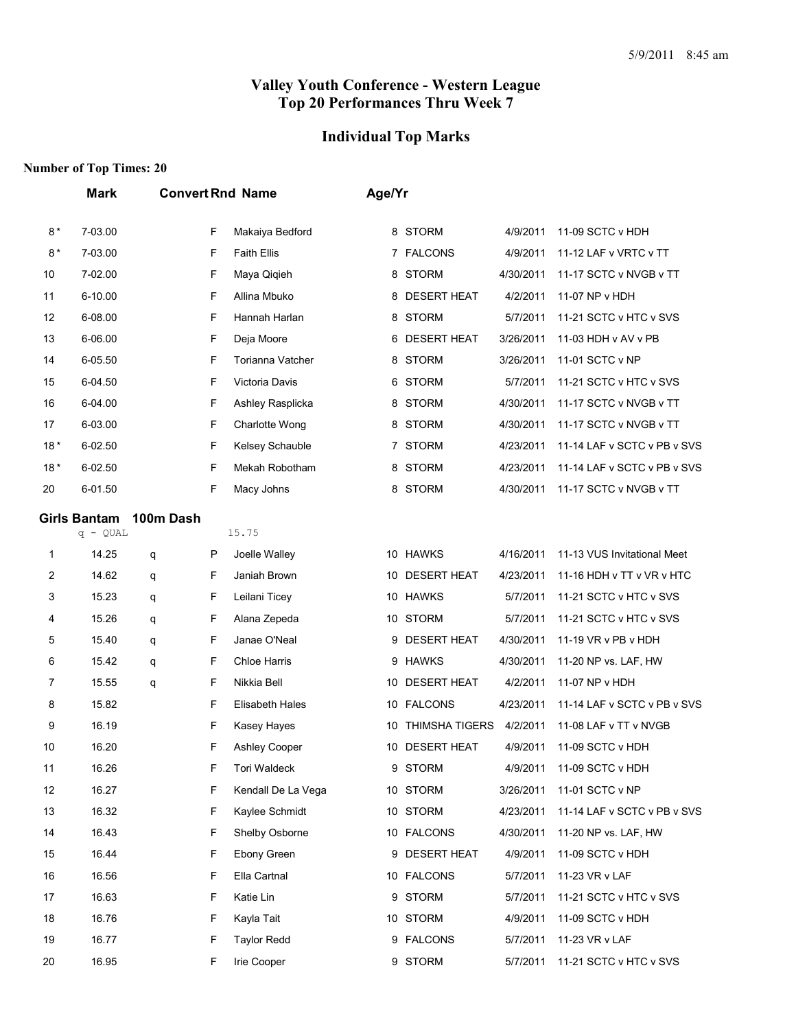5/9/2011 8:45 am

# Valley Youth Conference - Western League
## Top 20 Performances Thru Week 7

## Individual Top Marks

**Number of Top Times: 20**

| | Mark | Convert | Rnd | Name | Age/Yr | | | |
|---|---|---|---|---|---|---|---|---|
| 8 * | 7-03.00 | | F | Makaiya Bedford | 8 | STORM | 4/9/2011 | 11-09 SCTC v HDH |
| 8 * | 7-03.00 | | F | Faith Ellis | 7 | FALCONS | 4/9/2011 | 11-12 LAF v VRTC v TT |
| 10 | 7-02.00 | | F | Maya Qiqieh | 8 | STORM | 4/30/2011 | 11-17 SCTC v NVGB v TT |
| 11 | 6-10.00 | | F | Allina Mbuko | 8 | DESERT HEAT | 4/2/2011 | 11-07 NP v HDH |
| 12 | 6-08.00 | | F | Hannah Harlan | 8 | STORM | 5/7/2011 | 11-21 SCTC v HTC v SVS |
| 13 | 6-06.00 | | F | Deja Moore | 6 | DESERT HEAT | 3/26/2011 | 11-03 HDH v AV v PB |
| 14 | 6-05.50 | | F | Torianna Vatcher | 8 | STORM | 3/26/2011 | 11-01 SCTC v NP |
| 15 | 6-04.50 | | F | Victoria Davis | 6 | STORM | 5/7/2011 | 11-21 SCTC v HTC v SVS |
| 16 | 6-04.00 | | F | Ashley Rasplicka | 8 | STORM | 4/30/2011 | 11-17 SCTC v NVGB v TT |
| 17 | 6-03.00 | | F | Charlotte Wong | 8 | STORM | 4/30/2011 | 11-17 SCTC v NVGB v TT |
| 18 * | 6-02.50 | | F | Kelsey Schauble | 7 | STORM | 4/23/2011 | 11-14 LAF v SCTC v PB v SVS |
| 18 * | 6-02.50 | | F | Mekah Robotham | 8 | STORM | 4/23/2011 | 11-14 LAF v SCTC v PB v SVS |
| 20 | 6-01.50 | | F | Macy Johns | 8 | STORM | 4/30/2011 | 11-17 SCTC v NVGB v TT |

**Girls Bantam 100m Dash**

q - QUAL 15.75

| | Mark | Convert | Rnd | Name | Age/Yr | | | |
|---|---|---|---|---|---|---|---|---|
| 1 | 14.25 | q | P | Joelle Walley | 10 | HAWKS | 4/16/2011 | 11-13 VUS Invitational Meet |
| 2 | 14.62 | q | F | Janiah Brown | 10 | DESERT HEAT | 4/23/2011 | 11-16 HDH v TT v VR v HTC |
| 3 | 15.23 | q | F | Leilani Ticey | 10 | HAWKS | 5/7/2011 | 11-21 SCTC v HTC v SVS |
| 4 | 15.26 | q | F | Alana Zepeda | 10 | STORM | 5/7/2011 | 11-21 SCTC v HTC v SVS |
| 5 | 15.40 | q | F | Janae O'Neal | 9 | DESERT HEAT | 4/30/2011 | 11-19 VR v PB v HDH |
| 6 | 15.42 | q | F | Chloe Harris | 9 | HAWKS | 4/30/2011 | 11-20 NP vs. LAF, HW |
| 7 | 15.55 | q | F | Nikkia Bell | 10 | DESERT HEAT | 4/2/2011 | 11-07 NP v HDH |
| 8 | 15.82 | | F | Elisabeth Hales | 10 | FALCONS | 4/23/2011 | 11-14 LAF v SCTC v PB v SVS |
| 9 | 16.19 | | F | Kasey Hayes | 10 | THIMSHA TIGERS | 4/2/2011 | 11-08 LAF v TT v NVGB |
| 10 | 16.20 | | F | Ashley Cooper | 10 | DESERT HEAT | 4/9/2011 | 11-09 SCTC v HDH |
| 11 | 16.26 | | F | Tori Waldeck | 9 | STORM | 4/9/2011 | 11-09 SCTC v HDH |
| 12 | 16.27 | | F | Kendall De La Vega | 10 | STORM | 3/26/2011 | 11-01 SCTC v NP |
| 13 | 16.32 | | F | Kaylee Schmidt | 10 | STORM | 4/23/2011 | 11-14 LAF v SCTC v PB v SVS |
| 14 | 16.43 | | F | Shelby Osborne | 10 | FALCONS | 4/30/2011 | 11-20 NP vs. LAF, HW |
| 15 | 16.44 | | F | Ebony Green | 9 | DESERT HEAT | 4/9/2011 | 11-09 SCTC v HDH |
| 16 | 16.56 | | F | Ella Cartnal | 10 | FALCONS | 5/7/2011 | 11-23 VR v LAF |
| 17 | 16.63 | | F | Katie Lin | 9 | STORM | 5/7/2011 | 11-21 SCTC v HTC v SVS |
| 18 | 16.76 | | F | Kayla Tait | 10 | STORM | 4/9/2011 | 11-09 SCTC v HDH |
| 19 | 16.77 | | F | Taylor Redd | 9 | FALCONS | 5/7/2011 | 11-23 VR v LAF |
| 20 | 16.95 | | F | Irie Cooper | 9 | STORM | 5/7/2011 | 11-21 SCTC v HTC v SVS |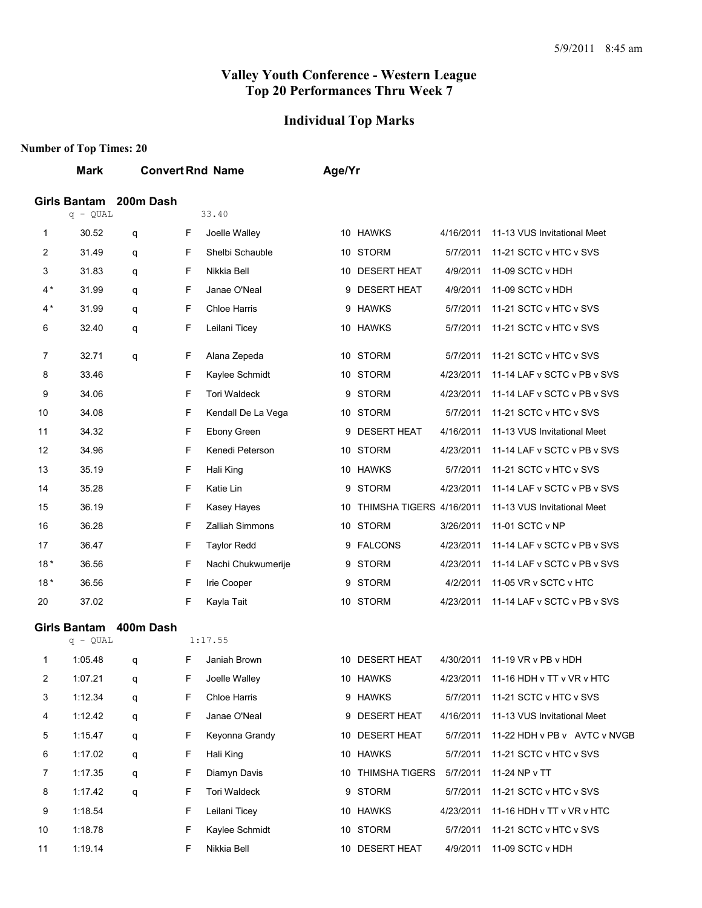5/9/2011 8:45 am

# Valley Youth Conference - Western League
# Top 20 Performances Thru Week 7

## Individual Top Marks

**Number of Top Times: 20**

### Girls Bantam 200m Dash

q - QUAL 33.40

| | Mark | Convert | Rnd | Name | Age/Yr | Team | Date | Meet |
|---|---|---|---|---|---|---|---|---|
| 1 | 30.52 | q | F | Joelle Walley | 10 | HAWKS | 4/16/2011 | 11-13 VUS Invitational Meet |
| 2 | 31.49 | q | F | Shelbi Schauble | 10 | STORM | 5/7/2011 | 11-21 SCTC v HTC v SVS |
| 3 | 31.83 | q | F | Nikkia Bell | 10 | DESERT HEAT | 4/9/2011 | 11-09 SCTC v HDH |
| 4 * | 31.99 | q | F | Janae O'Neal | 9 | DESERT HEAT | 4/9/2011 | 11-09 SCTC v HDH |
| 4 * | 31.99 | q | F | Chloe Harris | 9 | HAWKS | 5/7/2011 | 11-21 SCTC v HTC v SVS |
| 6 | 32.40 | q | F | Leilani Ticey | 10 | HAWKS | 5/7/2011 | 11-21 SCTC v HTC v SVS |
| 7 | 32.71 | q | F | Alana Zepeda | 10 | STORM | 5/7/2011 | 11-21 SCTC v HTC v SVS |
| 8 | 33.46 | | F | Kaylee Schmidt | 10 | STORM | 4/23/2011 | 11-14 LAF v SCTC v PB v SVS |
| 9 | 34.06 | | F | Tori Waldeck | 9 | STORM | 4/23/2011 | 11-14 LAF v SCTC v PB v SVS |
| 10 | 34.08 | | F | Kendall De La Vega | 10 | STORM | 5/7/2011 | 11-21 SCTC v HTC v SVS |
| 11 | 34.32 | | F | Ebony Green | 9 | DESERT HEAT | 4/16/2011 | 11-13 VUS Invitational Meet |
| 12 | 34.96 | | F | Kenedi Peterson | 10 | STORM | 4/23/2011 | 11-14 LAF v SCTC v PB v SVS |
| 13 | 35.19 | | F | Hali King | 10 | HAWKS | 5/7/2011 | 11-21 SCTC v HTC v SVS |
| 14 | 35.28 | | F | Katie Lin | 9 | STORM | 4/23/2011 | 11-14 LAF v SCTC v PB v SVS |
| 15 | 36.19 | | F | Kasey Hayes | 10 | THIMSHA TIGERS | 4/16/2011 | 11-13 VUS Invitational Meet |
| 16 | 36.28 | | F | Zalliah Simmons | 10 | STORM | 3/26/2011 | 11-01 SCTC v NP |
| 17 | 36.47 | | F | Taylor Redd | 9 | FALCONS | 4/23/2011 | 11-14 LAF v SCTC v PB v SVS |
| 18 * | 36.56 | | F | Nachi Chukwumerije | 9 | STORM | 4/23/2011 | 11-14 LAF v SCTC v PB v SVS |
| 18 * | 36.56 | | F | Irie Cooper | 9 | STORM | 4/2/2011 | 11-05 VR v SCTC v HTC |
| 20 | 37.02 | | F | Kayla Tait | 10 | STORM | 4/23/2011 | 11-14 LAF v SCTC v PB v SVS |

### Girls Bantam 400m Dash

q - QUAL 1:17.55

| | Mark | Convert | Rnd | Name | Age/Yr | Team | Date | Meet |
|---|---|---|---|---|---|---|---|---|
| 1 | 1:05.48 | q | F | Janiah Brown | 10 | DESERT HEAT | 4/30/2011 | 11-19 VR v PB v HDH |
| 2 | 1:07.21 | q | F | Joelle Walley | 10 | HAWKS | 4/23/2011 | 11-16 HDH v TT v VR v HTC |
| 3 | 1:12.34 | q | F | Chloe Harris | 9 | HAWKS | 5/7/2011 | 11-21 SCTC v HTC v SVS |
| 4 | 1:12.42 | q | F | Janae O'Neal | 9 | DESERT HEAT | 4/16/2011 | 11-13 VUS Invitational Meet |
| 5 | 1:15.47 | q | F | Keyonna Grandy | 10 | DESERT HEAT | 5/7/2011 | 11-22 HDH v PB v AVTC v NVGB |
| 6 | 1:17.02 | q | F | Hali King | 10 | HAWKS | 5/7/2011 | 11-21 SCTC v HTC v SVS |
| 7 | 1:17.35 | q | F | Diamyn Davis | 10 | THIMSHA TIGERS | 5/7/2011 | 11-24 NP v TT |
| 8 | 1:17.42 | q | F | Tori Waldeck | 9 | STORM | 5/7/2011 | 11-21 SCTC v HTC v SVS |
| 9 | 1:18.54 | | F | Leilani Ticey | 10 | HAWKS | 4/23/2011 | 11-16 HDH v TT v VR v HTC |
| 10 | 1:18.78 | | F | Kaylee Schmidt | 10 | STORM | 5/7/2011 | 11-21 SCTC v HTC v SVS |
| 11 | 1:19.14 | | F | Nikkia Bell | 10 | DESERT HEAT | 4/9/2011 | 11-09 SCTC v HDH |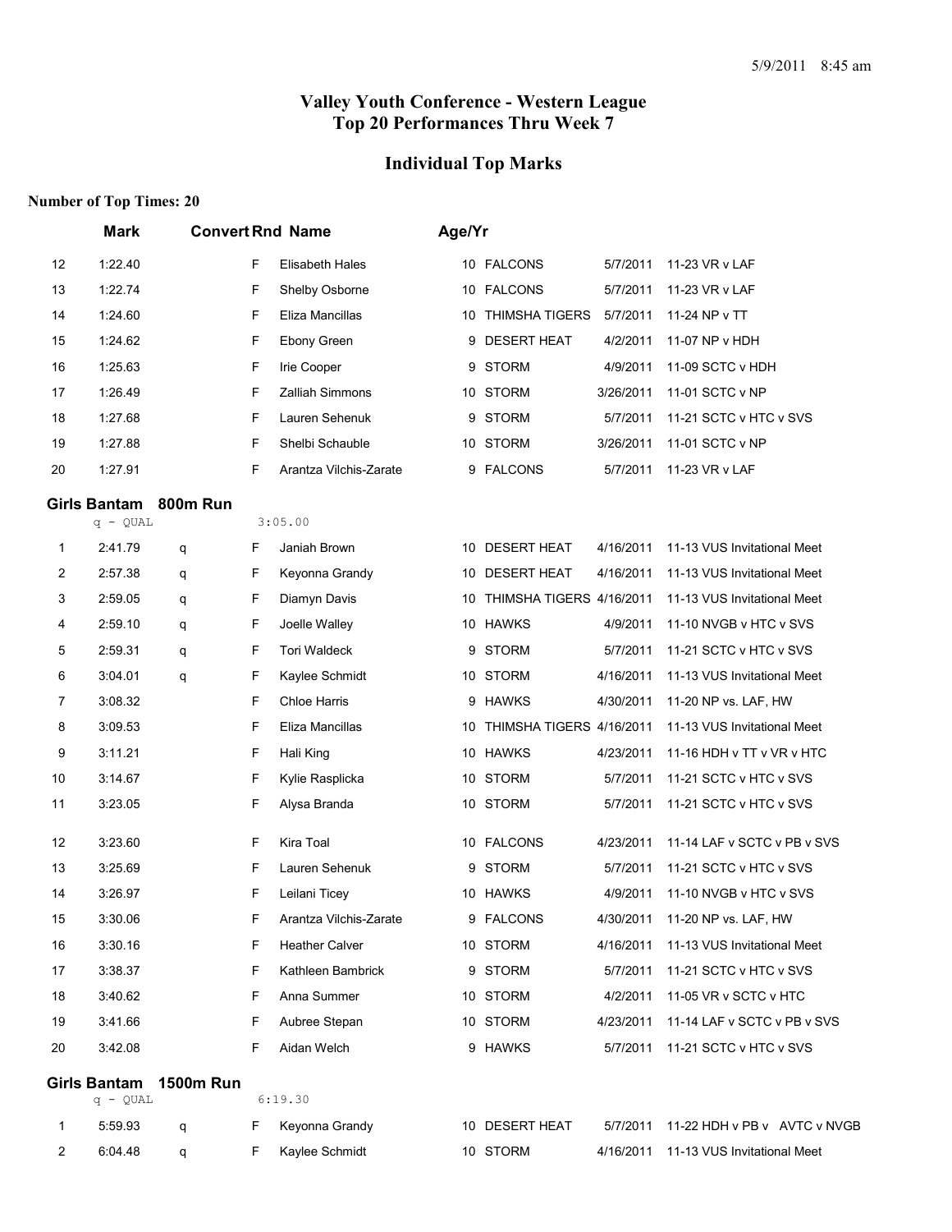5/9/2011 8:45 am

# Valley Youth Conference - Western League
# Top 20 Performances Thru Week 7

## Individual Top Marks

**Number of Top Times: 20**

| | Mark | Convert | Rnd | Name | Age/Yr | Team | Date | Meet |
|---|---|---|---|---|---|---|---|---|
| 12 | 1:22.40 | | F | Elisabeth Hales | 10 | FALCONS | 5/7/2011 | 11-23 VR v LAF |
| 13 | 1:22.74 | | F | Shelby Osborne | 10 | FALCONS | 5/7/2011 | 11-23 VR v LAF |
| 14 | 1:24.60 | | F | Eliza Mancillas | 10 | THIMSHA TIGERS | 5/7/2011 | 11-24 NP v TT |
| 15 | 1:24.62 | | F | Ebony Green | 9 | DESERT HEAT | 4/2/2011 | 11-07 NP v HDH |
| 16 | 1:25.63 | | F | Irie Cooper | 9 | STORM | 4/9/2011 | 11-09 SCTC v HDH |
| 17 | 1:26.49 | | F | Zalliah Simmons | 10 | STORM | 3/26/2011 | 11-01 SCTC v NP |
| 18 | 1:27.68 | | F | Lauren Sehenuk | 9 | STORM | 5/7/2011 | 11-21 SCTC v HTC v SVS |
| 19 | 1:27.88 | | F | Shelbi Schauble | 10 | STORM | 3/26/2011 | 11-01 SCTC v NP |
| 20 | 1:27.91 | | F | Arantza Vilchis-Zarate | 9 | FALCONS | 5/7/2011 | 11-23 VR v LAF |

### Girls Bantam 800m Run

q - QUAL 3:05.00

| | Mark | Convert | Rnd | Name | Age/Yr | Team | Date | Meet |
|---|---|---|---|---|---|---|---|---|
| 1 | 2:41.79 | q | F | Janiah Brown | 10 | DESERT HEAT | 4/16/2011 | 11-13 VUS Invitational Meet |
| 2 | 2:57.38 | q | F | Keyonna Grandy | 10 | DESERT HEAT | 4/16/2011 | 11-13 VUS Invitational Meet |
| 3 | 2:59.05 | q | F | Diamyn Davis | 10 | THIMSHA TIGERS | 4/16/2011 | 11-13 VUS Invitational Meet |
| 4 | 2:59.10 | q | F | Joelle Walley | 10 | HAWKS | 4/9/2011 | 11-10 NVGB v HTC v SVS |
| 5 | 2:59.31 | q | F | Tori Waldeck | 9 | STORM | 5/7/2011 | 11-21 SCTC v HTC v SVS |
| 6 | 3:04.01 | q | F | Kaylee Schmidt | 10 | STORM | 4/16/2011 | 11-13 VUS Invitational Meet |
| 7 | 3:08.32 | | F | Chloe Harris | 9 | HAWKS | 4/30/2011 | 11-20 NP vs. LAF, HW |
| 8 | 3:09.53 | | F | Eliza Mancillas | 10 | THIMSHA TIGERS | 4/16/2011 | 11-13 VUS Invitational Meet |
| 9 | 3:11.21 | | F | Hali King | 10 | HAWKS | 4/23/2011 | 11-16 HDH v TT v VR v HTC |
| 10 | 3:14.67 | | F | Kylie Rasplicka | 10 | STORM | 5/7/2011 | 11-21 SCTC v HTC v SVS |
| 11 | 3:23.05 | | F | Alysa Branda | 10 | STORM | 5/7/2011 | 11-21 SCTC v HTC v SVS |
| 12 | 3:23.60 | | F | Kira Toal | 10 | FALCONS | 4/23/2011 | 11-14 LAF v SCTC v PB v SVS |
| 13 | 3:25.69 | | F | Lauren Sehenuk | 9 | STORM | 5/7/2011 | 11-21 SCTC v HTC v SVS |
| 14 | 3:26.97 | | F | Leilani Ticey | 10 | HAWKS | 4/9/2011 | 11-10 NVGB v HTC v SVS |
| 15 | 3:30.06 | | F | Arantza Vilchis-Zarate | 9 | FALCONS | 4/30/2011 | 11-20 NP vs. LAF, HW |
| 16 | 3:30.16 | | F | Heather Calver | 10 | STORM | 4/16/2011 | 11-13 VUS Invitational Meet |
| 17 | 3:38.37 | | F | Kathleen Bambrick | 9 | STORM | 5/7/2011 | 11-21 SCTC v HTC v SVS |
| 18 | 3:40.62 | | F | Anna Summer | 10 | STORM | 4/2/2011 | 11-05 VR v SCTC v HTC |
| 19 | 3:41.66 | | F | Aubree Stepan | 10 | STORM | 4/23/2011 | 11-14 LAF v SCTC v PB v SVS |
| 20 | 3:42.08 | | F | Aidan Welch | 9 | HAWKS | 5/7/2011 | 11-21 SCTC v HTC v SVS |

### Girls Bantam 1500m Run

q - QUAL 6:19.30

| | Mark | Convert | Rnd | Name | Age/Yr | Team | Date | Meet |
|---|---|---|---|---|---|---|---|---|
| 1 | 5:59.93 | q | F | Keyonna Grandy | 10 | DESERT HEAT | 5/7/2011 | 11-22 HDH v PB v AVTC v NVGB |
| 2 | 6:04.48 | q | F | Kaylee Schmidt | 10 | STORM | 4/16/2011 | 11-13 VUS Invitational Meet |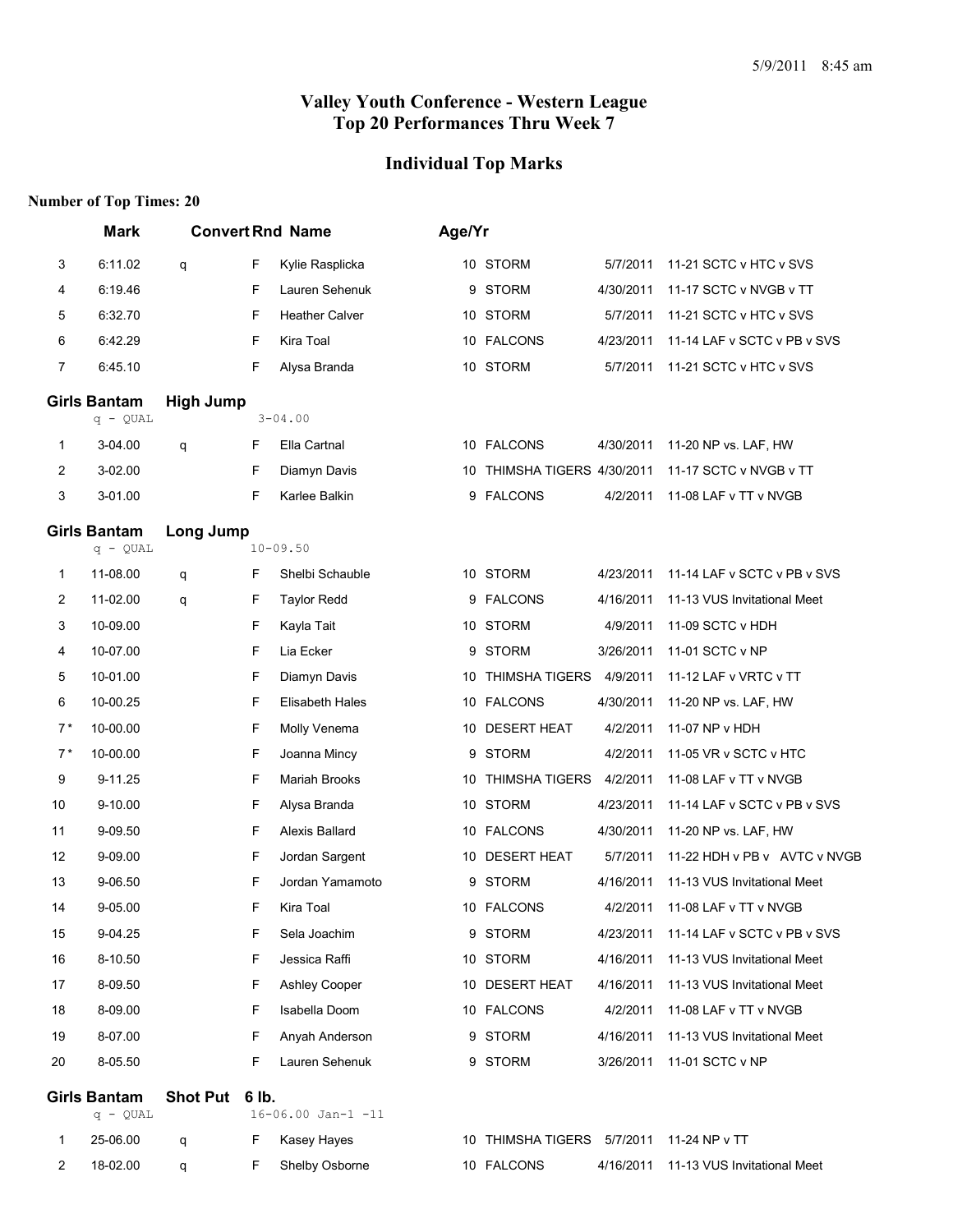5/9/2011 8:45 am

## Valley Youth Conference - Western League
## Top 20 Performances Thru Week 7

## Individual Top Marks

**Number of Top Times: 20**

| | Mark | Convert | Rnd | Name | Age/Yr | Team | Date | Meet |
|---|---|---|---|---|---|---|---|---|
| 3 | 6:11.02 | q | F | Kylie Rasplicka | 10 | STORM | 5/7/2011 | 11-21 SCTC v HTC v SVS |
| 4 | 6:19.46 | | F | Lauren Sehenuk | 9 | STORM | 4/30/2011 | 11-17 SCTC v NVGB v TT |
| 5 | 6:32.70 | | F | Heather Calver | 10 | STORM | 5/7/2011 | 11-21 SCTC v HTC v SVS |
| 6 | 6:42.29 | | F | Kira Toal | 10 | FALCONS | 4/23/2011 | 11-14 LAF v SCTC v PB v SVS |
| 7 | 6:45.10 | | F | Alysa Branda | 10 | STORM | 5/7/2011 | 11-21 SCTC v HTC v SVS |

### Girls Bantam High Jump

q - QUAL 3-04.00

| | Mark | Convert | Rnd | Name | Age/Yr | Team | Date | Meet |
|---|---|---|---|---|---|---|---|---|
| 1 | 3-04.00 | q | F | Ella Cartnal | 10 | FALCONS | 4/30/2011 | 11-20 NP vs. LAF, HW |
| 2 | 3-02.00 | | F | Diamyn Davis | 10 | THIMSHA TIGERS | 4/30/2011 | 11-17 SCTC v NVGB v TT |
| 3 | 3-01.00 | | F | Karlee Balkin | 9 | FALCONS | 4/2/2011 | 11-08 LAF v TT v NVGB |

### Girls Bantam Long Jump

q - QUAL 10-09.50

| | Mark | Convert | Rnd | Name | Age/Yr | Team | Date | Meet |
|---|---|---|---|---|---|---|---|---|
| 1 | 11-08.00 | q | F | Shelbi Schauble | 10 | STORM | 4/23/2011 | 11-14 LAF v SCTC v PB v SVS |
| 2 | 11-02.00 | q | F | Taylor Redd | 9 | FALCONS | 4/16/2011 | 11-13 VUS Invitational Meet |
| 3 | 10-09.00 | | F | Kayla Tait | 10 | STORM | 4/9/2011 | 11-09 SCTC v HDH |
| 4 | 10-07.00 | | F | Lia Ecker | 9 | STORM | 3/26/2011 | 11-01 SCTC v NP |
| 5 | 10-01.00 | | F | Diamyn Davis | 10 | THIMSHA TIGERS | 4/9/2011 | 11-12 LAF v VRTC v TT |
| 6 | 10-00.25 | | F | Elisabeth Hales | 10 | FALCONS | 4/30/2011 | 11-20 NP vs. LAF, HW |
| 7* | 10-00.00 | | F | Molly Venema | 10 | DESERT HEAT | 4/2/2011 | 11-07 NP v HDH |
| 7* | 10-00.00 | | F | Joanna Mincy | 9 | STORM | 4/2/2011 | 11-05 VR v SCTC v HTC |
| 9 | 9-11.25 | | F | Mariah Brooks | 10 | THIMSHA TIGERS | 4/2/2011 | 11-08 LAF v TT v NVGB |
| 10 | 9-10.00 | | F | Alysa Branda | 10 | STORM | 4/23/2011 | 11-14 LAF v SCTC v PB v SVS |
| 11 | 9-09.50 | | F | Alexis Ballard | 10 | FALCONS | 4/30/2011 | 11-20 NP vs. LAF, HW |
| 12 | 9-09.00 | | F | Jordan Sargent | 10 | DESERT HEAT | 5/7/2011 | 11-22 HDH v PB v AVTC v NVGB |
| 13 | 9-06.50 | | F | Jordan Yamamoto | 9 | STORM | 4/16/2011 | 11-13 VUS Invitational Meet |
| 14 | 9-05.00 | | F | Kira Toal | 10 | FALCONS | 4/2/2011 | 11-08 LAF v TT v NVGB |
| 15 | 9-04.25 | | F | Sela Joachim | 9 | STORM | 4/23/2011 | 11-14 LAF v SCTC v PB v SVS |
| 16 | 8-10.50 | | F | Jessica Raffi | 10 | STORM | 4/16/2011 | 11-13 VUS Invitational Meet |
| 17 | 8-09.50 | | F | Ashley Cooper | 10 | DESERT HEAT | 4/16/2011 | 11-13 VUS Invitational Meet |
| 18 | 8-09.00 | | F | Isabella Doom | 10 | FALCONS | 4/2/2011 | 11-08 LAF v TT v NVGB |
| 19 | 8-07.00 | | F | Anyah Anderson | 9 | STORM | 4/16/2011 | 11-13 VUS Invitational Meet |
| 20 | 8-05.50 | | F | Lauren Sehenuk | 9 | STORM | 3/26/2011 | 11-01 SCTC v NP |

### Girls Bantam Shot Put 6 lb.

q - QUAL 16-06.00 Jan-1 -11

| | Mark | Convert | Rnd | Name | Age/Yr | Team | Date | Meet |
|---|---|---|---|---|---|---|---|---|
| 1 | 25-06.00 | q | F | Kasey Hayes | 10 | THIMSHA TIGERS | 5/7/2011 | 11-24 NP v TT |
| 2 | 18-02.00 | q | F | Shelby Osborne | 10 | FALCONS | 4/16/2011 | 11-13 VUS Invitational Meet |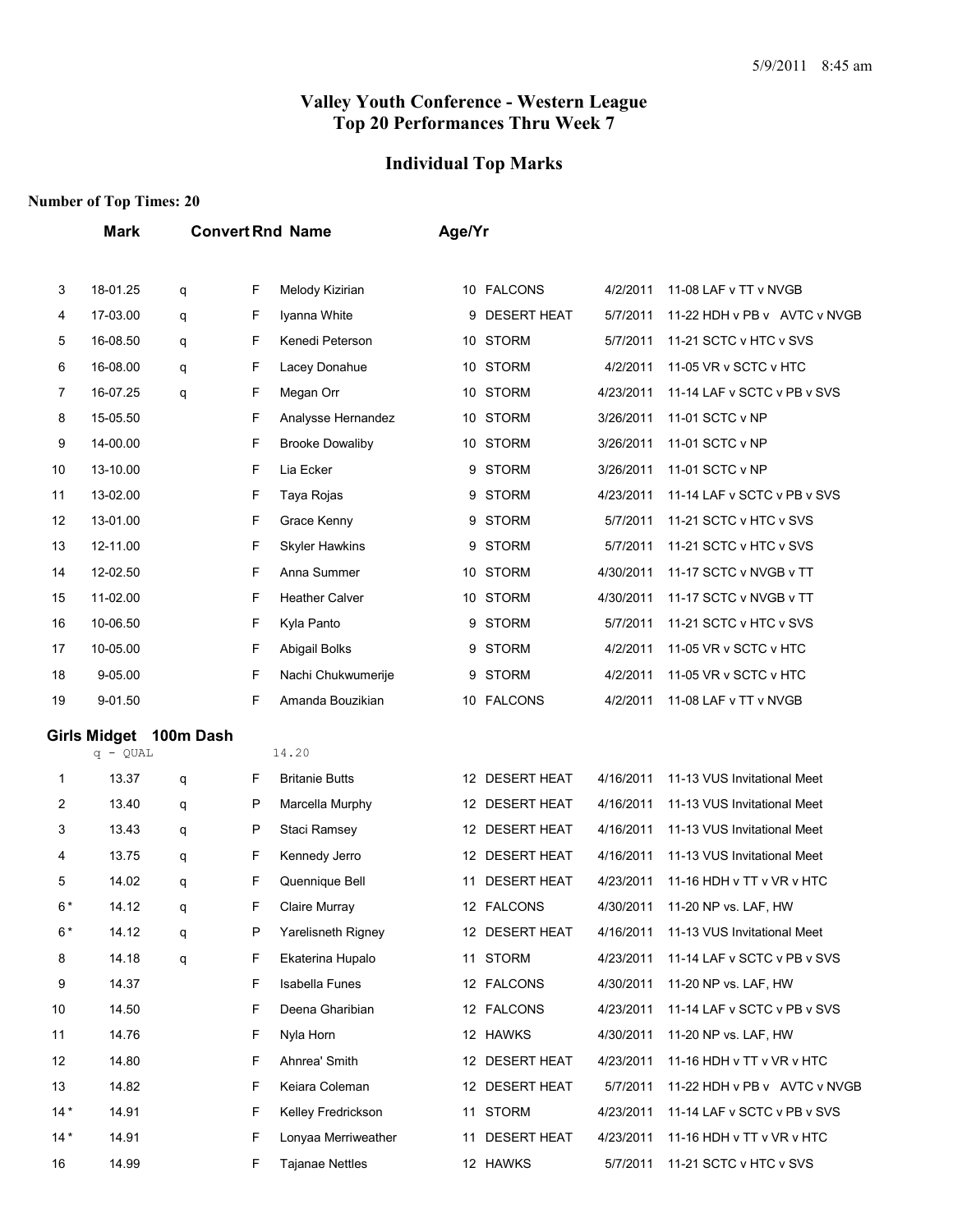# Valley Youth Conference - Western League
## Top 20 Performances Thru Week 7

## Individual Top Marks

**Number of Top Times: 20**

| | Mark | Convert | Rnd | Name | Age/Yr | Team | Date | Meet |
|---|---|---|---|---|---|---|---|---|
| 3 | 18-01.25 | q | F | Melody Kizirian | 10 | FALCONS | 4/2/2011 | 11-08 LAF v TT v NVGB |
| 4 | 17-03.00 | q | F | Iyanna White | 9 | DESERT HEAT | 5/7/2011 | 11-22 HDH v PB v AVTC v NVGB |
| 5 | 16-08.50 | q | F | Kenedi Peterson | 10 | STORM | 5/7/2011 | 11-21 SCTC v HTC v SVS |
| 6 | 16-08.00 | q | F | Lacey Donahue | 10 | STORM | 4/2/2011 | 11-05 VR v SCTC v HTC |
| 7 | 16-07.25 | q | F | Megan Orr | 10 | STORM | 4/23/2011 | 11-14 LAF v SCTC v PB v SVS |
| 8 | 15-05.50 | | F | Analysse Hernandez | 10 | STORM | 3/26/2011 | 11-01 SCTC v NP |
| 9 | 14-00.00 | | F | Brooke Dowaliby | 10 | STORM | 3/26/2011 | 11-01 SCTC v NP |
| 10 | 13-10.00 | | F | Lia Ecker | 9 | STORM | 3/26/2011 | 11-01 SCTC v NP |
| 11 | 13-02.00 | | F | Taya Rojas | 9 | STORM | 4/23/2011 | 11-14 LAF v SCTC v PB v SVS |
| 12 | 13-01.00 | | F | Grace Kenny | 9 | STORM | 5/7/2011 | 11-21 SCTC v HTC v SVS |
| 13 | 12-11.00 | | F | Skyler Hawkins | 9 | STORM | 5/7/2011 | 11-21 SCTC v HTC v SVS |
| 14 | 12-02.50 | | F | Anna Summer | 10 | STORM | 4/30/2011 | 11-17 SCTC v NVGB v TT |
| 15 | 11-02.00 | | F | Heather Calver | 10 | STORM | 4/30/2011 | 11-17 SCTC v NVGB v TT |
| 16 | 10-06.50 | | F | Kyla Panto | 9 | STORM | 5/7/2011 | 11-21 SCTC v HTC v SVS |
| 17 | 10-05.00 | | F | Abigail Bolks | 9 | STORM | 4/2/2011 | 11-05 VR v SCTC v HTC |
| 18 | 9-05.00 | | F | Nachi Chukwumerije | 9 | STORM | 4/2/2011 | 11-05 VR v SCTC v HTC |
| 19 | 9-01.50 | | F | Amanda Bouzikian | 10 | FALCONS | 4/2/2011 | 11-08 LAF v TT v NVGB |

### Girls Midget 100m Dash

q - QUAL 14.20

| | Mark | Convert | Rnd | Name | Age/Yr | Team | Date | Meet |
|---|---|---|---|---|---|---|---|---|
| 1 | 13.37 | q | F | Britanie Butts | 12 | DESERT HEAT | 4/16/2011 | 11-13 VUS Invitational Meet |
| 2 | 13.40 | q | P | Marcella Murphy | 12 | DESERT HEAT | 4/16/2011 | 11-13 VUS Invitational Meet |
| 3 | 13.43 | q | P | Staci Ramsey | 12 | DESERT HEAT | 4/16/2011 | 11-13 VUS Invitational Meet |
| 4 | 13.75 | q | F | Kennedy Jerro | 12 | DESERT HEAT | 4/16/2011 | 11-13 VUS Invitational Meet |
| 5 | 14.02 | q | F | Quennique Bell | 11 | DESERT HEAT | 4/23/2011 | 11-16 HDH v TT v VR v HTC |
| 6* | 14.12 | q | F | Claire Murray | 12 | FALCONS | 4/30/2011 | 11-20 NP vs. LAF, HW |
| 6* | 14.12 | q | P | Yarelisneth Rigney | 12 | DESERT HEAT | 4/16/2011 | 11-13 VUS Invitational Meet |
| 8 | 14.18 | q | F | Ekaterina Hupalo | 11 | STORM | 4/23/2011 | 11-14 LAF v SCTC v PB v SVS |
| 9 | 14.37 | | F | Isabella Funes | 12 | FALCONS | 4/30/2011 | 11-20 NP vs. LAF, HW |
| 10 | 14.50 | | F | Deena Gharibian | 12 | FALCONS | 4/23/2011 | 11-14 LAF v SCTC v PB v SVS |
| 11 | 14.76 | | F | Nyla Horn | 12 | HAWKS | 4/30/2011 | 11-20 NP vs. LAF, HW |
| 12 | 14.80 | | F | Ahnrea' Smith | 12 | DESERT HEAT | 4/23/2011 | 11-16 HDH v TT v VR v HTC |
| 13 | 14.82 | | F | Keiara Coleman | 12 | DESERT HEAT | 5/7/2011 | 11-22 HDH v PB v AVTC v NVGB |
| 14* | 14.91 | | F | Kelley Fredrickson | 11 | STORM | 4/23/2011 | 11-14 LAF v SCTC v PB v SVS |
| 14* | 14.91 | | F | Lonyaa Merriweather | 11 | DESERT HEAT | 4/23/2011 | 11-16 HDH v TT v VR v HTC |
| 16 | 14.99 | | F | Tajanae Nettles | 12 | HAWKS | 5/7/2011 | 11-21 SCTC v HTC v SVS |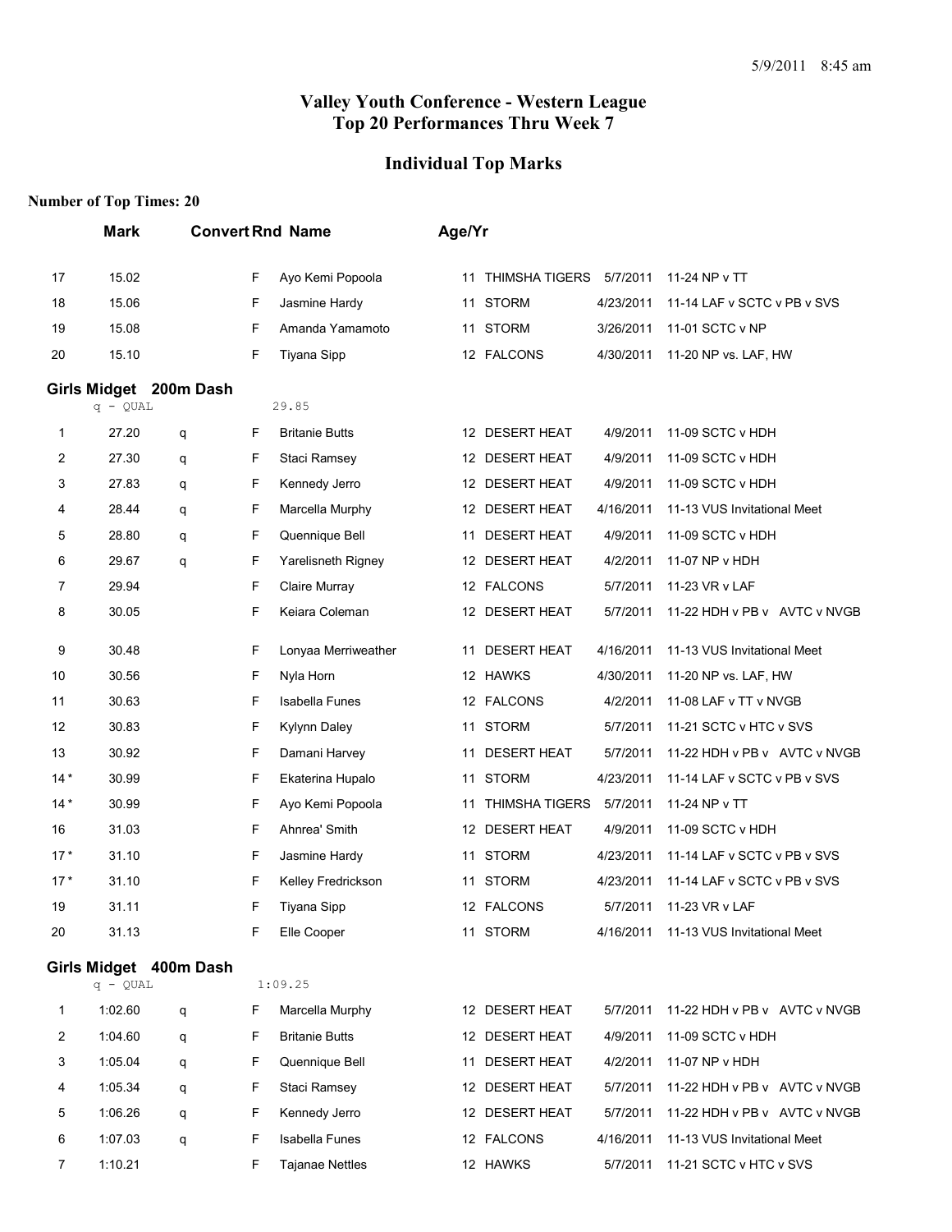# Valley Youth Conference - Western League
# Top 20 Performances Thru Week 7

## Individual Top Marks

**Number of Top Times: 20**

| | Mark | Convert | Rnd | Name | Age/Yr | Team | Date | Meet |
|---|---|---|---|---|---|---|---|---|
| 17 | 15.02 | | F | Ayo Kemi Popoola | 11 | THIMSHA TIGERS | 5/7/2011 | 11-24 NP v TT |
| 18 | 15.06 | | F | Jasmine Hardy | 11 | STORM | 4/23/2011 | 11-14 LAF v SCTC v PB v SVS |
| 19 | 15.08 | | F | Amanda Yamamoto | 11 | STORM | 3/26/2011 | 11-01 SCTC v NP |
| 20 | 15.10 | | F | Tiyana Sipp | 12 | FALCONS | 4/30/2011 | 11-20 NP vs. LAF, HW |

### Girls Midget 200m Dash

q - QUAL 29.85

| | Mark | Convert | Rnd | Name | Age/Yr | Team | Date | Meet |
|---|---|---|---|---|---|---|---|---|
| 1 | 27.20 | q | F | Britanie Butts | 12 | DESERT HEAT | 4/9/2011 | 11-09 SCTC v HDH |
| 2 | 27.30 | q | F | Staci Ramsey | 12 | DESERT HEAT | 4/9/2011 | 11-09 SCTC v HDH |
| 3 | 27.83 | q | F | Kennedy Jerro | 12 | DESERT HEAT | 4/9/2011 | 11-09 SCTC v HDH |
| 4 | 28.44 | q | F | Marcella Murphy | 12 | DESERT HEAT | 4/16/2011 | 11-13 VUS Invitational Meet |
| 5 | 28.80 | q | F | Quennique Bell | 11 | DESERT HEAT | 4/9/2011 | 11-09 SCTC v HDH |
| 6 | 29.67 | q | F | Yarelisneth Rigney | 12 | DESERT HEAT | 4/2/2011 | 11-07 NP v HDH |
| 7 | 29.94 | | F | Claire Murray | 12 | FALCONS | 5/7/2011 | 11-23 VR v LAF |
| 8 | 30.05 | | F | Keiara Coleman | 12 | DESERT HEAT | 5/7/2011 | 11-22 HDH v PB v AVTC v NVGB |
| 9 | 30.48 | | F | Lonyaa Merriweather | 11 | DESERT HEAT | 4/16/2011 | 11-13 VUS Invitational Meet |
| 10 | 30.56 | | F | Nyla Horn | 12 | HAWKS | 4/30/2011 | 11-20 NP vs. LAF, HW |
| 11 | 30.63 | | F | Isabella Funes | 12 | FALCONS | 4/2/2011 | 11-08 LAF v TT v NVGB |
| 12 | 30.83 | | F | Kylynn Daley | 11 | STORM | 5/7/2011 | 11-21 SCTC v HTC v SVS |
| 13 | 30.92 | | F | Damani Harvey | 11 | DESERT HEAT | 5/7/2011 | 11-22 HDH v PB v AVTC v NVGB |
| 14 * | 30.99 | | F | Ekaterina Hupalo | 11 | STORM | 4/23/2011 | 11-14 LAF v SCTC v PB v SVS |
| 14 * | 30.99 | | F | Ayo Kemi Popoola | 11 | THIMSHA TIGERS | 5/7/2011 | 11-24 NP v TT |
| 16 | 31.03 | | F | Ahnrea' Smith | 12 | DESERT HEAT | 4/9/2011 | 11-09 SCTC v HDH |
| 17 * | 31.10 | | F | Jasmine Hardy | 11 | STORM | 4/23/2011 | 11-14 LAF v SCTC v PB v SVS |
| 17 * | 31.10 | | F | Kelley Fredrickson | 11 | STORM | 4/23/2011 | 11-14 LAF v SCTC v PB v SVS |
| 19 | 31.11 | | F | Tiyana Sipp | 12 | FALCONS | 5/7/2011 | 11-23 VR v LAF |
| 20 | 31.13 | | F | Elle Cooper | 11 | STORM | 4/16/2011 | 11-13 VUS Invitational Meet |

### Girls Midget 400m Dash

q - QUAL 1:09.25

| | Mark | Convert | Rnd | Name | Age/Yr | Team | Date | Meet |
|---|---|---|---|---|---|---|---|---|
| 1 | 1:02.60 | q | F | Marcella Murphy | 12 | DESERT HEAT | 5/7/2011 | 11-22 HDH v PB v AVTC v NVGB |
| 2 | 1:04.60 | q | F | Britanie Butts | 12 | DESERT HEAT | 4/9/2011 | 11-09 SCTC v HDH |
| 3 | 1:05.04 | q | F | Quennique Bell | 11 | DESERT HEAT | 4/2/2011 | 11-07 NP v HDH |
| 4 | 1:05.34 | q | F | Staci Ramsey | 12 | DESERT HEAT | 5/7/2011 | 11-22 HDH v PB v AVTC v NVGB |
| 5 | 1:06.26 | q | F | Kennedy Jerro | 12 | DESERT HEAT | 5/7/2011 | 11-22 HDH v PB v AVTC v NVGB |
| 6 | 1:07.03 | q | F | Isabella Funes | 12 | FALCONS | 4/16/2011 | 11-13 VUS Invitational Meet |
| 7 | 1:10.21 | | F | Tajanae Nettles | 12 | HAWKS | 5/7/2011 | 11-21 SCTC v HTC v SVS |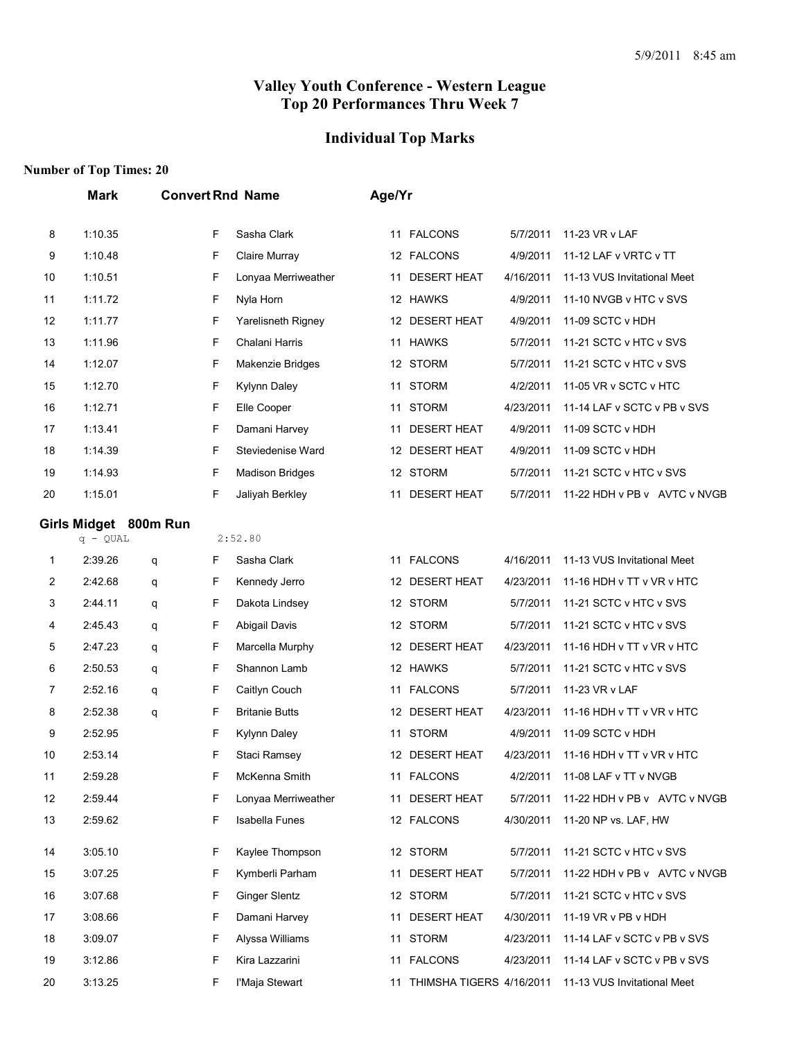5/9/2011 8:45 am

# Valley Youth Conference - Western League
# Top 20 Performances Thru Week 7

## Individual Top Marks

**Number of Top Times: 20**

| | Mark | Convert | Rnd | Name | Age/Yr | Team | Date | Meet |
|---|---|---|---|---|---|---|---|---|
| 8 | 1:10.35 | | F | Sasha Clark | 11 | FALCONS | 5/7/2011 | 11-23 VR v LAF |
| 9 | 1:10.48 | | F | Claire Murray | 12 | FALCONS | 4/9/2011 | 11-12 LAF v VRTC v TT |
| 10 | 1:10.51 | | F | Lonyaa Merriweather | 11 | DESERT HEAT | 4/16/2011 | 11-13 VUS Invitational Meet |
| 11 | 1:11.72 | | F | Nyla Horn | 12 | HAWKS | 4/9/2011 | 11-10 NVGB v HTC v SVS |
| 12 | 1:11.77 | | F | Yarelisneth Rigney | 12 | DESERT HEAT | 4/9/2011 | 11-09 SCTC v HDH |
| 13 | 1:11.96 | | F | Chalani Harris | 11 | HAWKS | 5/7/2011 | 11-21 SCTC v HTC v SVS |
| 14 | 1:12.07 | | F | Makenzie Bridges | 12 | STORM | 5/7/2011 | 11-21 SCTC v HTC v SVS |
| 15 | 1:12.70 | | F | Kylynn Daley | 11 | STORM | 4/2/2011 | 11-05 VR v SCTC v HTC |
| 16 | 1:12.71 | | F | Elle Cooper | 11 | STORM | 4/23/2011 | 11-14 LAF v SCTC v PB v SVS |
| 17 | 1:13.41 | | F | Damani Harvey | 11 | DESERT HEAT | 4/9/2011 | 11-09 SCTC v HDH |
| 18 | 1:14.39 | | F | Steviedenise Ward | 12 | DESERT HEAT | 4/9/2011 | 11-09 SCTC v HDH |
| 19 | 1:14.93 | | F | Madison Bridges | 12 | STORM | 5/7/2011 | 11-21 SCTC v HTC v SVS |
| 20 | 1:15.01 | | F | Jaliyah Berkley | 11 | DESERT HEAT | 5/7/2011 | 11-22 HDH v PB v AVTC v NVGB |

### Girls Midget 800m Run

q - QUAL 2:52.80

| | Mark | Convert | Rnd | Name | Age/Yr | Team | Date | Meet |
|---|---|---|---|---|---|---|---|---|
| 1 | 2:39.26 | q | F | Sasha Clark | 11 | FALCONS | 4/16/2011 | 11-13 VUS Invitational Meet |
| 2 | 2:42.68 | q | F | Kennedy Jerro | 12 | DESERT HEAT | 4/23/2011 | 11-16 HDH v TT v VR v HTC |
| 3 | 2:44.11 | q | F | Dakota Lindsey | 12 | STORM | 5/7/2011 | 11-21 SCTC v HTC v SVS |
| 4 | 2:45.43 | q | F | Abigail Davis | 12 | STORM | 5/7/2011 | 11-21 SCTC v HTC v SVS |
| 5 | 2:47.23 | q | F | Marcella Murphy | 12 | DESERT HEAT | 4/23/2011 | 11-16 HDH v TT v VR v HTC |
| 6 | 2:50.53 | q | F | Shannon Lamb | 12 | HAWKS | 5/7/2011 | 11-21 SCTC v HTC v SVS |
| 7 | 2:52.16 | q | F | Caitlyn Couch | 11 | FALCONS | 5/7/2011 | 11-23 VR v LAF |
| 8 | 2:52.38 | q | F | Britanie Butts | 12 | DESERT HEAT | 4/23/2011 | 11-16 HDH v TT v VR v HTC |
| 9 | 2:52.95 | | F | Kylynn Daley | 11 | STORM | 4/9/2011 | 11-09 SCTC v HDH |
| 10 | 2:53.14 | | F | Staci Ramsey | 12 | DESERT HEAT | 4/23/2011 | 11-16 HDH v TT v VR v HTC |
| 11 | 2:59.28 | | F | McKenna Smith | 11 | FALCONS | 4/2/2011 | 11-08 LAF v TT v NVGB |
| 12 | 2:59.44 | | F | Lonyaa Merriweather | 11 | DESERT HEAT | 5/7/2011 | 11-22 HDH v PB v AVTC v NVGB |
| 13 | 2:59.62 | | F | Isabella Funes | 12 | FALCONS | 4/30/2011 | 11-20 NP vs. LAF, HW |
| 14 | 3:05.10 | | F | Kaylee Thompson | 12 | STORM | 5/7/2011 | 11-21 SCTC v HTC v SVS |
| 15 | 3:07.25 | | F | Kymberli Parham | 11 | DESERT HEAT | 5/7/2011 | 11-22 HDH v PB v AVTC v NVGB |
| 16 | 3:07.68 | | F | Ginger Slentz | 12 | STORM | 5/7/2011 | 11-21 SCTC v HTC v SVS |
| 17 | 3:08.66 | | F | Damani Harvey | 11 | DESERT HEAT | 4/30/2011 | 11-19 VR v PB v HDH |
| 18 | 3:09.07 | | F | Alyssa Williams | 11 | STORM | 4/23/2011 | 11-14 LAF v SCTC v PB v SVS |
| 19 | 3:12.86 | | F | Kira Lazzarini | 11 | FALCONS | 4/23/2011 | 11-14 LAF v SCTC v PB v SVS |
| 20 | 3:13.25 | | F | I'Maja Stewart | 11 | THIMSHA TIGERS | 4/16/2011 | 11-13 VUS Invitational Meet |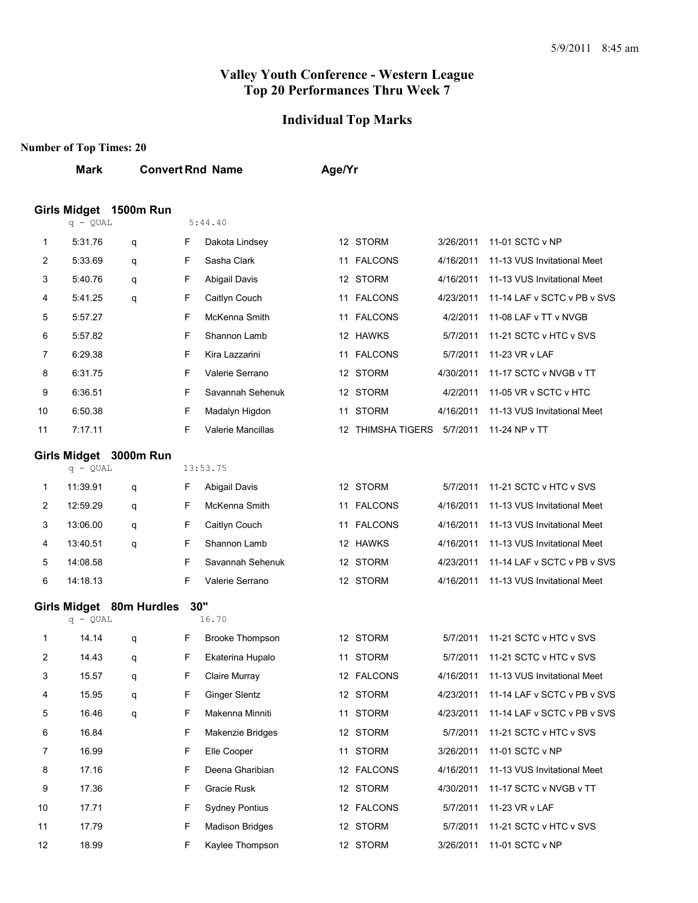5/9/2011 8:45 am

# Valley Youth Conference - Western League
# Top 20 Performances Thru Week 7

## Individual Top Marks

**Number of Top Times: 20**

### Girls Midget 1500m Run

q - QUAL 5:44.40

| | Mark | Convert | Rnd | Name | Age/Yr | Team | Date | Meet |
|---|---|---|---|---|---|---|---|---|
| 1 | 5:31.76 | q | F | Dakota Lindsey | 12 | STORM | 3/26/2011 | 11-01 SCTC v NP |
| 2 | 5:33.69 | q | F | Sasha Clark | 11 | FALCONS | 4/16/2011 | 11-13 VUS Invitational Meet |
| 3 | 5:40.76 | q | F | Abigail Davis | 12 | STORM | 4/16/2011 | 11-13 VUS Invitational Meet |
| 4 | 5:41.25 | q | F | Caitlyn Couch | 11 | FALCONS | 4/23/2011 | 11-14 LAF v SCTC v PB v SVS |
| 5 | 5:57.27 | | F | McKenna Smith | 11 | FALCONS | 4/2/2011 | 11-08 LAF v TT v NVGB |
| 6 | 5:57.82 | | F | Shannon Lamb | 12 | HAWKS | 5/7/2011 | 11-21 SCTC v HTC v SVS |
| 7 | 6:29.38 | | F | Kira Lazzarini | 11 | FALCONS | 5/7/2011 | 11-23 VR v LAF |
| 8 | 6:31.75 | | F | Valerie Serrano | 12 | STORM | 4/30/2011 | 11-17 SCTC v NVGB v TT |
| 9 | 6:36.51 | | F | Savannah Sehenuk | 12 | STORM | 4/2/2011 | 11-05 VR v SCTC v HTC |
| 10 | 6:50.38 | | F | Madalyn Higdon | 11 | STORM | 4/16/2011 | 11-13 VUS Invitational Meet |
| 11 | 7:17.11 | | F | Valerie Mancillas | 12 | THIMSHA TIGERS | 5/7/2011 | 11-24 NP v TT |

### Girls Midget 3000m Run

q - QUAL 13:53.75

| | Mark | Convert | Rnd | Name | Age/Yr | Team | Date | Meet |
|---|---|---|---|---|---|---|---|---|
| 1 | 11:39.91 | q | F | Abigail Davis | 12 | STORM | 5/7/2011 | 11-21 SCTC v HTC v SVS |
| 2 | 12:59.29 | q | F | McKenna Smith | 11 | FALCONS | 4/16/2011 | 11-13 VUS Invitational Meet |
| 3 | 13:06.00 | q | F | Caitlyn Couch | 11 | FALCONS | 4/16/2011 | 11-13 VUS Invitational Meet |
| 4 | 13:40.51 | q | F | Shannon Lamb | 12 | HAWKS | 4/16/2011 | 11-13 VUS Invitational Meet |
| 5 | 14:08.58 | | F | Savannah Sehenuk | 12 | STORM | 4/23/2011 | 11-14 LAF v SCTC v PB v SVS |
| 6 | 14:18.13 | | F | Valerie Serrano | 12 | STORM | 4/16/2011 | 11-13 VUS Invitational Meet |

### Girls Midget 80m Hurdles 30"

q - QUAL 16.70

| | Mark | Convert | Rnd | Name | Age/Yr | Team | Date | Meet |
|---|---|---|---|---|---|---|---|---|
| 1 | 14.14 | q | F | Brooke Thompson | 12 | STORM | 5/7/2011 | 11-21 SCTC v HTC v SVS |
| 2 | 14.43 | q | F | Ekaterina Hupalo | 11 | STORM | 5/7/2011 | 11-21 SCTC v HTC v SVS |
| 3 | 15.57 | q | F | Claire Murray | 12 | FALCONS | 4/16/2011 | 11-13 VUS Invitational Meet |
| 4 | 15.95 | q | F | Ginger Slentz | 12 | STORM | 4/23/2011 | 11-14 LAF v SCTC v PB v SVS |
| 5 | 16.46 | q | F | Makenna Minniti | 11 | STORM | 4/23/2011 | 11-14 LAF v SCTC v PB v SVS |
| 6 | 16.84 | | F | Makenzie Bridges | 12 | STORM | 5/7/2011 | 11-21 SCTC v HTC v SVS |
| 7 | 16.99 | | F | Elle Cooper | 11 | STORM | 3/26/2011 | 11-01 SCTC v NP |
| 8 | 17.16 | | F | Deena Gharibian | 12 | FALCONS | 4/16/2011 | 11-13 VUS Invitational Meet |
| 9 | 17.36 | | F | Gracie Rusk | 12 | STORM | 4/30/2011 | 11-17 SCTC v NVGB v TT |
| 10 | 17.71 | | F | Sydney Pontius | 12 | FALCONS | 5/7/2011 | 11-23 VR v LAF |
| 11 | 17.79 | | F | Madison Bridges | 12 | STORM | 5/7/2011 | 11-21 SCTC v HTC v SVS |
| 12 | 18.99 | | F | Kaylee Thompson | 12 | STORM | 3/26/2011 | 11-01 SCTC v NP |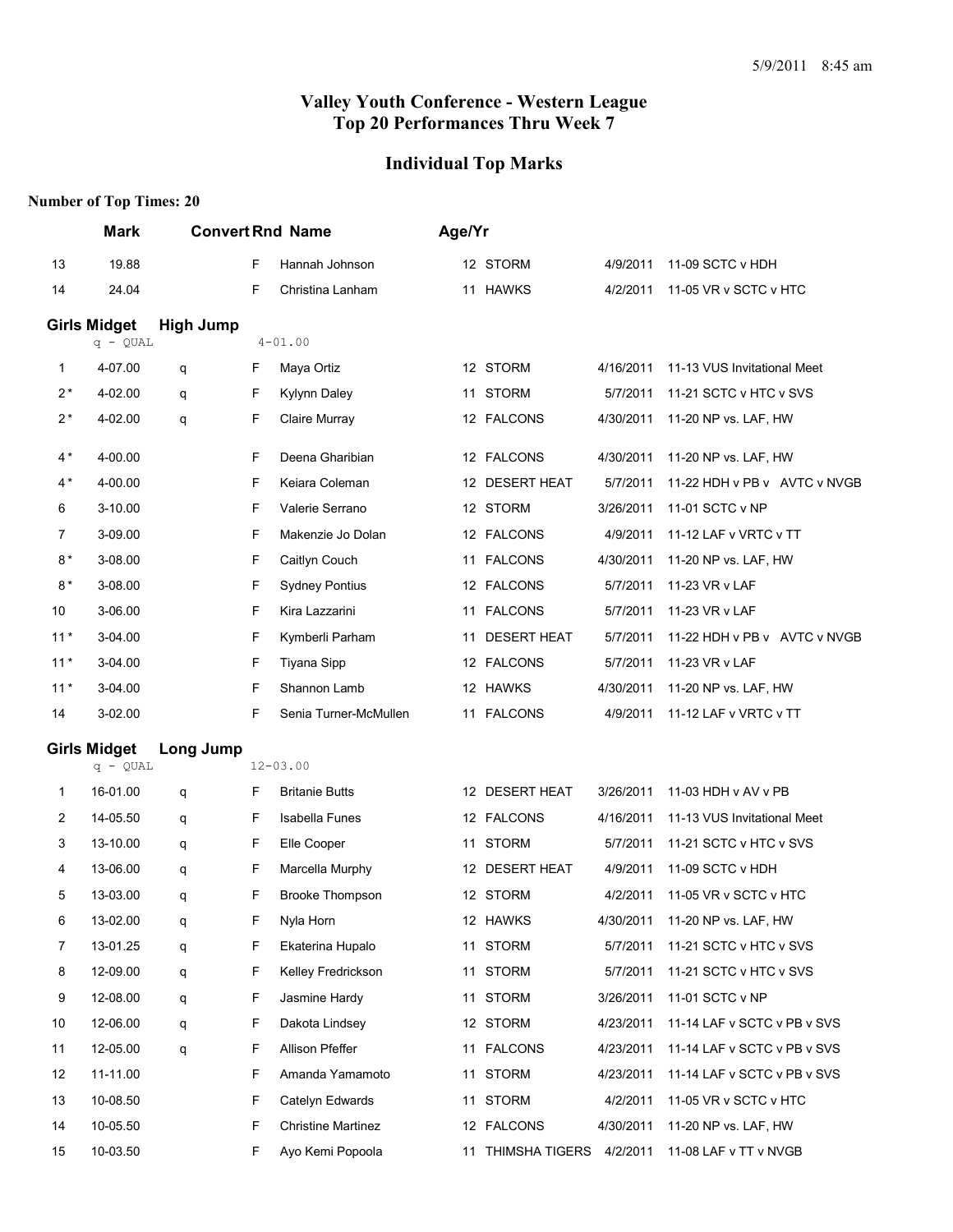5/9/2011 8:45 am

# Valley Youth Conference - Western League
## Top 20 Performances Thru Week 7

## Individual Top Marks

**Number of Top Times: 20**

| | Mark | Convert | Rnd | Name | Age/Yr | Team | Date | Meet |
|---|---|---|---|---|---|---|---|---|
| 13 | 19.88 | | F | Hannah Johnson | 12 | STORM | 4/9/2011 | 11-09 SCTC v HDH |
| 14 | 24.04 | | F | Christina Lanham | 11 | HAWKS | 4/2/2011 | 11-05 VR v SCTC v HTC |

### Girls Midget High Jump

q - QUAL 4-01.00

| | Mark | Convert | Rnd | Name | Age/Yr | Team | Date | Meet |
|---|---|---|---|---|---|---|---|---|
| 1 | 4-07.00 | q | F | Maya Ortiz | 12 | STORM | 4/16/2011 | 11-13 VUS Invitational Meet |
| 2* | 4-02.00 | q | F | Kylynn Daley | 11 | STORM | 5/7/2011 | 11-21 SCTC v HTC v SVS |
| 2* | 4-02.00 | q | F | Claire Murray | 12 | FALCONS | 4/30/2011 | 11-20 NP vs. LAF, HW |
| 4* | 4-00.00 | | F | Deena Gharibian | 12 | FALCONS | 4/30/2011 | 11-20 NP vs. LAF, HW |
| 4* | 4-00.00 | | F | Keiara Coleman | 12 | DESERT HEAT | 5/7/2011 | 11-22 HDH v PB v AVTC v NVGB |
| 6 | 3-10.00 | | F | Valerie Serrano | 12 | STORM | 3/26/2011 | 11-01 SCTC v NP |
| 7 | 3-09.00 | | F | Makenzie Jo Dolan | 12 | FALCONS | 4/9/2011 | 11-12 LAF v VRTC v TT |
| 8* | 3-08.00 | | F | Caitlyn Couch | 11 | FALCONS | 4/30/2011 | 11-20 NP vs. LAF, HW |
| 8* | 3-08.00 | | F | Sydney Pontius | 12 | FALCONS | 5/7/2011 | 11-23 VR v LAF |
| 10 | 3-06.00 | | F | Kira Lazzarini | 11 | FALCONS | 5/7/2011 | 11-23 VR v LAF |
| 11* | 3-04.00 | | F | Kymberli Parham | 11 | DESERT HEAT | 5/7/2011 | 11-22 HDH v PB v AVTC v NVGB |
| 11* | 3-04.00 | | F | Tiyana Sipp | 12 | FALCONS | 5/7/2011 | 11-23 VR v LAF |
| 11* | 3-04.00 | | F | Shannon Lamb | 12 | HAWKS | 4/30/2011 | 11-20 NP vs. LAF, HW |
| 14 | 3-02.00 | | F | Senia Turner-McMullen | 11 | FALCONS | 4/9/2011 | 11-12 LAF v VRTC v TT |

### Girls Midget Long Jump

q - QUAL 12-03.00

| | Mark | Convert | Rnd | Name | Age/Yr | Team | Date | Meet |
|---|---|---|---|---|---|---|---|---|
| 1 | 16-01.00 | q | F | Britanie Butts | 12 | DESERT HEAT | 3/26/2011 | 11-03 HDH v AV v PB |
| 2 | 14-05.50 | q | F | Isabella Funes | 12 | FALCONS | 4/16/2011 | 11-13 VUS Invitational Meet |
| 3 | 13-10.00 | q | F | Elle Cooper | 11 | STORM | 5/7/2011 | 11-21 SCTC v HTC v SVS |
| 4 | 13-06.00 | q | F | Marcella Murphy | 12 | DESERT HEAT | 4/9/2011 | 11-09 SCTC v HDH |
| 5 | 13-03.00 | q | F | Brooke Thompson | 12 | STORM | 4/2/2011 | 11-05 VR v SCTC v HTC |
| 6 | 13-02.00 | q | F | Nyla Horn | 12 | HAWKS | 4/30/2011 | 11-20 NP vs. LAF, HW |
| 7 | 13-01.25 | q | F | Ekaterina Hupalo | 11 | STORM | 5/7/2011 | 11-21 SCTC v HTC v SVS |
| 8 | 12-09.00 | q | F | Kelley Fredrickson | 11 | STORM | 5/7/2011 | 11-21 SCTC v HTC v SVS |
| 9 | 12-08.00 | q | F | Jasmine Hardy | 11 | STORM | 3/26/2011 | 11-01 SCTC v NP |
| 10 | 12-06.00 | q | F | Dakota Lindsey | 12 | STORM | 4/23/2011 | 11-14 LAF v SCTC v PB v SVS |
| 11 | 12-05.00 | q | F | Allison Pfeffer | 11 | FALCONS | 4/23/2011 | 11-14 LAF v SCTC v PB v SVS |
| 12 | 11-11.00 | | F | Amanda Yamamoto | 11 | STORM | 4/23/2011 | 11-14 LAF v SCTC v PB v SVS |
| 13 | 10-08.50 | | F | Catelyn Edwards | 11 | STORM | 4/2/2011 | 11-05 VR v SCTC v HTC |
| 14 | 10-05.50 | | F | Christine Martinez | 12 | FALCONS | 4/30/2011 | 11-20 NP vs. LAF, HW |
| 15 | 10-03.50 | | F | Ayo Kemi Popoola | 11 | THIMSHA TIGERS | 4/2/2011 | 11-08 LAF v TT v NVGB |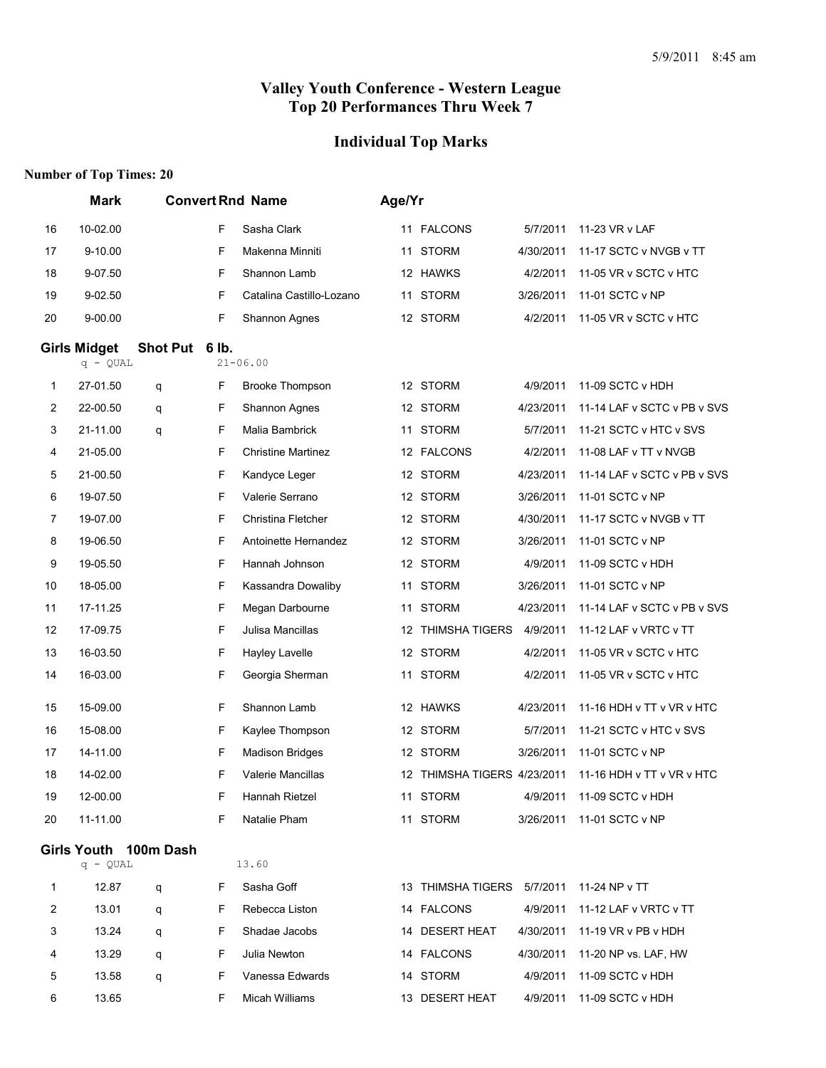# Valley Youth Conference - Western League
# Top 20 Performances Thru Week 7

## Individual Top Marks

**Number of Top Times: 20**

| | Mark | Convert | Rnd | Name | Age/Yr | Team | Date | Meet |
|---|---|---|---|---|---|---|---|---|
| 16 | 10-02.00 | | F | Sasha Clark | 11 | FALCONS | 5/7/2011 | 11-23 VR v LAF |
| 17 | 9-10.00 | | F | Makenna Minniti | 11 | STORM | 4/30/2011 | 11-17 SCTC v NVGB v TT |
| 18 | 9-07.50 | | F | Shannon Lamb | 12 | HAWKS | 4/2/2011 | 11-05 VR v SCTC v HTC |
| 19 | 9-02.50 | | F | Catalina Castillo-Lozano | 11 | STORM | 3/26/2011 | 11-01 SCTC v NP |
| 20 | 9-00.00 | | F | Shannon Agnes | 12 | STORM | 4/2/2011 | 11-05 VR v SCTC v HTC |

### Girls Midget Shot Put 6 lb.

q - QUAL 21-06.00

| | Mark | Convert | Rnd | Name | Age/Yr | Team | Date | Meet |
|---|---|---|---|---|---|---|---|---|
| 1 | 27-01.50 | q | F | Brooke Thompson | 12 | STORM | 4/9/2011 | 11-09 SCTC v HDH |
| 2 | 22-00.50 | q | F | Shannon Agnes | 12 | STORM | 4/23/2011 | 11-14 LAF v SCTC v PB v SVS |
| 3 | 21-11.00 | q | F | Malia Bambrick | 11 | STORM | 5/7/2011 | 11-21 SCTC v HTC v SVS |
| 4 | 21-05.00 | | F | Christine Martinez | 12 | FALCONS | 4/2/2011 | 11-08 LAF v TT v NVGB |
| 5 | 21-00.50 | | F | Kandyce Leger | 12 | STORM | 4/23/2011 | 11-14 LAF v SCTC v PB v SVS |
| 6 | 19-07.50 | | F | Valerie Serrano | 12 | STORM | 3/26/2011 | 11-01 SCTC v NP |
| 7 | 19-07.00 | | F | Christina Fletcher | 12 | STORM | 4/30/2011 | 11-17 SCTC v NVGB v TT |
| 8 | 19-06.50 | | F | Antoinette Hernandez | 12 | STORM | 3/26/2011 | 11-01 SCTC v NP |
| 9 | 19-05.50 | | F | Hannah Johnson | 12 | STORM | 4/9/2011 | 11-09 SCTC v HDH |
| 10 | 18-05.00 | | F | Kassandra Dowaliby | 11 | STORM | 3/26/2011 | 11-01 SCTC v NP |
| 11 | 17-11.25 | | F | Megan Darbourne | 11 | STORM | 4/23/2011 | 11-14 LAF v SCTC v PB v SVS |
| 12 | 17-09.75 | | F | Julisa Mancillas | 12 | THIMSHA TIGERS | 4/9/2011 | 11-12 LAF v VRTC v TT |
| 13 | 16-03.50 | | F | Hayley Lavelle | 12 | STORM | 4/2/2011 | 11-05 VR v SCTC v HTC |
| 14 | 16-03.00 | | F | Georgia Sherman | 11 | STORM | 4/2/2011 | 11-05 VR v SCTC v HTC |
| 15 | 15-09.00 | | F | Shannon Lamb | 12 | HAWKS | 4/23/2011 | 11-16 HDH v TT v VR v HTC |
| 16 | 15-08.00 | | F | Kaylee Thompson | 12 | STORM | 5/7/2011 | 11-21 SCTC v HTC v SVS |
| 17 | 14-11.00 | | F | Madison Bridges | 12 | STORM | 3/26/2011 | 11-01 SCTC v NP |
| 18 | 14-02.00 | | F | Valerie Mancillas | 12 | THIMSHA TIGERS | 4/23/2011 | 11-16 HDH v TT v VR v HTC |
| 19 | 12-00.00 | | F | Hannah Rietzel | 11 | STORM | 4/9/2011 | 11-09 SCTC v HDH |
| 20 | 11-11.00 | | F | Natalie Pham | 11 | STORM | 3/26/2011 | 11-01 SCTC v NP |

### Girls Youth 100m Dash

q - QUAL 13.60

| | Mark | Convert | Rnd | Name | Age/Yr | Team | Date | Meet |
|---|---|---|---|---|---|---|---|---|
| 1 | 12.87 | q | F | Sasha Goff | 13 | THIMSHA TIGERS | 5/7/2011 | 11-24 NP v TT |
| 2 | 13.01 | q | F | Rebecca Liston | 14 | FALCONS | 4/9/2011 | 11-12 LAF v VRTC v TT |
| 3 | 13.24 | q | F | Shadae Jacobs | 14 | DESERT HEAT | 4/30/2011 | 11-19 VR v PB v HDH |
| 4 | 13.29 | q | F | Julia Newton | 14 | FALCONS | 4/30/2011 | 11-20 NP vs. LAF, HW |
| 5 | 13.58 | q | F | Vanessa Edwards | 14 | STORM | 4/9/2011 | 11-09 SCTC v HDH |
| 6 | 13.65 | | F | Micah Williams | 13 | DESERT HEAT | 4/9/2011 | 11-09 SCTC v HDH |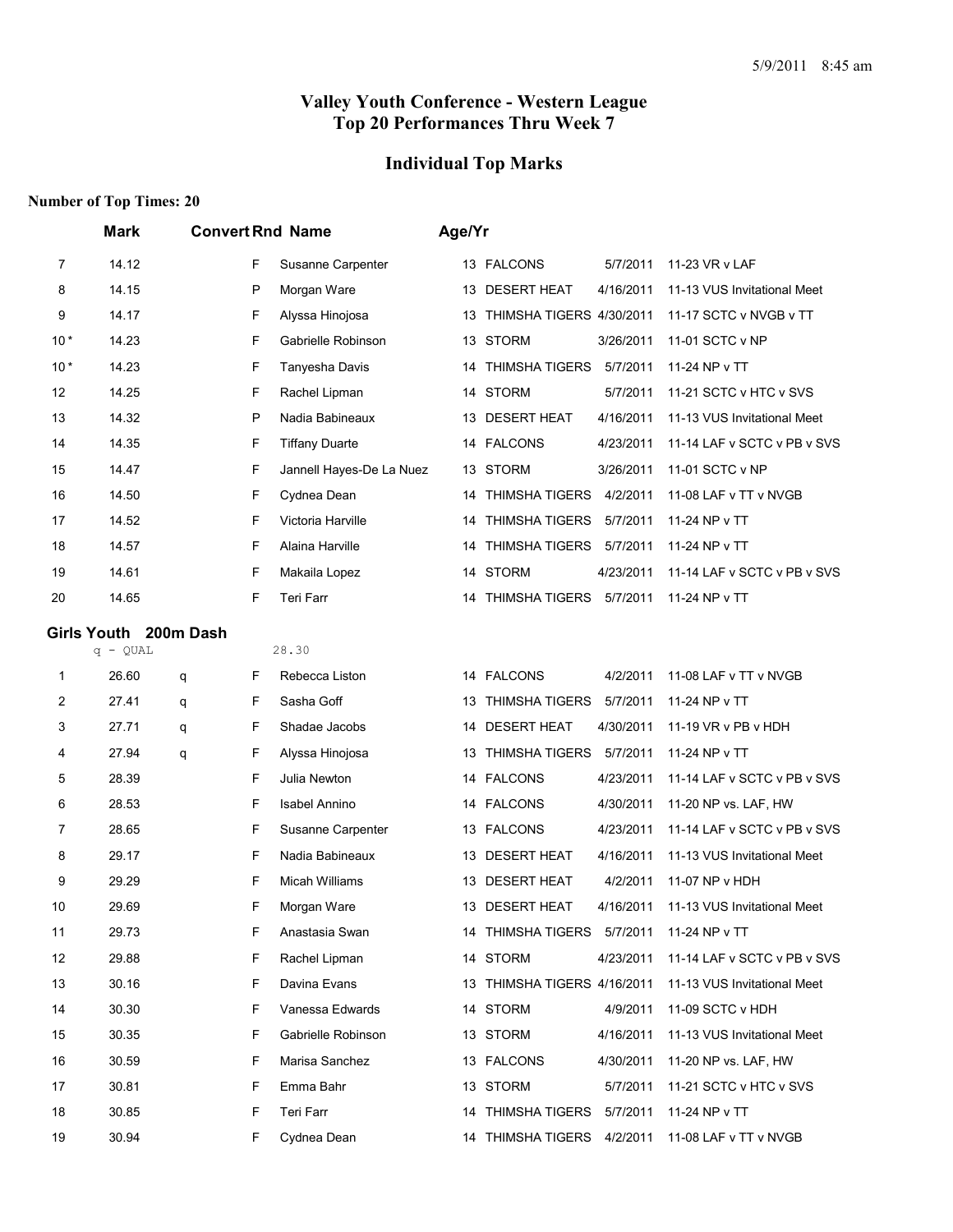# Valley Youth Conference - Western League
# Top 20 Performances Thru Week 7

## Individual Top Marks

**Number of Top Times: 20**

| | Mark | Convert | Rnd | Name | Age/Yr | Team | Date | Meet |
|---|---|---|---|---|---|---|---|---|
| 7 | 14.12 | | F | Susanne Carpenter | 13 | FALCONS | 5/7/2011 | 11-23 VR v LAF |
| 8 | 14.15 | | P | Morgan Ware | 13 | DESERT HEAT | 4/16/2011 | 11-13 VUS Invitational Meet |
| 9 | 14.17 | | F | Alyssa Hinojosa | 13 | THIMSHA TIGERS | 4/30/2011 | 11-17 SCTC v NVGB v TT |
| 10 * | 14.23 | | F | Gabrielle Robinson | 13 | STORM | 3/26/2011 | 11-01 SCTC v NP |
| 10 * | 14.23 | | F | Tanyesha Davis | 14 | THIMSHA TIGERS | 5/7/2011 | 11-24 NP v TT |
| 12 | 14.25 | | F | Rachel Lipman | 14 | STORM | 5/7/2011 | 11-21 SCTC v HTC v SVS |
| 13 | 14.32 | | P | Nadia Babineaux | 13 | DESERT HEAT | 4/16/2011 | 11-13 VUS Invitational Meet |
| 14 | 14.35 | | F | Tiffany Duarte | 14 | FALCONS | 4/23/2011 | 11-14 LAF v SCTC v PB v SVS |
| 15 | 14.47 | | F | Jannell Hayes-De La Nuez | 13 | STORM | 3/26/2011 | 11-01 SCTC v NP |
| 16 | 14.50 | | F | Cydnea Dean | 14 | THIMSHA TIGERS | 4/2/2011 | 11-08 LAF v TT v NVGB |
| 17 | 14.52 | | F | Victoria Harville | 14 | THIMSHA TIGERS | 5/7/2011 | 11-24 NP v TT |
| 18 | 14.57 | | F | Alaina Harville | 14 | THIMSHA TIGERS | 5/7/2011 | 11-24 NP v TT |
| 19 | 14.61 | | F | Makaila Lopez | 14 | STORM | 4/23/2011 | 11-14 LAF v SCTC v PB v SVS |
| 20 | 14.65 | | F | Teri Farr | 14 | THIMSHA TIGERS | 5/7/2011 | 11-24 NP v TT |

### Girls Youth 200m Dash

q - QUAL 28.30

| | Mark | Convert | Rnd | Name | Age/Yr | Team | Date | Meet |
|---|---|---|---|---|---|---|---|---|
| 1 | 26.60 | q | F | Rebecca Liston | 14 | FALCONS | 4/2/2011 | 11-08 LAF v TT v NVGB |
| 2 | 27.41 | q | F | Sasha Goff | 13 | THIMSHA TIGERS | 5/7/2011 | 11-24 NP v TT |
| 3 | 27.71 | q | F | Shadae Jacobs | 14 | DESERT HEAT | 4/30/2011 | 11-19 VR v PB v HDH |
| 4 | 27.94 | q | F | Alyssa Hinojosa | 13 | THIMSHA TIGERS | 5/7/2011 | 11-24 NP v TT |
| 5 | 28.39 | | F | Julia Newton | 14 | FALCONS | 4/23/2011 | 11-14 LAF v SCTC v PB v SVS |
| 6 | 28.53 | | F | Isabel Annino | 14 | FALCONS | 4/30/2011 | 11-20 NP vs. LAF, HW |
| 7 | 28.65 | | F | Susanne Carpenter | 13 | FALCONS | 4/23/2011 | 11-14 LAF v SCTC v PB v SVS |
| 8 | 29.17 | | F | Nadia Babineaux | 13 | DESERT HEAT | 4/16/2011 | 11-13 VUS Invitational Meet |
| 9 | 29.29 | | F | Micah Williams | 13 | DESERT HEAT | 4/2/2011 | 11-07 NP v HDH |
| 10 | 29.69 | | F | Morgan Ware | 13 | DESERT HEAT | 4/16/2011 | 11-13 VUS Invitational Meet |
| 11 | 29.73 | | F | Anastasia Swan | 14 | THIMSHA TIGERS | 5/7/2011 | 11-24 NP v TT |
| 12 | 29.88 | | F | Rachel Lipman | 14 | STORM | 4/23/2011 | 11-14 LAF v SCTC v PB v SVS |
| 13 | 30.16 | | F | Davina Evans | 13 | THIMSHA TIGERS | 4/16/2011 | 11-13 VUS Invitational Meet |
| 14 | 30.30 | | F | Vanessa Edwards | 14 | STORM | 4/9/2011 | 11-09 SCTC v HDH |
| 15 | 30.35 | | F | Gabrielle Robinson | 13 | STORM | 4/16/2011 | 11-13 VUS Invitational Meet |
| 16 | 30.59 | | F | Marisa Sanchez | 13 | FALCONS | 4/30/2011 | 11-20 NP vs. LAF, HW |
| 17 | 30.81 | | F | Emma Bahr | 13 | STORM | 5/7/2011 | 11-21 SCTC v HTC v SVS |
| 18 | 30.85 | | F | Teri Farr | 14 | THIMSHA TIGERS | 5/7/2011 | 11-24 NP v TT |
| 19 | 30.94 | | F | Cydnea Dean | 14 | THIMSHA TIGERS | 4/2/2011 | 11-08 LAF v TT v NVGB |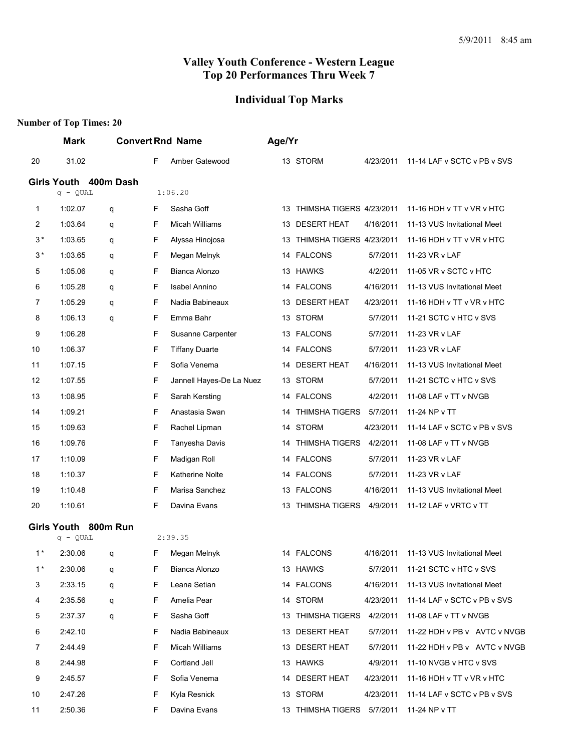5/9/2011 8:45 am

# Valley Youth Conference - Western League
# Top 20 Performances Thru Week 7

## Individual Top Marks

**Number of Top Times: 20**

| | Mark | Convert | Rnd | Name | Age/Yr | Team | Date | Meet |
|---|---|---|---|---|---|---|---|---|
| 20 | 31.02 | | F | Amber Gatewood | 13 | STORM | 4/23/2011 | 11-14 LAF v SCTC v PB v SVS |

### Girls Youth 400m Dash

q - QUAL 1:06.20

| | Mark | Convert | Rnd | Name | Age/Yr | Team | Date | Meet |
|---|---|---|---|---|---|---|---|---|
| 1 | 1:02.07 | q | F | Sasha Goff | 13 | THIMSHA TIGERS | 4/23/2011 | 11-16 HDH v TT v VR v HTC |
| 2 | 1:03.64 | q | F | Micah Williams | 13 | DESERT HEAT | 4/16/2011 | 11-13 VUS Invitational Meet |
| 3* | 1:03.65 | q | F | Alyssa Hinojosa | 13 | THIMSHA TIGERS | 4/23/2011 | 11-16 HDH v TT v VR v HTC |
| 3* | 1:03.65 | q | F | Megan Melnyk | 14 | FALCONS | 5/7/2011 | 11-23 VR v LAF |
| 5 | 1:05.06 | q | F | Bianca Alonzo | 13 | HAWKS | 4/2/2011 | 11-05 VR v SCTC v HTC |
| 6 | 1:05.28 | q | F | Isabel Annino | 14 | FALCONS | 4/16/2011 | 11-13 VUS Invitational Meet |
| 7 | 1:05.29 | q | F | Nadia Babineaux | 13 | DESERT HEAT | 4/23/2011 | 11-16 HDH v TT v VR v HTC |
| 8 | 1:06.13 | q | F | Emma Bahr | 13 | STORM | 5/7/2011 | 11-21 SCTC v HTC v SVS |
| 9 | 1:06.28 | | F | Susanne Carpenter | 13 | FALCONS | 5/7/2011 | 11-23 VR v LAF |
| 10 | 1:06.37 | | F | Tiffany Duarte | 14 | FALCONS | 5/7/2011 | 11-23 VR v LAF |
| 11 | 1:07.15 | | F | Sofia Venema | 14 | DESERT HEAT | 4/16/2011 | 11-13 VUS Invitational Meet |
| 12 | 1:07.55 | | F | Jannell Hayes-De La Nuez | 13 | STORM | 5/7/2011 | 11-21 SCTC v HTC v SVS |
| 13 | 1:08.95 | | F | Sarah Kersting | 14 | FALCONS | 4/2/2011 | 11-08 LAF v TT v NVGB |
| 14 | 1:09.21 | | F | Anastasia Swan | 14 | THIMSHA TIGERS | 5/7/2011 | 11-24 NP v TT |
| 15 | 1:09.63 | | F | Rachel Lipman | 14 | STORM | 4/23/2011 | 11-14 LAF v SCTC v PB v SVS |
| 16 | 1:09.76 | | F | Tanyesha Davis | 14 | THIMSHA TIGERS | 4/2/2011 | 11-08 LAF v TT v NVGB |
| 17 | 1:10.09 | | F | Madigan Roll | 14 | FALCONS | 5/7/2011 | 11-23 VR v LAF |
| 18 | 1:10.37 | | F | Katherine Nolte | 14 | FALCONS | 5/7/2011 | 11-23 VR v LAF |
| 19 | 1:10.48 | | F | Marisa Sanchez | 13 | FALCONS | 4/16/2011 | 11-13 VUS Invitational Meet |
| 20 | 1:10.61 | | F | Davina Evans | 13 | THIMSHA TIGERS | 4/9/2011 | 11-12 LAF v VRTC v TT |

### Girls Youth 800m Run

q - QUAL 2:39.35

| | Mark | Convert | Rnd | Name | Age/Yr | Team | Date | Meet |
|---|---|---|---|---|---|---|---|---|
| 1* | 2:30.06 | q | F | Megan Melnyk | 14 | FALCONS | 4/16/2011 | 11-13 VUS Invitational Meet |
| 1* | 2:30.06 | q | F | Bianca Alonzo | 13 | HAWKS | 5/7/2011 | 11-21 SCTC v HTC v SVS |
| 3 | 2:33.15 | q | F | Leana Setian | 14 | FALCONS | 4/16/2011 | 11-13 VUS Invitational Meet |
| 4 | 2:35.56 | q | F | Amelia Pear | 14 | STORM | 4/23/2011 | 11-14 LAF v SCTC v PB v SVS |
| 5 | 2:37.37 | q | F | Sasha Goff | 13 | THIMSHA TIGERS | 4/2/2011 | 11-08 LAF v TT v NVGB |
| 6 | 2:42.10 | | F | Nadia Babineaux | 13 | DESERT HEAT | 5/7/2011 | 11-22 HDH v PB v AVTC v NVGB |
| 7 | 2:44.49 | | F | Micah Williams | 13 | DESERT HEAT | 5/7/2011 | 11-22 HDH v PB v AVTC v NVGB |
| 8 | 2:44.98 | | F | Cortland Jell | 13 | HAWKS | 4/9/2011 | 11-10 NVGB v HTC v SVS |
| 9 | 2:45.57 | | F | Sofia Venema | 14 | DESERT HEAT | 4/23/2011 | 11-16 HDH v TT v VR v HTC |
| 10 | 2:47.26 | | F | Kyla Resnick | 13 | STORM | 4/23/2011 | 11-14 LAF v SCTC v PB v SVS |
| 11 | 2:50.36 | | F | Davina Evans | 13 | THIMSHA TIGERS | 5/7/2011 | 11-24 NP v TT |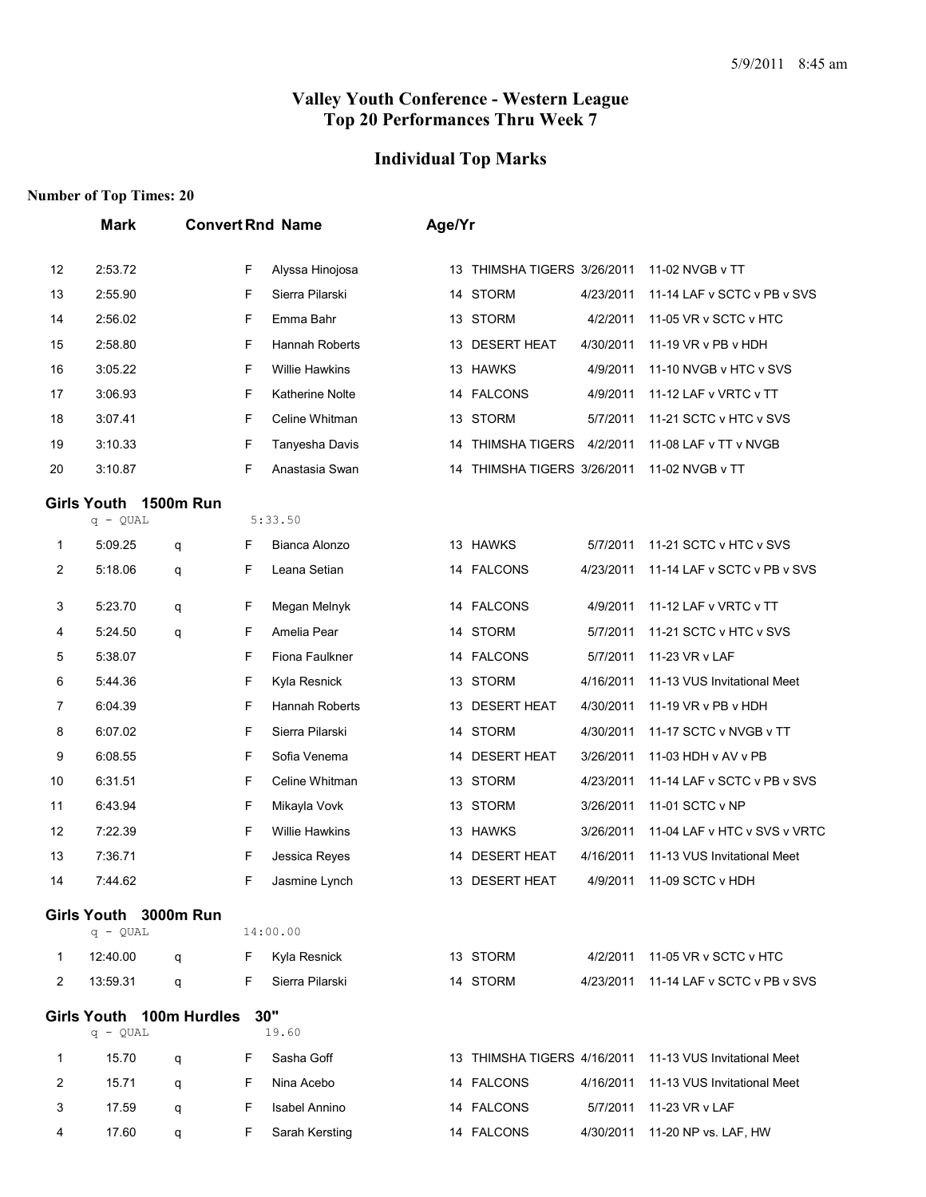5/9/2011 8:45 am

# Valley Youth Conference - Western League
## Top 20 Performances Thru Week 7

## Individual Top Marks

**Number of Top Times: 20**

| | Mark | Convert | Rnd | Name | Age/Yr | Team | Date | Meet |
|---|---|---|---|---|---|---|---|---|
| 12 | 2:53.72 | | F | Alyssa Hinojosa | 13 | THIMSHA TIGERS | 3/26/2011 | 11-02 NVGB v TT |
| 13 | 2:55.90 | | F | Sierra Pilarski | 14 | STORM | 4/23/2011 | 11-14 LAF v SCTC v PB v SVS |
| 14 | 2:56.02 | | F | Emma Bahr | 13 | STORM | 4/2/2011 | 11-05 VR v SCTC v HTC |
| 15 | 2:58.80 | | F | Hannah Roberts | 13 | DESERT HEAT | 4/30/2011 | 11-19 VR v PB v HDH |
| 16 | 3:05.22 | | F | Willie Hawkins | 13 | HAWKS | 4/9/2011 | 11-10 NVGB v HTC v SVS |
| 17 | 3:06.93 | | F | Katherine Nolte | 14 | FALCONS | 4/9/2011 | 11-12 LAF v VRTC v TT |
| 18 | 3:07.41 | | F | Celine Whitman | 13 | STORM | 5/7/2011 | 11-21 SCTC v HTC v SVS |
| 19 | 3:10.33 | | F | Tanyesha Davis | 14 | THIMSHA TIGERS | 4/2/2011 | 11-08 LAF v TT v NVGB |
| 20 | 3:10.87 | | F | Anastasia Swan | 14 | THIMSHA TIGERS | 3/26/2011 | 11-02 NVGB v TT |

### Girls Youth 1500m Run

q - QUAL 5:33.50

| | Mark | Convert | Rnd | Name | Age/Yr | Team | Date | Meet |
|---|---|---|---|---|---|---|---|---|
| 1 | 5:09.25 | q | F | Bianca Alonzo | 13 | HAWKS | 5/7/2011 | 11-21 SCTC v HTC v SVS |
| 2 | 5:18.06 | q | F | Leana Setian | 14 | FALCONS | 4/23/2011 | 11-14 LAF v SCTC v PB v SVS |
| 3 | 5:23.70 | q | F | Megan Melnyk | 14 | FALCONS | 4/9/2011 | 11-12 LAF v VRTC v TT |
| 4 | 5:24.50 | q | F | Amelia Pear | 14 | STORM | 5/7/2011 | 11-21 SCTC v HTC v SVS |
| 5 | 5:38.07 | | F | Fiona Faulkner | 14 | FALCONS | 5/7/2011 | 11-23 VR v LAF |
| 6 | 5:44.36 | | F | Kyla Resnick | 13 | STORM | 4/16/2011 | 11-13 VUS Invitational Meet |
| 7 | 6:04.39 | | F | Hannah Roberts | 13 | DESERT HEAT | 4/30/2011 | 11-19 VR v PB v HDH |
| 8 | 6:07.02 | | F | Sierra Pilarski | 14 | STORM | 4/30/2011 | 11-17 SCTC v NVGB v TT |
| 9 | 6:08.55 | | F | Sofia Venema | 14 | DESERT HEAT | 3/26/2011 | 11-03 HDH v AV v PB |
| 10 | 6:31.51 | | F | Celine Whitman | 13 | STORM | 4/23/2011 | 11-14 LAF v SCTC v PB v SVS |
| 11 | 6:43.94 | | F | Mikayla Vovk | 13 | STORM | 3/26/2011 | 11-01 SCTC v NP |
| 12 | 7:22.39 | | F | Willie Hawkins | 13 | HAWKS | 3/26/2011 | 11-04 LAF v HTC v SVS v VRTC |
| 13 | 7:36.71 | | F | Jessica Reyes | 14 | DESERT HEAT | 4/16/2011 | 11-13 VUS Invitational Meet |
| 14 | 7:44.62 | | F | Jasmine Lynch | 13 | DESERT HEAT | 4/9/2011 | 11-09 SCTC v HDH |

### Girls Youth 3000m Run

q - QUAL 14:00.00

| | Mark | Convert | Rnd | Name | Age/Yr | Team | Date | Meet |
|---|---|---|---|---|---|---|---|---|
| 1 | 12:40.00 | q | F | Kyla Resnick | 13 | STORM | 4/2/2011 | 11-05 VR v SCTC v HTC |
| 2 | 13:59.31 | q | F | Sierra Pilarski | 14 | STORM | 4/23/2011 | 11-14 LAF v SCTC v PB v SVS |

### Girls Youth 100m Hurdles 30"

q - QUAL 19.60

| | Mark | Convert | Rnd | Name | Age/Yr | Team | Date | Meet |
|---|---|---|---|---|---|---|---|---|
| 1 | 15.70 | q | F | Sasha Goff | 13 | THIMSHA TIGERS | 4/16/2011 | 11-13 VUS Invitational Meet |
| 2 | 15.71 | q | F | Nina Acebo | 14 | FALCONS | 4/16/2011 | 11-13 VUS Invitational Meet |
| 3 | 17.59 | q | F | Isabel Annino | 14 | FALCONS | 5/7/2011 | 11-23 VR v LAF |
| 4 | 17.60 | q | F | Sarah Kersting | 14 | FALCONS | 4/30/2011 | 11-20 NP vs. LAF, HW |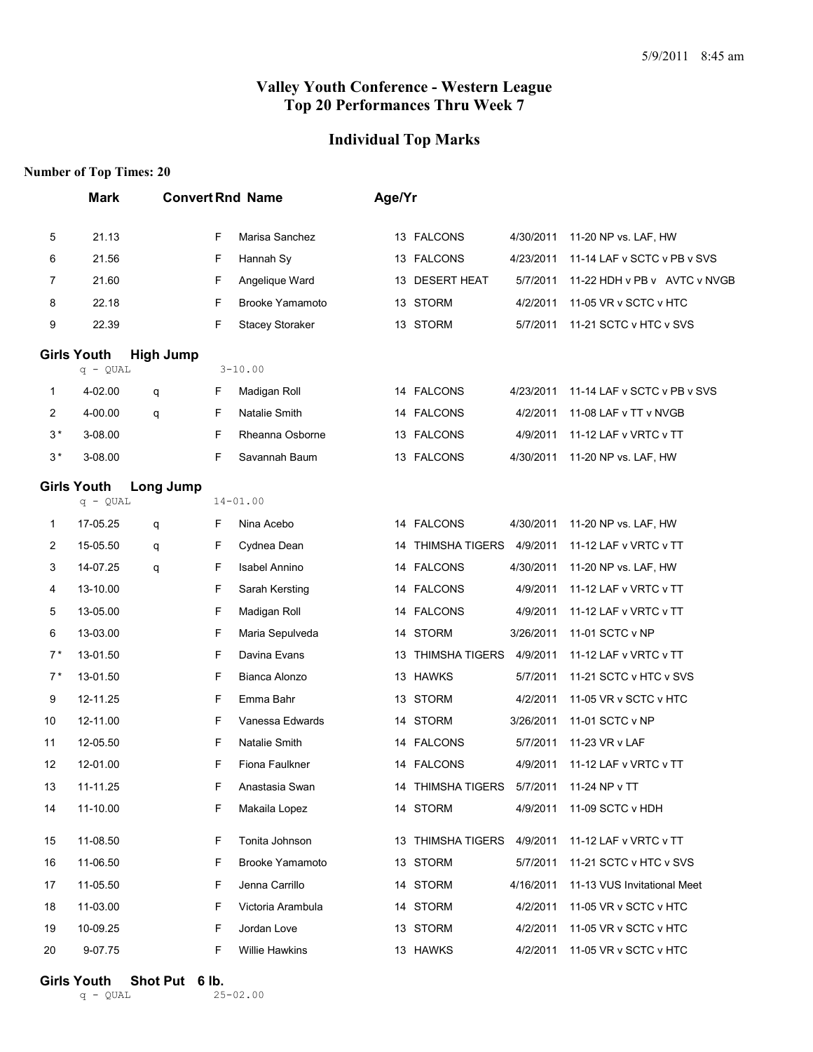# Valley Youth Conference - Western League
# Top 20 Performances Thru Week 7

## Individual Top Marks

**Number of Top Times: 20**

| | Mark | Convert | Rnd | Name | Age/Yr | Team | Date | Meet |
|---|---|---|---|---|---|---|---|---|
| 5 | 21.13 | | F | Marisa Sanchez | 13 | FALCONS | 4/30/2011 | 11-20 NP vs. LAF, HW |
| 6 | 21.56 | | F | Hannah Sy | 13 | FALCONS | 4/23/2011 | 11-14 LAF v SCTC v PB v SVS |
| 7 | 21.60 | | F | Angelique Ward | 13 | DESERT HEAT | 5/7/2011 | 11-22 HDH v PB v AVTC v NVGB |
| 8 | 22.18 | | F | Brooke Yamamoto | 13 | STORM | 4/2/2011 | 11-05 VR v SCTC v HTC |
| 9 | 22.39 | | F | Stacey Storaker | 13 | STORM | 5/7/2011 | 11-21 SCTC v HTC v SVS |

**Girls Youth High Jump**

q - QUAL 3-10.00

| | Mark | Convert | Rnd | Name | Age/Yr | Team | Date | Meet |
|---|---|---|---|---|---|---|---|---|
| 1 | 4-02.00 | q | F | Madigan Roll | 14 | FALCONS | 4/23/2011 | 11-14 LAF v SCTC v PB v SVS |
| 2 | 4-00.00 | q | F | Natalie Smith | 14 | FALCONS | 4/2/2011 | 11-08 LAF v TT v NVGB |
| 3* | 3-08.00 | | F | Rheanna Osborne | 13 | FALCONS | 4/9/2011 | 11-12 LAF v VRTC v TT |
| 3* | 3-08.00 | | F | Savannah Baum | 13 | FALCONS | 4/30/2011 | 11-20 NP vs. LAF, HW |

**Girls Youth Long Jump**

q - QUAL 14-01.00

| | Mark | Convert | Rnd | Name | Age/Yr | Team | Date | Meet |
|---|---|---|---|---|---|---|---|---|
| 1 | 17-05.25 | q | F | Nina Acebo | 14 | FALCONS | 4/30/2011 | 11-20 NP vs. LAF, HW |
| 2 | 15-05.50 | q | F | Cydnea Dean | 14 | THIMSHA TIGERS | 4/9/2011 | 11-12 LAF v VRTC v TT |
| 3 | 14-07.25 | q | F | Isabel Annino | 14 | FALCONS | 4/30/2011 | 11-20 NP vs. LAF, HW |
| 4 | 13-10.00 | | F | Sarah Kersting | 14 | FALCONS | 4/9/2011 | 11-12 LAF v VRTC v TT |
| 5 | 13-05.00 | | F | Madigan Roll | 14 | FALCONS | 4/9/2011 | 11-12 LAF v VRTC v TT |
| 6 | 13-03.00 | | F | Maria Sepulveda | 14 | STORM | 3/26/2011 | 11-01 SCTC v NP |
| 7* | 13-01.50 | | F | Davina Evans | 13 | THIMSHA TIGERS | 4/9/2011 | 11-12 LAF v VRTC v TT |
| 7* | 13-01.50 | | F | Bianca Alonzo | 13 | HAWKS | 5/7/2011 | 11-21 SCTC v HTC v SVS |
| 9 | 12-11.25 | | F | Emma Bahr | 13 | STORM | 4/2/2011 | 11-05 VR v SCTC v HTC |
| 10 | 12-11.00 | | F | Vanessa Edwards | 14 | STORM | 3/26/2011 | 11-01 SCTC v NP |
| 11 | 12-05.50 | | F | Natalie Smith | 14 | FALCONS | 5/7/2011 | 11-23 VR v LAF |
| 12 | 12-01.00 | | F | Fiona Faulkner | 14 | FALCONS | 4/9/2011 | 11-12 LAF v VRTC v TT |
| 13 | 11-11.25 | | F | Anastasia Swan | 14 | THIMSHA TIGERS | 5/7/2011 | 11-24 NP v TT |
| 14 | 11-10.00 | | F | Makaila Lopez | 14 | STORM | 4/9/2011 | 11-09 SCTC v HDH |
| 15 | 11-08.50 | | F | Tonita Johnson | 13 | THIMSHA TIGERS | 4/9/2011 | 11-12 LAF v VRTC v TT |
| 16 | 11-06.50 | | F | Brooke Yamamoto | 13 | STORM | 5/7/2011 | 11-21 SCTC v HTC v SVS |
| 17 | 11-05.50 | | F | Jenna Carrillo | 14 | STORM | 4/16/2011 | 11-13 VUS Invitational Meet |
| 18 | 11-03.00 | | F | Victoria Arambula | 14 | STORM | 4/2/2011 | 11-05 VR v SCTC v HTC |
| 19 | 10-09.25 | | F | Jordan Love | 13 | STORM | 4/2/2011 | 11-05 VR v SCTC v HTC |
| 20 | 9-07.75 | | F | Willie Hawkins | 13 | HAWKS | 4/2/2011 | 11-05 VR v SCTC v HTC |

**Girls Youth Shot Put 6 lb.**

q - QUAL 25-02.00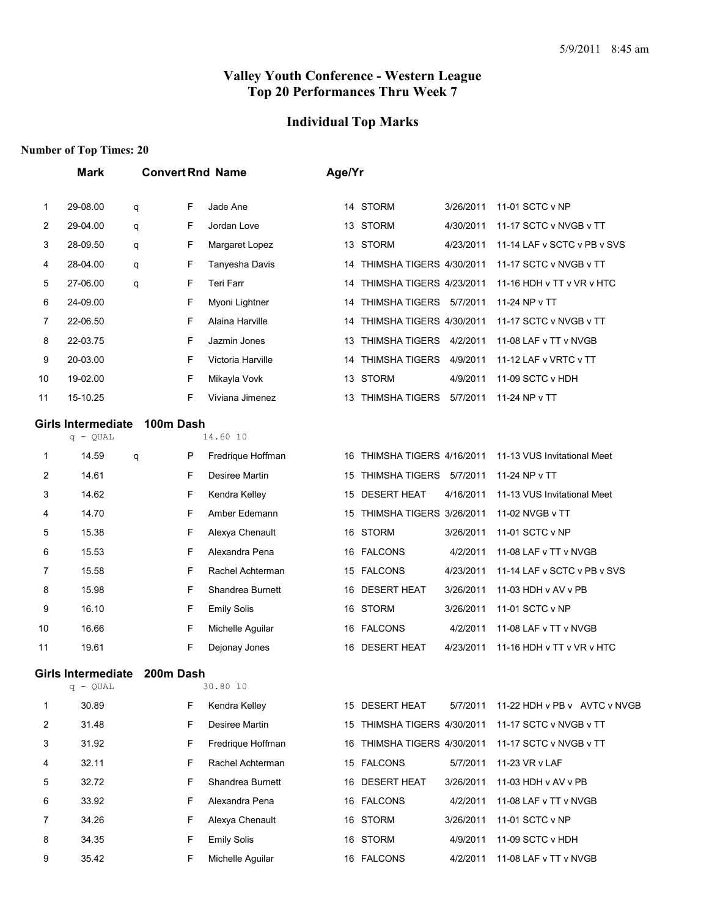# Valley Youth Conference - Western League
## Top 20 Performances Thru Week 7

## Individual Top Marks

**Number of Top Times: 20**

| | Mark | Convert | Rnd | Name | Age/Yr | Team | Date | Meet |
|---|---|---|---|---|---|---|---|---|
| 1 | 29-08.00 | q | F | Jade Ane | 14 | STORM | 3/26/2011 | 11-01 SCTC v NP |
| 2 | 29-04.00 | q | F | Jordan Love | 13 | STORM | 4/30/2011 | 11-17 SCTC v NVGB v TT |
| 3 | 28-09.50 | q | F | Margaret Lopez | 13 | STORM | 4/23/2011 | 11-14 LAF v SCTC v PB v SVS |
| 4 | 28-04.00 | q | F | Tanyesha Davis | 14 | THIMSHA TIGERS | 4/30/2011 | 11-17 SCTC v NVGB v TT |
| 5 | 27-06.00 | q | F | Teri Farr | 14 | THIMSHA TIGERS | 4/23/2011 | 11-16 HDH v TT v VR v HTC |
| 6 | 24-09.00 | | F | Myoni Lightner | 14 | THIMSHA TIGERS | 5/7/2011 | 11-24 NP v TT |
| 7 | 22-06.50 | | F | Alaina Harville | 14 | THIMSHA TIGERS | 4/30/2011 | 11-17 SCTC v NVGB v TT |
| 8 | 22-03.75 | | F | Jazmin Jones | 13 | THIMSHA TIGERS | 4/2/2011 | 11-08 LAF v TT v NVGB |
| 9 | 20-03.00 | | F | Victoria Harville | 14 | THIMSHA TIGERS | 4/9/2011 | 11-12 LAF v VRTC v TT |
| 10 | 19-02.00 | | F | Mikayla Vovk | 13 | STORM | 4/9/2011 | 11-09 SCTC v HDH |
| 11 | 15-10.25 | | F | Viviana Jimenez | 13 | THIMSHA TIGERS | 5/7/2011 | 11-24 NP v TT |

### Girls Intermediate 100m Dash

q - QUAL 14.60 10

| | Mark | Convert | Rnd | Name | Age/Yr | Team | Date | Meet |
|---|---|---|---|---|---|---|---|---|
| 1 | 14.59 | q | P | Fredrique Hoffman | 16 | THIMSHA TIGERS | 4/16/2011 | 11-13 VUS Invitational Meet |
| 2 | 14.61 | | F | Desiree Martin | 15 | THIMSHA TIGERS | 5/7/2011 | 11-24 NP v TT |
| 3 | 14.62 | | F | Kendra Kelley | 15 | DESERT HEAT | 4/16/2011 | 11-13 VUS Invitational Meet |
| 4 | 14.70 | | F | Amber Edemann | 15 | THIMSHA TIGERS | 3/26/2011 | 11-02 NVGB v TT |
| 5 | 15.38 | | F | Alexya Chenault | 16 | STORM | 3/26/2011 | 11-01 SCTC v NP |
| 6 | 15.53 | | F | Alexandra Pena | 16 | FALCONS | 4/2/2011 | 11-08 LAF v TT v NVGB |
| 7 | 15.58 | | F | Rachel Achterman | 15 | FALCONS | 4/23/2011 | 11-14 LAF v SCTC v PB v SVS |
| 8 | 15.98 | | F | Shandrea Burnett | 16 | DESERT HEAT | 3/26/2011 | 11-03 HDH v AV v PB |
| 9 | 16.10 | | F | Emily Solis | 16 | STORM | 3/26/2011 | 11-01 SCTC v NP |
| 10 | 16.66 | | F | Michelle Aguilar | 16 | FALCONS | 4/2/2011 | 11-08 LAF v TT v NVGB |
| 11 | 19.61 | | F | Dejonay Jones | 16 | DESERT HEAT | 4/23/2011 | 11-16 HDH v TT v VR v HTC |

### Girls Intermediate 200m Dash

q - QUAL 30.80 10

| | Mark | Convert | Rnd | Name | Age/Yr | Team | Date | Meet |
|---|---|---|---|---|---|---|---|---|
| 1 | 30.89 | | F | Kendra Kelley | 15 | DESERT HEAT | 5/7/2011 | 11-22 HDH v PB v AVTC v NVGB |
| 2 | 31.48 | | F | Desiree Martin | 15 | THIMSHA TIGERS | 4/30/2011 | 11-17 SCTC v NVGB v TT |
| 3 | 31.92 | | F | Fredrique Hoffman | 16 | THIMSHA TIGERS | 4/30/2011 | 11-17 SCTC v NVGB v TT |
| 4 | 32.11 | | F | Rachel Achterman | 15 | FALCONS | 5/7/2011 | 11-23 VR v LAF |
| 5 | 32.72 | | F | Shandrea Burnett | 16 | DESERT HEAT | 3/26/2011 | 11-03 HDH v AV v PB |
| 6 | 33.92 | | F | Alexandra Pena | 16 | FALCONS | 4/2/2011 | 11-08 LAF v TT v NVGB |
| 7 | 34.26 | | F | Alexya Chenault | 16 | STORM | 3/26/2011 | 11-01 SCTC v NP |
| 8 | 34.35 | | F | Emily Solis | 16 | STORM | 4/9/2011 | 11-09 SCTC v HDH |
| 9 | 35.42 | | F | Michelle Aguilar | 16 | FALCONS | 4/2/2011 | 11-08 LAF v TT v NVGB |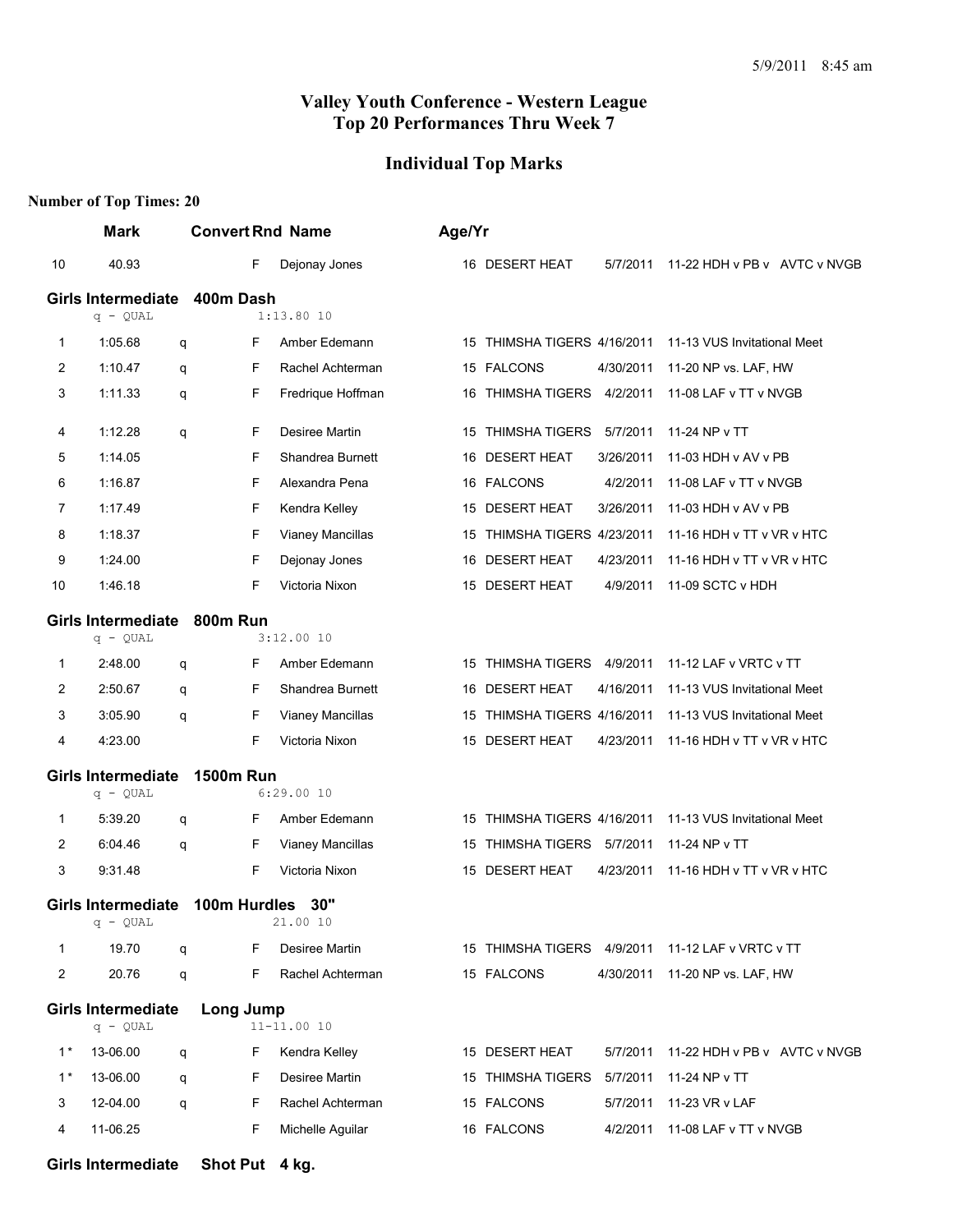# Valley Youth Conference - Western League
# Top 20 Performances Thru Week 7

## Individual Top Marks

**Number of Top Times: 20**

| | Mark | | Convert Rnd | Name | Age/Yr | Team | Date | Meet |
|---|---|---|---|---|---|---|---|---|
| 10 | 40.93 | | F | Dejonay Jones | 16 | DESERT HEAT | 5/7/2011 | 11-22 HDH v PB v AVTC v NVGB |

### Girls Intermediate 400m Dash

q - QUAL 1:13.80 10

| | Mark | | Rnd | Name | Age/Yr | Team | Date | Meet |
|---|---|---|---|---|---|---|---|---|
| 1 | 1:05.68 | q | F | Amber Edemann | 15 | THIMSHA TIGERS | 4/16/2011 | 11-13 VUS Invitational Meet |
| 2 | 1:10.47 | q | F | Rachel Achterman | 15 | FALCONS | 4/30/2011 | 11-20 NP vs. LAF, HW |
| 3 | 1:11.33 | q | F | Fredrique Hoffman | 16 | THIMSHA TIGERS | 4/2/2011 | 11-08 LAF v TT v NVGB |
| 4 | 1:12.28 | q | F | Desiree Martin | 15 | THIMSHA TIGERS | 5/7/2011 | 11-24 NP v TT |
| 5 | 1:14.05 | | F | Shandrea Burnett | 16 | DESERT HEAT | 3/26/2011 | 11-03 HDH v AV v PB |
| 6 | 1:16.87 | | F | Alexandra Pena | 16 | FALCONS | 4/2/2011 | 11-08 LAF v TT v NVGB |
| 7 | 1:17.49 | | F | Kendra Kelley | 15 | DESERT HEAT | 3/26/2011 | 11-03 HDH v AV v PB |
| 8 | 1:18.37 | | F | Vianey Mancillas | 15 | THIMSHA TIGERS | 4/23/2011 | 11-16 HDH v TT v VR v HTC |
| 9 | 1:24.00 | | F | Dejonay Jones | 16 | DESERT HEAT | 4/23/2011 | 11-16 HDH v TT v VR v HTC |
| 10 | 1:46.18 | | F | Victoria Nixon | 15 | DESERT HEAT | 4/9/2011 | 11-09 SCTC v HDH |

### Girls Intermediate 800m Run

q - QUAL 3:12.00 10

| | Mark | | Rnd | Name | Age/Yr | Team | Date | Meet |
|---|---|---|---|---|---|---|---|---|
| 1 | 2:48.00 | q | F | Amber Edemann | 15 | THIMSHA TIGERS | 4/9/2011 | 11-12 LAF v VRTC v TT |
| 2 | 2:50.67 | q | F | Shandrea Burnett | 16 | DESERT HEAT | 4/16/2011 | 11-13 VUS Invitational Meet |
| 3 | 3:05.90 | q | F | Vianey Mancillas | 15 | THIMSHA TIGERS | 4/16/2011 | 11-13 VUS Invitational Meet |
| 4 | 4:23.00 | | F | Victoria Nixon | 15 | DESERT HEAT | 4/23/2011 | 11-16 HDH v TT v VR v HTC |

### Girls Intermediate 1500m Run

q - QUAL 6:29.00 10

| | Mark | | Rnd | Name | Age/Yr | Team | Date | Meet |
|---|---|---|---|---|---|---|---|---|
| 1 | 5:39.20 | q | F | Amber Edemann | 15 | THIMSHA TIGERS | 4/16/2011 | 11-13 VUS Invitational Meet |
| 2 | 6:04.46 | q | F | Vianey Mancillas | 15 | THIMSHA TIGERS | 5/7/2011 | 11-24 NP v TT |
| 3 | 9:31.48 | | F | Victoria Nixon | 15 | DESERT HEAT | 4/23/2011 | 11-16 HDH v TT v VR v HTC |

### Girls Intermediate 100m Hurdles 30"

q - QUAL 21.00 10

| | Mark | | Rnd | Name | Age/Yr | Team | Date | Meet |
|---|---|---|---|---|---|---|---|---|
| 1 | 19.70 | q | F | Desiree Martin | 15 | THIMSHA TIGERS | 4/9/2011 | 11-12 LAF v VRTC v TT |
| 2 | 20.76 | q | F | Rachel Achterman | 15 | FALCONS | 4/30/2011 | 11-20 NP vs. LAF, HW |

### Girls Intermediate Long Jump

q - QUAL 11-11.00 10

| | Mark | | Rnd | Name | Age/Yr | Team | Date | Meet |
|---|---|---|---|---|---|---|---|---|
| 1 * | 13-06.00 | q | F | Kendra Kelley | 15 | DESERT HEAT | 5/7/2011 | 11-22 HDH v PB v AVTC v NVGB |
| 1 * | 13-06.00 | q | F | Desiree Martin | 15 | THIMSHA TIGERS | 5/7/2011 | 11-24 NP v TT |
| 3 | 12-04.00 | q | F | Rachel Achterman | 15 | FALCONS | 5/7/2011 | 11-23 VR v LAF |
| 4 | 11-06.25 | | F | Michelle Aguilar | 16 | FALCONS | 4/2/2011 | 11-08 LAF v TT v NVGB |

### Girls Intermediate Shot Put 4 kg.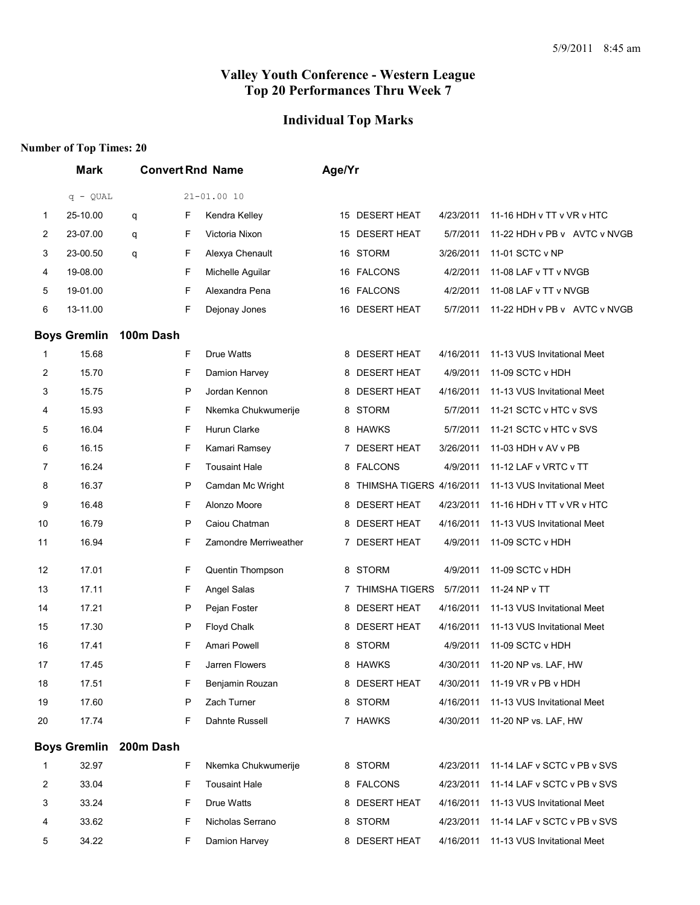5/9/2011 8:45 am

# Valley Youth Conference - Western League
# Top 20 Performances Thru Week 7

## Individual Top Marks

**Number of Top Times: 20**

| | Mark | Convert | Rnd | Name | Age/Yr | Team | Date | Meet |
|---|---|---|---|---|---|---|---|---|
| | q - QUAL | | 21-01.00 10 | | | | | |
| 1 | 25-10.00 | q | F | Kendra Kelley | 15 | DESERT HEAT | 4/23/2011 | 11-16 HDH v TT v VR v HTC |
| 2 | 23-07.00 | q | F | Victoria Nixon | 15 | DESERT HEAT | 5/7/2011 | 11-22 HDH v PB v AVTC v NVGB |
| 3 | 23-00.50 | q | F | Alexya Chenault | 16 | STORM | 3/26/2011 | 11-01 SCTC v NP |
| 4 | 19-08.00 | | F | Michelle Aguilar | 16 | FALCONS | 4/2/2011 | 11-08 LAF v TT v NVGB |
| 5 | 19-01.00 | | F | Alexandra Pena | 16 | FALCONS | 4/2/2011 | 11-08 LAF v TT v NVGB |
| 6 | 13-11.00 | | F | Dejonay Jones | 16 | DESERT HEAT | 5/7/2011 | 11-22 HDH v PB v AVTC v NVGB |

### Boys Gremlin 100m Dash

| | Mark | Rnd | Name | Age/Yr | Team | Date | Meet |
|---|---|---|---|---|---|---|---|
| 1 | 15.68 | F | Drue Watts | 8 | DESERT HEAT | 4/16/2011 | 11-13 VUS Invitational Meet |
| 2 | 15.70 | F | Damion Harvey | 8 | DESERT HEAT | 4/9/2011 | 11-09 SCTC v HDH |
| 3 | 15.75 | P | Jordan Kennon | 8 | DESERT HEAT | 4/16/2011 | 11-13 VUS Invitational Meet |
| 4 | 15.93 | F | Nkemka Chukwumerije | 8 | STORM | 5/7/2011 | 11-21 SCTC v HTC v SVS |
| 5 | 16.04 | F | Hurun Clarke | 8 | HAWKS | 5/7/2011 | 11-21 SCTC v HTC v SVS |
| 6 | 16.15 | F | Kamari Ramsey | 7 | DESERT HEAT | 3/26/2011 | 11-03 HDH v AV v PB |
| 7 | 16.24 | F | Tousaint Hale | 8 | FALCONS | 4/9/2011 | 11-12 LAF v VRTC v TT |
| 8 | 16.37 | P | Camdan Mc Wright | 8 | THIMSHA TIGERS | 4/16/2011 | 11-13 VUS Invitational Meet |
| 9 | 16.48 | F | Alonzo Moore | 8 | DESERT HEAT | 4/23/2011 | 11-16 HDH v TT v VR v HTC |
| 10 | 16.79 | P | Caiou Chatman | 8 | DESERT HEAT | 4/16/2011 | 11-13 VUS Invitational Meet |
| 11 | 16.94 | F | Zamondre Merriweather | 7 | DESERT HEAT | 4/9/2011 | 11-09 SCTC v HDH |
| 12 | 17.01 | F | Quentin Thompson | 8 | STORM | 4/9/2011 | 11-09 SCTC v HDH |
| 13 | 17.11 | F | Angel Salas | 7 | THIMSHA TIGERS | 5/7/2011 | 11-24 NP v TT |
| 14 | 17.21 | P | Pejan Foster | 8 | DESERT HEAT | 4/16/2011 | 11-13 VUS Invitational Meet |
| 15 | 17.30 | P | Floyd Chalk | 8 | DESERT HEAT | 4/16/2011 | 11-13 VUS Invitational Meet |
| 16 | 17.41 | F | Amari Powell | 8 | STORM | 4/9/2011 | 11-09 SCTC v HDH |
| 17 | 17.45 | F | Jarren Flowers | 8 | HAWKS | 4/30/2011 | 11-20 NP vs. LAF, HW |
| 18 | 17.51 | F | Benjamin Rouzan | 8 | DESERT HEAT | 4/30/2011 | 11-19 VR v PB v HDH |
| 19 | 17.60 | P | Zach Turner | 8 | STORM | 4/16/2011 | 11-13 VUS Invitational Meet |
| 20 | 17.74 | F | Dahnte Russell | 7 | HAWKS | 4/30/2011 | 11-20 NP vs. LAF, HW |

### Boys Gremlin 200m Dash

| | Mark | Rnd | Name | Age/Yr | Team | Date | Meet |
|---|---|---|---|---|---|---|---|
| 1 | 32.97 | F | Nkemka Chukwumerije | 8 | STORM | 4/23/2011 | 11-14 LAF v SCTC v PB v SVS |
| 2 | 33.04 | F | Tousaint Hale | 8 | FALCONS | 4/23/2011 | 11-14 LAF v SCTC v PB v SVS |
| 3 | 33.24 | F | Drue Watts | 8 | DESERT HEAT | 4/16/2011 | 11-13 VUS Invitational Meet |
| 4 | 33.62 | F | Nicholas Serrano | 8 | STORM | 4/23/2011 | 11-14 LAF v SCTC v PB v SVS |
| 5 | 34.22 | F | Damion Harvey | 8 | DESERT HEAT | 4/16/2011 | 11-13 VUS Invitational Meet |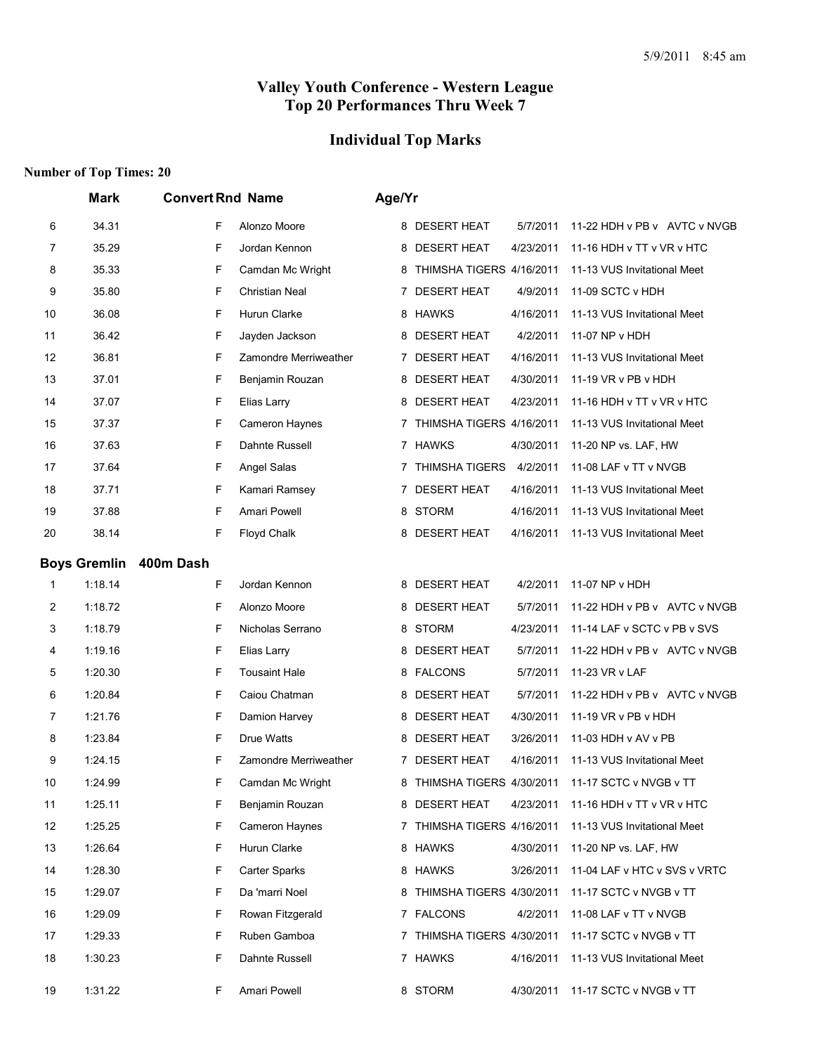5/9/2011 8:45 am

# Valley Youth Conference - Western League
## Top 20 Performances Thru Week 7

## Individual Top Marks

**Number of Top Times: 20**

| | Mark | Convert | Rnd | Name | Age/Yr | Team | Date | Meet |
|---|---|---|---|---|---|---|---|---|
| 6 | 34.31 | | F | Alonzo Moore | 8 | DESERT HEAT | 5/7/2011 | 11-22 HDH v PB v AVTC v NVGB |
| 7 | 35.29 | | F | Jordan Kennon | 8 | DESERT HEAT | 4/23/2011 | 11-16 HDH v TT v VR v HTC |
| 8 | 35.33 | | F | Camdan Mc Wright | 8 | THIMSHA TIGERS | 4/16/2011 | 11-13 VUS Invitational Meet |
| 9 | 35.80 | | F | Christian Neal | 7 | DESERT HEAT | 4/9/2011 | 11-09 SCTC v HDH |
| 10 | 36.08 | | F | Hurun Clarke | 8 | HAWKS | 4/16/2011 | 11-13 VUS Invitational Meet |
| 11 | 36.42 | | F | Jayden Jackson | 8 | DESERT HEAT | 4/2/2011 | 11-07 NP v HDH |
| 12 | 36.81 | | F | Zamondre Merriweather | 7 | DESERT HEAT | 4/16/2011 | 11-13 VUS Invitational Meet |
| 13 | 37.01 | | F | Benjamin Rouzan | 8 | DESERT HEAT | 4/30/2011 | 11-19 VR v PB v HDH |
| 14 | 37.07 | | F | Elias Larry | 8 | DESERT HEAT | 4/23/2011 | 11-16 HDH v TT v VR v HTC |
| 15 | 37.37 | | F | Cameron Haynes | 7 | THIMSHA TIGERS | 4/16/2011 | 11-13 VUS Invitational Meet |
| 16 | 37.63 | | F | Dahnte Russell | 7 | HAWKS | 4/30/2011 | 11-20 NP vs. LAF, HW |
| 17 | 37.64 | | F | Angel Salas | 7 | THIMSHA TIGERS | 4/2/2011 | 11-08 LAF v TT v NVGB |
| 18 | 37.71 | | F | Kamari Ramsey | 7 | DESERT HEAT | 4/16/2011 | 11-13 VUS Invitational Meet |
| 19 | 37.88 | | F | Amari Powell | 8 | STORM | 4/16/2011 | 11-13 VUS Invitational Meet |
| 20 | 38.14 | | F | Floyd Chalk | 8 | DESERT HEAT | 4/16/2011 | 11-13 VUS Invitational Meet |

### Boys Gremlin 400m Dash

| | Mark | Convert | Rnd | Name | Age/Yr | Team | Date | Meet |
|---|---|---|---|---|---|---|---|---|
| 1 | 1:18.14 | | F | Jordan Kennon | 8 | DESERT HEAT | 4/2/2011 | 11-07 NP v HDH |
| 2 | 1:18.72 | | F | Alonzo Moore | 8 | DESERT HEAT | 5/7/2011 | 11-22 HDH v PB v AVTC v NVGB |
| 3 | 1:18.79 | | F | Nicholas Serrano | 8 | STORM | 4/23/2011 | 11-14 LAF v SCTC v PB v SVS |
| 4 | 1:19.16 | | F | Elias Larry | 8 | DESERT HEAT | 5/7/2011 | 11-22 HDH v PB v AVTC v NVGB |
| 5 | 1:20.30 | | F | Tousaint Hale | 8 | FALCONS | 5/7/2011 | 11-23 VR v LAF |
| 6 | 1:20.84 | | F | Caiou Chatman | 8 | DESERT HEAT | 5/7/2011 | 11-22 HDH v PB v AVTC v NVGB |
| 7 | 1:21.76 | | F | Damion Harvey | 8 | DESERT HEAT | 4/30/2011 | 11-19 VR v PB v HDH |
| 8 | 1:23.84 | | F | Drue Watts | 8 | DESERT HEAT | 3/26/2011 | 11-03 HDH v AV v PB |
| 9 | 1:24.15 | | F | Zamondre Merriweather | 7 | DESERT HEAT | 4/16/2011 | 11-13 VUS Invitational Meet |
| 10 | 1:24.99 | | F | Camdan Mc Wright | 8 | THIMSHA TIGERS | 4/30/2011 | 11-17 SCTC v NVGB v TT |
| 11 | 1:25.11 | | F | Benjamin Rouzan | 8 | DESERT HEAT | 4/23/2011 | 11-16 HDH v TT v VR v HTC |
| 12 | 1:25.25 | | F | Cameron Haynes | 7 | THIMSHA TIGERS | 4/16/2011 | 11-13 VUS Invitational Meet |
| 13 | 1:26.64 | | F | Hurun Clarke | 8 | HAWKS | 4/30/2011 | 11-20 NP vs. LAF, HW |
| 14 | 1:28.30 | | F | Carter Sparks | 8 | HAWKS | 3/26/2011 | 11-04 LAF v HTC v SVS v VRTC |
| 15 | 1:29.07 | | F | Da 'marri Noel | 8 | THIMSHA TIGERS | 4/30/2011 | 11-17 SCTC v NVGB v TT |
| 16 | 1:29.09 | | F | Rowan Fitzgerald | 7 | FALCONS | 4/2/2011 | 11-08 LAF v TT v NVGB |
| 17 | 1:29.33 | | F | Ruben Gamboa | 7 | THIMSHA TIGERS | 4/30/2011 | 11-17 SCTC v NVGB v TT |
| 18 | 1:30.23 | | F | Dahnte Russell | 7 | HAWKS | 4/16/2011 | 11-13 VUS Invitational Meet |
| 19 | 1:31.22 | | F | Amari Powell | 8 | STORM | 4/30/2011 | 11-17 SCTC v NVGB v TT |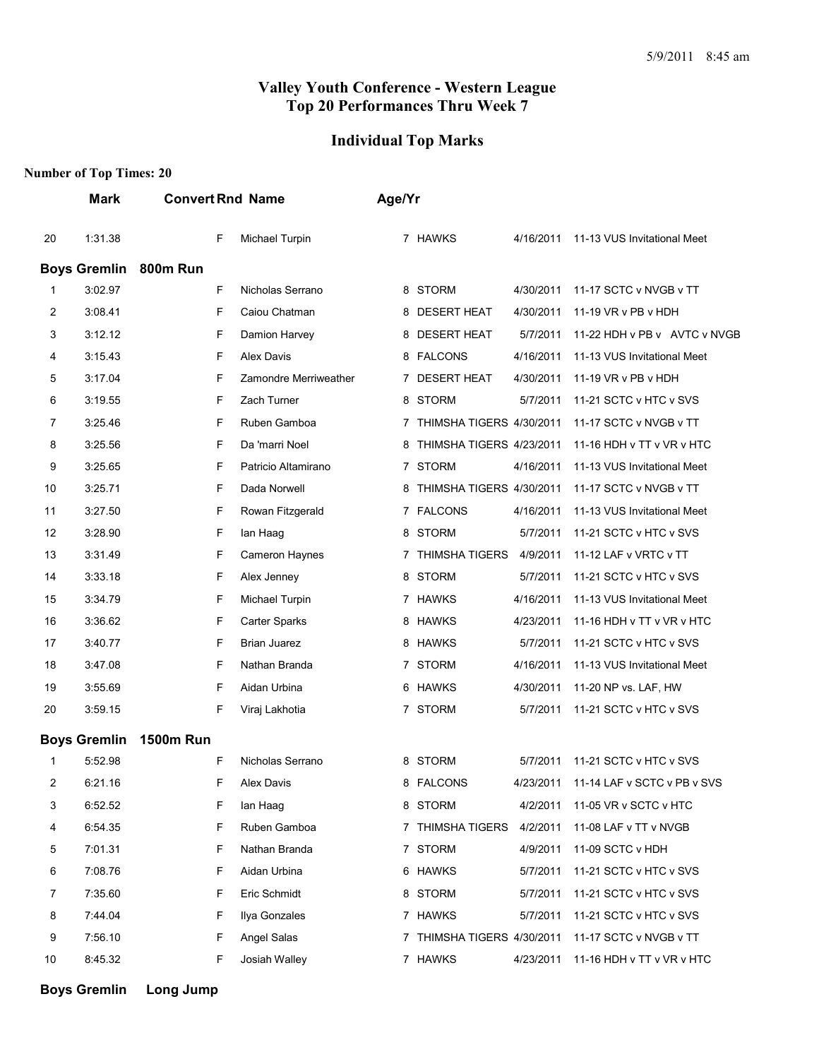# Valley Youth Conference - Western League
# Top 20 Performances Thru Week 7

## Individual Top Marks

**Number of Top Times: 20**

| | Mark | Convert | Rnd | Name | Age/Yr | Team | Date | Meet |
|---|---|---|---|---|---|---|---|---|
| 20 | 1:31.38 | | F | Michael Turpin | 7 | HAWKS | 4/16/2011 | 11-13 VUS Invitational Meet |

**Boys Gremlin 800m Run**

| | Mark | Convert | Rnd | Name | Age/Yr | Team | Date | Meet |
|---|---|---|---|---|---|---|---|---|
| 1 | 3:02.97 | | F | Nicholas Serrano | 8 | STORM | 4/30/2011 | 11-17 SCTC v NVGB v TT |
| 2 | 3:08.41 | | F | Caiou Chatman | 8 | DESERT HEAT | 4/30/2011 | 11-19 VR v PB v HDH |
| 3 | 3:12.12 | | F | Damion Harvey | 8 | DESERT HEAT | 5/7/2011 | 11-22 HDH v PB v AVTC v NVGB |
| 4 | 3:15.43 | | F | Alex Davis | 8 | FALCONS | 4/16/2011 | 11-13 VUS Invitational Meet |
| 5 | 3:17.04 | | F | Zamondre Merriweather | 7 | DESERT HEAT | 4/30/2011 | 11-19 VR v PB v HDH |
| 6 | 3:19.55 | | F | Zach Turner | 8 | STORM | 5/7/2011 | 11-21 SCTC v HTC v SVS |
| 7 | 3:25.46 | | F | Ruben Gamboa | 7 | THIMSHA TIGERS | 4/30/2011 | 11-17 SCTC v NVGB v TT |
| 8 | 3:25.56 | | F | Da 'marri Noel | 8 | THIMSHA TIGERS | 4/23/2011 | 11-16 HDH v TT v VR v HTC |
| 9 | 3:25.65 | | F | Patricio Altamirano | 7 | STORM | 4/16/2011 | 11-13 VUS Invitational Meet |
| 10 | 3:25.71 | | F | Dada Norwell | 8 | THIMSHA TIGERS | 4/30/2011 | 11-17 SCTC v NVGB v TT |
| 11 | 3:27.50 | | F | Rowan Fitzgerald | 7 | FALCONS | 4/16/2011 | 11-13 VUS Invitational Meet |
| 12 | 3:28.90 | | F | Ian Haag | 8 | STORM | 5/7/2011 | 11-21 SCTC v HTC v SVS |
| 13 | 3:31.49 | | F | Cameron Haynes | 7 | THIMSHA TIGERS | 4/9/2011 | 11-12 LAF v VRTC v TT |
| 14 | 3:33.18 | | F | Alex Jenney | 8 | STORM | 5/7/2011 | 11-21 SCTC v HTC v SVS |
| 15 | 3:34.79 | | F | Michael Turpin | 7 | HAWKS | 4/16/2011 | 11-13 VUS Invitational Meet |
| 16 | 3:36.62 | | F | Carter Sparks | 8 | HAWKS | 4/23/2011 | 11-16 HDH v TT v VR v HTC |
| 17 | 3:40.77 | | F | Brian Juarez | 8 | HAWKS | 5/7/2011 | 11-21 SCTC v HTC v SVS |
| 18 | 3:47.08 | | F | Nathan Branda | 7 | STORM | 4/16/2011 | 11-13 VUS Invitational Meet |
| 19 | 3:55.69 | | F | Aidan Urbina | 6 | HAWKS | 4/30/2011 | 11-20 NP vs. LAF, HW |
| 20 | 3:59.15 | | F | Viraj Lakhotia | 7 | STORM | 5/7/2011 | 11-21 SCTC v HTC v SVS |

**Boys Gremlin 1500m Run**

| | Mark | Convert | Rnd | Name | Age/Yr | Team | Date | Meet |
|---|---|---|---|---|---|---|---|---|
| 1 | 5:52.98 | | F | Nicholas Serrano | 8 | STORM | 5/7/2011 | 11-21 SCTC v HTC v SVS |
| 2 | 6:21.16 | | F | Alex Davis | 8 | FALCONS | 4/23/2011 | 11-14 LAF v SCTC v PB v SVS |
| 3 | 6:52.52 | | F | Ian Haag | 8 | STORM | 4/2/2011 | 11-05 VR v SCTC v HTC |
| 4 | 6:54.35 | | F | Ruben Gamboa | 7 | THIMSHA TIGERS | 4/2/2011 | 11-08 LAF v TT v NVGB |
| 5 | 7:01.31 | | F | Nathan Branda | 7 | STORM | 4/9/2011 | 11-09 SCTC v HDH |
| 6 | 7:08.76 | | F | Aidan Urbina | 6 | HAWKS | 5/7/2011 | 11-21 SCTC v HTC v SVS |
| 7 | 7:35.60 | | F | Eric Schmidt | 8 | STORM | 5/7/2011 | 11-21 SCTC v HTC v SVS |
| 8 | 7:44.04 | | F | Ilya Gonzales | 7 | HAWKS | 5/7/2011 | 11-21 SCTC v HTC v SVS |
| 9 | 7:56.10 | | F | Angel Salas | 7 | THIMSHA TIGERS | 4/30/2011 | 11-17 SCTC v NVGB v TT |
| 10 | 8:45.32 | | F | Josiah Walley | 7 | HAWKS | 4/23/2011 | 11-16 HDH v TT v VR v HTC |

**Boys Gremlin Long Jump**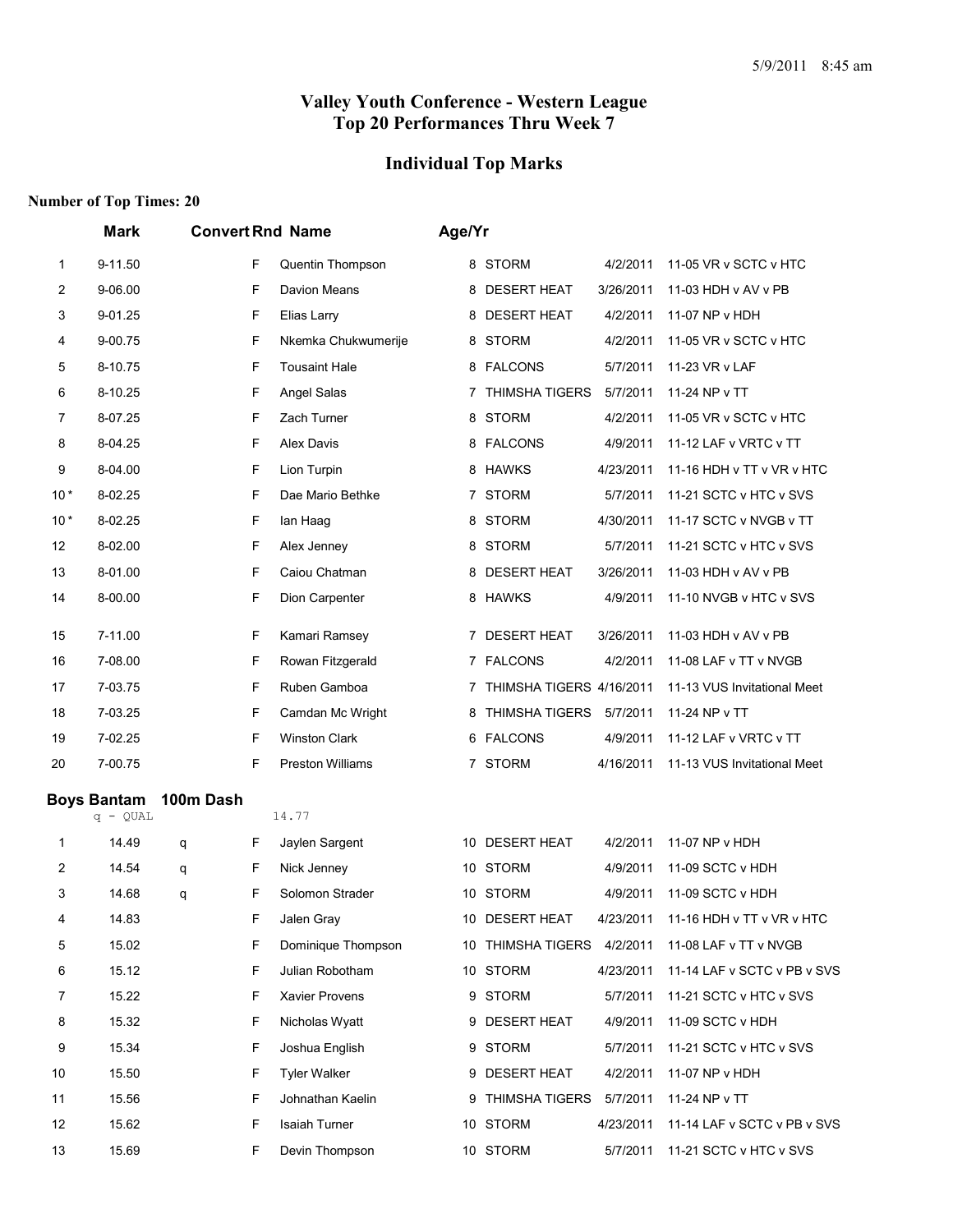5/9/2011 8:45 am

# Valley Youth Conference - Western League
# Top 20 Performances Thru Week 7

## Individual Top Marks

**Number of Top Times: 20**

| | Mark | Convert | Rnd | Name | Age/Yr | Team | Date | Meet |
|---|---|---|---|---|---|---|---|---|
| 1 | 9-11.50 | | F | Quentin Thompson | 8 | STORM | 4/2/2011 | 11-05 VR v SCTC v HTC |
| 2 | 9-06.00 | | F | Davion Means | 8 | DESERT HEAT | 3/26/2011 | 11-03 HDH v AV v PB |
| 3 | 9-01.25 | | F | Elias Larry | 8 | DESERT HEAT | 4/2/2011 | 11-07 NP v HDH |
| 4 | 9-00.75 | | F | Nkemka Chukwumerije | 8 | STORM | 4/2/2011 | 11-05 VR v SCTC v HTC |
| 5 | 8-10.75 | | F | Tousaint Hale | 8 | FALCONS | 5/7/2011 | 11-23 VR v LAF |
| 6 | 8-10.25 | | F | Angel Salas | 7 | THIMSHA TIGERS | 5/7/2011 | 11-24 NP v TT |
| 7 | 8-07.25 | | F | Zach Turner | 8 | STORM | 4/2/2011 | 11-05 VR v SCTC v HTC |
| 8 | 8-04.25 | | F | Alex Davis | 8 | FALCONS | 4/9/2011 | 11-12 LAF v VRTC v TT |
| 9 | 8-04.00 | | F | Lion Turpin | 8 | HAWKS | 4/23/2011 | 11-16 HDH v TT v VR v HTC |
| 10 * | 8-02.25 | | F | Dae Mario Bethke | 7 | STORM | 5/7/2011 | 11-21 SCTC v HTC v SVS |
| 10 * | 8-02.25 | | F | Ian Haag | 8 | STORM | 4/30/2011 | 11-17 SCTC v NVGB v TT |
| 12 | 8-02.00 | | F | Alex Jenney | 8 | STORM | 5/7/2011 | 11-21 SCTC v HTC v SVS |
| 13 | 8-01.00 | | F | Caiou Chatman | 8 | DESERT HEAT | 3/26/2011 | 11-03 HDH v AV v PB |
| 14 | 8-00.00 | | F | Dion Carpenter | 8 | HAWKS | 4/9/2011 | 11-10 NVGB v HTC v SVS |
| 15 | 7-11.00 | | F | Kamari Ramsey | 7 | DESERT HEAT | 3/26/2011 | 11-03 HDH v AV v PB |
| 16 | 7-08.00 | | F | Rowan Fitzgerald | 7 | FALCONS | 4/2/2011 | 11-08 LAF v TT v NVGB |
| 17 | 7-03.75 | | F | Ruben Gamboa | 7 | THIMSHA TIGERS | 4/16/2011 | 11-13 VUS Invitational Meet |
| 18 | 7-03.25 | | F | Camdan Mc Wright | 8 | THIMSHA TIGERS | 5/7/2011 | 11-24 NP v TT |
| 19 | 7-02.25 | | F | Winston Clark | 6 | FALCONS | 4/9/2011 | 11-12 LAF v VRTC v TT |
| 20 | 7-00.75 | | F | Preston Williams | 7 | STORM | 4/16/2011 | 11-13 VUS Invitational Meet |

### Boys Bantam 100m Dash

q - QUAL 14.77

| | Mark | Convert | Rnd | Name | Age/Yr | Team | Date | Meet |
|---|---|---|---|---|---|---|---|---|
| 1 | 14.49 | q | F | Jaylen Sargent | 10 | DESERT HEAT | 4/2/2011 | 11-07 NP v HDH |
| 2 | 14.54 | q | F | Nick Jenney | 10 | STORM | 4/9/2011 | 11-09 SCTC v HDH |
| 3 | 14.68 | q | F | Solomon Strader | 10 | STORM | 4/9/2011 | 11-09 SCTC v HDH |
| 4 | 14.83 | | F | Jalen Gray | 10 | DESERT HEAT | 4/23/2011 | 11-16 HDH v TT v VR v HTC |
| 5 | 15.02 | | F | Dominique Thompson | 10 | THIMSHA TIGERS | 4/2/2011 | 11-08 LAF v TT v NVGB |
| 6 | 15.12 | | F | Julian Robotham | 10 | STORM | 4/23/2011 | 11-14 LAF v SCTC v PB v SVS |
| 7 | 15.22 | | F | Xavier Provens | 9 | STORM | 5/7/2011 | 11-21 SCTC v HTC v SVS |
| 8 | 15.32 | | F | Nicholas Wyatt | 9 | DESERT HEAT | 4/9/2011 | 11-09 SCTC v HDH |
| 9 | 15.34 | | F | Joshua English | 9 | STORM | 5/7/2011 | 11-21 SCTC v HTC v SVS |
| 10 | 15.50 | | F | Tyler Walker | 9 | DESERT HEAT | 4/2/2011 | 11-07 NP v HDH |
| 11 | 15.56 | | F | Johnathan Kaelin | 9 | THIMSHA TIGERS | 5/7/2011 | 11-24 NP v TT |
| 12 | 15.62 | | F | Isaiah Turner | 10 | STORM | 4/23/2011 | 11-14 LAF v SCTC v PB v SVS |
| 13 | 15.69 | | F | Devin Thompson | 10 | STORM | 5/7/2011 | 11-21 SCTC v HTC v SVS |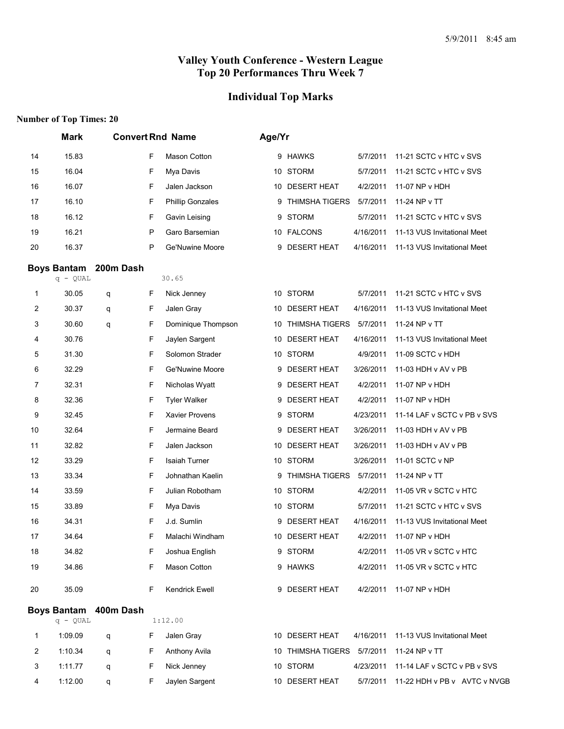# Valley Youth Conference - Western League
## Top 20 Performances Thru Week 7

## Individual Top Marks

**Number of Top Times: 20**

| | Mark | Convert | Rnd | Name | Age/Yr | Team | Date | Meet |
|---|---|---|---|---|---|---|---|---|
| 14 | 15.83 | | F | Mason Cotton | 9 | HAWKS | 5/7/2011 | 11-21 SCTC v HTC v SVS |
| 15 | 16.04 | | F | Mya Davis | 10 | STORM | 5/7/2011 | 11-21 SCTC v HTC v SVS |
| 16 | 16.07 | | F | Jalen Jackson | 10 | DESERT HEAT | 4/2/2011 | 11-07 NP v HDH |
| 17 | 16.10 | | F | Phillip Gonzales | 9 | THIMSHA TIGERS | 5/7/2011 | 11-24 NP v TT |
| 18 | 16.12 | | F | Gavin Leising | 9 | STORM | 5/7/2011 | 11-21 SCTC v HTC v SVS |
| 19 | 16.21 | | P | Garo Barsemian | 10 | FALCONS | 4/16/2011 | 11-13 VUS Invitational Meet |
| 20 | 16.37 | | P | Ge'Nuwine Moore | 9 | DESERT HEAT | 4/16/2011 | 11-13 VUS Invitational Meet |

### Boys Bantam 200m Dash

q - QUAL 30.65

| | Mark | Convert | Rnd | Name | Age/Yr | Team | Date | Meet |
|---|---|---|---|---|---|---|---|---|
| 1 | 30.05 | q | F | Nick Jenney | 10 | STORM | 5/7/2011 | 11-21 SCTC v HTC v SVS |
| 2 | 30.37 | q | F | Jalen Gray | 10 | DESERT HEAT | 4/16/2011 | 11-13 VUS Invitational Meet |
| 3 | 30.60 | q | F | Dominique Thompson | 10 | THIMSHA TIGERS | 5/7/2011 | 11-24 NP v TT |
| 4 | 30.76 | | F | Jaylen Sargent | 10 | DESERT HEAT | 4/16/2011 | 11-13 VUS Invitational Meet |
| 5 | 31.30 | | F | Solomon Strader | 10 | STORM | 4/9/2011 | 11-09 SCTC v HDH |
| 6 | 32.29 | | F | Ge'Nuwine Moore | 9 | DESERT HEAT | 3/26/2011 | 11-03 HDH v AV v PB |
| 7 | 32.31 | | F | Nicholas Wyatt | 9 | DESERT HEAT | 4/2/2011 | 11-07 NP v HDH |
| 8 | 32.36 | | F | Tyler Walker | 9 | DESERT HEAT | 4/2/2011 | 11-07 NP v HDH |
| 9 | 32.45 | | F | Xavier Provens | 9 | STORM | 4/23/2011 | 11-14 LAF v SCTC v PB v SVS |
| 10 | 32.64 | | F | Jermaine Beard | 9 | DESERT HEAT | 3/26/2011 | 11-03 HDH v AV v PB |
| 11 | 32.82 | | F | Jalen Jackson | 10 | DESERT HEAT | 3/26/2011 | 11-03 HDH v AV v PB |
| 12 | 33.29 | | F | Isaiah Turner | 10 | STORM | 3/26/2011 | 11-01 SCTC v NP |
| 13 | 33.34 | | F | Johnathan Kaelin | 9 | THIMSHA TIGERS | 5/7/2011 | 11-24 NP v TT |
| 14 | 33.59 | | F | Julian Robotham | 10 | STORM | 4/2/2011 | 11-05 VR v SCTC v HTC |
| 15 | 33.89 | | F | Mya Davis | 10 | STORM | 5/7/2011 | 11-21 SCTC v HTC v SVS |
| 16 | 34.31 | | F | J.d. Sumlin | 9 | DESERT HEAT | 4/16/2011 | 11-13 VUS Invitational Meet |
| 17 | 34.64 | | F | Malachi Windham | 10 | DESERT HEAT | 4/2/2011 | 11-07 NP v HDH |
| 18 | 34.82 | | F | Joshua English | 9 | STORM | 4/2/2011 | 11-05 VR v SCTC v HTC |
| 19 | 34.86 | | F | Mason Cotton | 9 | HAWKS | 4/2/2011 | 11-05 VR v SCTC v HTC |
| 20 | 35.09 | | F | Kendrick Ewell | 9 | DESERT HEAT | 4/2/2011 | 11-07 NP v HDH |

### Boys Bantam 400m Dash

q - QUAL 1:12.00

| | Mark | Convert | Rnd | Name | Age/Yr | Team | Date | Meet |
|---|---|---|---|---|---|---|---|---|
| 1 | 1:09.09 | q | F | Jalen Gray | 10 | DESERT HEAT | 4/16/2011 | 11-13 VUS Invitational Meet |
| 2 | 1:10.34 | q | F | Anthony Avila | 10 | THIMSHA TIGERS | 5/7/2011 | 11-24 NP v TT |
| 3 | 1:11.77 | q | F | Nick Jenney | 10 | STORM | 4/23/2011 | 11-14 LAF v SCTC v PB v SVS |
| 4 | 1:12.00 | q | F | Jaylen Sargent | 10 | DESERT HEAT | 5/7/2011 | 11-22 HDH v PB v AVTC v NVGB |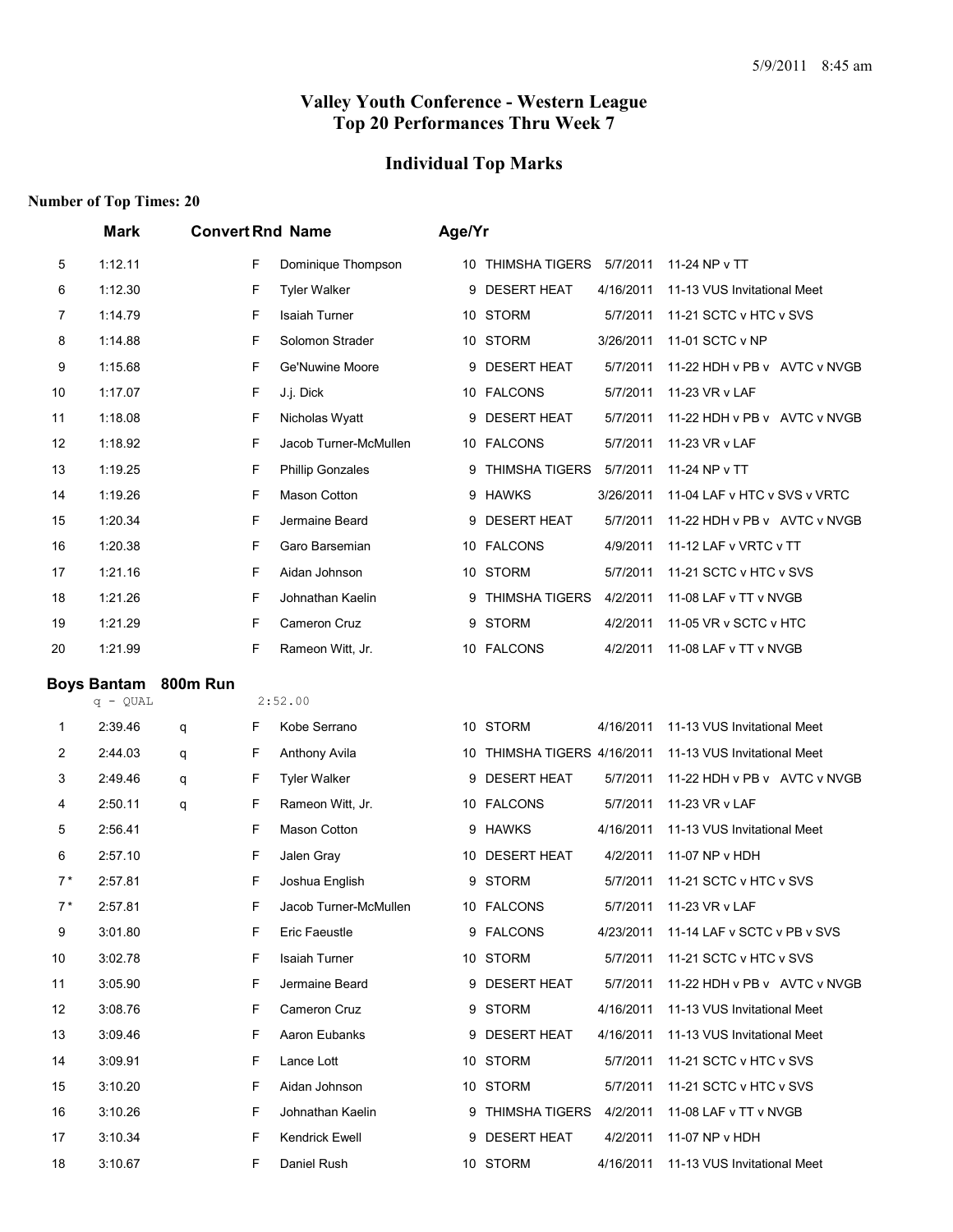# Valley Youth Conference - Western League
## Top 20 Performances Thru Week 7

## Individual Top Marks

**Number of Top Times: 20**

| | Mark | Convert | Rnd | Name | Age/Yr | Team | Date | Meet |
|---|---|---|---|---|---|---|---|---|
| 5 | 1:12.11 | | F | Dominique Thompson | 10 | THIMSHA TIGERS | 5/7/2011 | 11-24 NP v TT |
| 6 | 1:12.30 | | F | Tyler Walker | 9 | DESERT HEAT | 4/16/2011 | 11-13 VUS Invitational Meet |
| 7 | 1:14.79 | | F | Isaiah Turner | 10 | STORM | 5/7/2011 | 11-21 SCTC v HTC v SVS |
| 8 | 1:14.88 | | F | Solomon Strader | 10 | STORM | 3/26/2011 | 11-01 SCTC v NP |
| 9 | 1:15.68 | | F | Ge'Nuwine Moore | 9 | DESERT HEAT | 5/7/2011 | 11-22 HDH v PB v AVTC v NVGB |
| 10 | 1:17.07 | | F | J.j. Dick | 10 | FALCONS | 5/7/2011 | 11-23 VR v LAF |
| 11 | 1:18.08 | | F | Nicholas Wyatt | 9 | DESERT HEAT | 5/7/2011 | 11-22 HDH v PB v AVTC v NVGB |
| 12 | 1:18.92 | | F | Jacob Turner-McMullen | 10 | FALCONS | 5/7/2011 | 11-23 VR v LAF |
| 13 | 1:19.25 | | F | Phillip Gonzales | 9 | THIMSHA TIGERS | 5/7/2011 | 11-24 NP v TT |
| 14 | 1:19.26 | | F | Mason Cotton | 9 | HAWKS | 3/26/2011 | 11-04 LAF v HTC v SVS v VRTC |
| 15 | 1:20.34 | | F | Jermaine Beard | 9 | DESERT HEAT | 5/7/2011 | 11-22 HDH v PB v AVTC v NVGB |
| 16 | 1:20.38 | | F | Garo Barsemian | 10 | FALCONS | 4/9/2011 | 11-12 LAF v VRTC v TT |
| 17 | 1:21.16 | | F | Aidan Johnson | 10 | STORM | 5/7/2011 | 11-21 SCTC v HTC v SVS |
| 18 | 1:21.26 | | F | Johnathan Kaelin | 9 | THIMSHA TIGERS | 4/2/2011 | 11-08 LAF v TT v NVGB |
| 19 | 1:21.29 | | F | Cameron Cruz | 9 | STORM | 4/2/2011 | 11-05 VR v SCTC v HTC |
| 20 | 1:21.99 | | F | Rameon Witt, Jr. | 10 | FALCONS | 4/2/2011 | 11-08 LAF v TT v NVGB |

### Boys Bantam 800m Run

q - QUAL 2:52.00

| | Mark | Convert | Rnd | Name | Age/Yr | Team | Date | Meet |
|---|---|---|---|---|---|---|---|---|
| 1 | 2:39.46 | q | F | Kobe Serrano | 10 | STORM | 4/16/2011 | 11-13 VUS Invitational Meet |
| 2 | 2:44.03 | q | F | Anthony Avila | 10 | THIMSHA TIGERS | 4/16/2011 | 11-13 VUS Invitational Meet |
| 3 | 2:49.46 | q | F | Tyler Walker | 9 | DESERT HEAT | 5/7/2011 | 11-22 HDH v PB v AVTC v NVGB |
| 4 | 2:50.11 | q | F | Rameon Witt, Jr. | 10 | FALCONS | 5/7/2011 | 11-23 VR v LAF |
| 5 | 2:56.41 | | F | Mason Cotton | 9 | HAWKS | 4/16/2011 | 11-13 VUS Invitational Meet |
| 6 | 2:57.10 | | F | Jalen Gray | 10 | DESERT HEAT | 4/2/2011 | 11-07 NP v HDH |
| 7* | 2:57.81 | | F | Joshua English | 9 | STORM | 5/7/2011 | 11-21 SCTC v HTC v SVS |
| 7* | 2:57.81 | | F | Jacob Turner-McMullen | 10 | FALCONS | 5/7/2011 | 11-23 VR v LAF |
| 9 | 3:01.80 | | F | Eric Faeustle | 9 | FALCONS | 4/23/2011 | 11-14 LAF v SCTC v PB v SVS |
| 10 | 3:02.78 | | F | Isaiah Turner | 10 | STORM | 5/7/2011 | 11-21 SCTC v HTC v SVS |
| 11 | 3:05.90 | | F | Jermaine Beard | 9 | DESERT HEAT | 5/7/2011 | 11-22 HDH v PB v AVTC v NVGB |
| 12 | 3:08.76 | | F | Cameron Cruz | 9 | STORM | 4/16/2011 | 11-13 VUS Invitational Meet |
| 13 | 3:09.46 | | F | Aaron Eubanks | 9 | DESERT HEAT | 4/16/2011 | 11-13 VUS Invitational Meet |
| 14 | 3:09.91 | | F | Lance Lott | 10 | STORM | 5/7/2011 | 11-21 SCTC v HTC v SVS |
| 15 | 3:10.20 | | F | Aidan Johnson | 10 | STORM | 5/7/2011 | 11-21 SCTC v HTC v SVS |
| 16 | 3:10.26 | | F | Johnathan Kaelin | 9 | THIMSHA TIGERS | 4/2/2011 | 11-08 LAF v TT v NVGB |
| 17 | 3:10.34 | | F | Kendrick Ewell | 9 | DESERT HEAT | 4/2/2011 | 11-07 NP v HDH |
| 18 | 3:10.67 | | F | Daniel Rush | 10 | STORM | 4/16/2011 | 11-13 VUS Invitational Meet |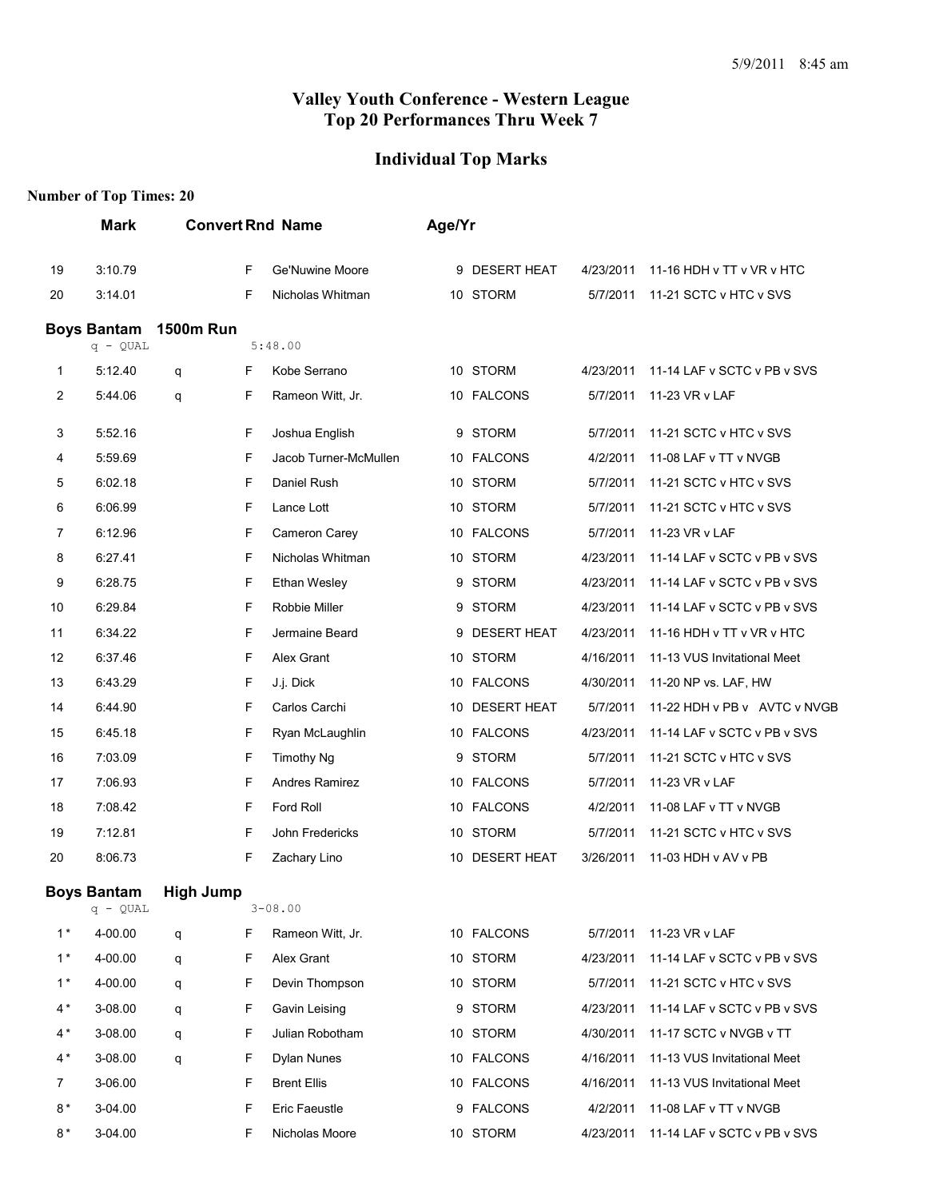## Valley Youth Conference - Western League
## Top 20 Performances Thru Week 7

### Individual Top Marks

**Number of Top Times: 20**

| | Mark | Convert | Rnd | Name | Age/Yr | Team | Date | Meet |
|---|---|---|---|---|---|---|---|---|
| 19 | 3:10.79 | | F | Ge'Nuwine Moore | 9 | DESERT HEAT | 4/23/2011 | 11-16 HDH v TT v VR v HTC |
| 20 | 3:14.01 | | F | Nicholas Whitman | 10 | STORM | 5/7/2011 | 11-21 SCTC v HTC v SVS |

**Boys Bantam 1500m Run**

q - QUAL 5:48.00

| | Mark | Convert | Rnd | Name | Age/Yr | Team | Date | Meet |
|---|---|---|---|---|---|---|---|---|
| 1 | 5:12.40 | q | F | Kobe Serrano | 10 | STORM | 4/23/2011 | 11-14 LAF v SCTC v PB v SVS |
| 2 | 5:44.06 | q | F | Rameon Witt, Jr. | 10 | FALCONS | 5/7/2011 | 11-23 VR v LAF |
| 3 | 5:52.16 | | F | Joshua English | 9 | STORM | 5/7/2011 | 11-21 SCTC v HTC v SVS |
| 4 | 5:59.69 | | F | Jacob Turner-McMullen | 10 | FALCONS | 4/2/2011 | 11-08 LAF v TT v NVGB |
| 5 | 6:02.18 | | F | Daniel Rush | 10 | STORM | 5/7/2011 | 11-21 SCTC v HTC v SVS |
| 6 | 6:06.99 | | F | Lance Lott | 10 | STORM | 5/7/2011 | 11-21 SCTC v HTC v SVS |
| 7 | 6:12.96 | | F | Cameron Carey | 10 | FALCONS | 5/7/2011 | 11-23 VR v LAF |
| 8 | 6:27.41 | | F | Nicholas Whitman | 10 | STORM | 4/23/2011 | 11-14 LAF v SCTC v PB v SVS |
| 9 | 6:28.75 | | F | Ethan Wesley | 9 | STORM | 4/23/2011 | 11-14 LAF v SCTC v PB v SVS |
| 10 | 6:29.84 | | F | Robbie Miller | 9 | STORM | 4/23/2011 | 11-14 LAF v SCTC v PB v SVS |
| 11 | 6:34.22 | | F | Jermaine Beard | 9 | DESERT HEAT | 4/23/2011 | 11-16 HDH v TT v VR v HTC |
| 12 | 6:37.46 | | F | Alex Grant | 10 | STORM | 4/16/2011 | 11-13 VUS Invitational Meet |
| 13 | 6:43.29 | | F | J.j. Dick | 10 | FALCONS | 4/30/2011 | 11-20 NP vs. LAF, HW |
| 14 | 6:44.90 | | F | Carlos Carchi | 10 | DESERT HEAT | 5/7/2011 | 11-22 HDH v PB v AVTC v NVGB |
| 15 | 6:45.18 | | F | Ryan McLaughlin | 10 | FALCONS | 4/23/2011 | 11-14 LAF v SCTC v PB v SVS |
| 16 | 7:03.09 | | F | Timothy Ng | 9 | STORM | 5/7/2011 | 11-21 SCTC v HTC v SVS |
| 17 | 7:06.93 | | F | Andres Ramirez | 10 | FALCONS | 5/7/2011 | 11-23 VR v LAF |
| 18 | 7:08.42 | | F | Ford Roll | 10 | FALCONS | 4/2/2011 | 11-08 LAF v TT v NVGB |
| 19 | 7:12.81 | | F | John Fredericks | 10 | STORM | 5/7/2011 | 11-21 SCTC v HTC v SVS |
| 20 | 8:06.73 | | F | Zachary Lino | 10 | DESERT HEAT | 3/26/2011 | 11-03 HDH v AV v PB |

**Boys Bantam High Jump**

q - QUAL 3-08.00

| | Mark | Convert | Rnd | Name | Age/Yr | Team | Date | Meet |
|---|---|---|---|---|---|---|---|---|
| 1* | 4-00.00 | q | F | Rameon Witt, Jr. | 10 | FALCONS | 5/7/2011 | 11-23 VR v LAF |
| 1* | 4-00.00 | q | F | Alex Grant | 10 | STORM | 4/23/2011 | 11-14 LAF v SCTC v PB v SVS |
| 1* | 4-00.00 | q | F | Devin Thompson | 10 | STORM | 5/7/2011 | 11-21 SCTC v HTC v SVS |
| 4* | 3-08.00 | q | F | Gavin Leising | 9 | STORM | 4/23/2011 | 11-14 LAF v SCTC v PB v SVS |
| 4* | 3-08.00 | q | F | Julian Robotham | 10 | STORM | 4/30/2011 | 11-17 SCTC v NVGB v TT |
| 4* | 3-08.00 | q | F | Dylan Nunes | 10 | FALCONS | 4/16/2011 | 11-13 VUS Invitational Meet |
| 7 | 3-06.00 | | F | Brent Ellis | 10 | FALCONS | 4/16/2011 | 11-13 VUS Invitational Meet |
| 8* | 3-04.00 | | F | Eric Faeustle | 9 | FALCONS | 4/2/2011 | 11-08 LAF v TT v NVGB |
| 8* | 3-04.00 | | F | Nicholas Moore | 10 | STORM | 4/23/2011 | 11-14 LAF v SCTC v PB v SVS |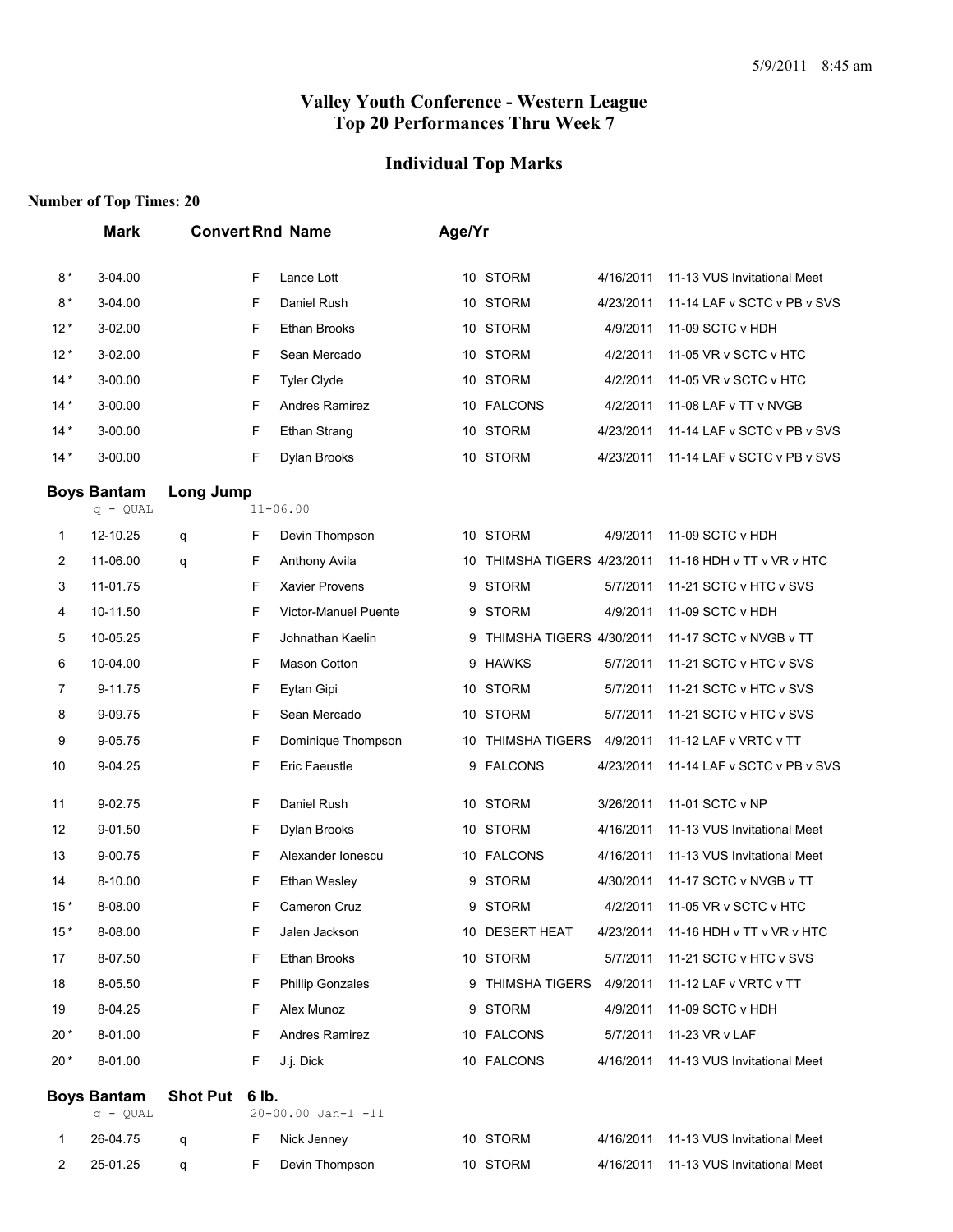# Valley Youth Conference - Western League
# Top 20 Performances Thru Week 7

## Individual Top Marks

**Number of Top Times: 20**

| | Mark | Convert | Rnd | Name | Age/Yr | Team | Date | Meet |
|---|---|---|---|---|---|---|---|---|
| 8 * | 3-04.00 | | F | Lance Lott | 10 | STORM | 4/16/2011 | 11-13 VUS Invitational Meet |
| 8 * | 3-04.00 | | F | Daniel Rush | 10 | STORM | 4/23/2011 | 11-14 LAF v SCTC v PB v SVS |
| 12 * | 3-02.00 | | F | Ethan Brooks | 10 | STORM | 4/9/2011 | 11-09 SCTC v HDH |
| 12 * | 3-02.00 | | F | Sean Mercado | 10 | STORM | 4/2/2011 | 11-05 VR v SCTC v HTC |
| 14 * | 3-00.00 | | F | Tyler Clyde | 10 | STORM | 4/2/2011 | 11-05 VR v SCTC v HTC |
| 14 * | 3-00.00 | | F | Andres Ramirez | 10 | FALCONS | 4/2/2011 | 11-08 LAF v TT v NVGB |
| 14 * | 3-00.00 | | F | Ethan Strang | 10 | STORM | 4/23/2011 | 11-14 LAF v SCTC v PB v SVS |
| 14 * | 3-00.00 | | F | Dylan Brooks | 10 | STORM | 4/23/2011 | 11-14 LAF v SCTC v PB v SVS |

### Boys Bantam Long Jump

q - QUAL 11-06.00

| | Mark | Convert | Rnd | Name | Age/Yr | Team | Date | Meet |
|---|---|---|---|---|---|---|---|---|
| 1 | 12-10.25 | q | F | Devin Thompson | 10 | STORM | 4/9/2011 | 11-09 SCTC v HDH |
| 2 | 11-06.00 | q | F | Anthony Avila | 10 | THIMSHA TIGERS | 4/23/2011 | 11-16 HDH v TT v VR v HTC |
| 3 | 11-01.75 | | F | Xavier Provens | 9 | STORM | 5/7/2011 | 11-21 SCTC v HTC v SVS |
| 4 | 10-11.50 | | F | Victor-Manuel Puente | 9 | STORM | 4/9/2011 | 11-09 SCTC v HDH |
| 5 | 10-05.25 | | F | Johnathan Kaelin | 9 | THIMSHA TIGERS | 4/30/2011 | 11-17 SCTC v NVGB v TT |
| 6 | 10-04.00 | | F | Mason Cotton | 9 | HAWKS | 5/7/2011 | 11-21 SCTC v HTC v SVS |
| 7 | 9-11.75 | | F | Eytan Gipi | 10 | STORM | 5/7/2011 | 11-21 SCTC v HTC v SVS |
| 8 | 9-09.75 | | F | Sean Mercado | 10 | STORM | 5/7/2011 | 11-21 SCTC v HTC v SVS |
| 9 | 9-05.75 | | F | Dominique Thompson | 10 | THIMSHA TIGERS | 4/9/2011 | 11-12 LAF v VRTC v TT |
| 10 | 9-04.25 | | F | Eric Faeustle | 9 | FALCONS | 4/23/2011 | 11-14 LAF v SCTC v PB v SVS |
| 11 | 9-02.75 | | F | Daniel Rush | 10 | STORM | 3/26/2011 | 11-01 SCTC v NP |
| 12 | 9-01.50 | | F | Dylan Brooks | 10 | STORM | 4/16/2011 | 11-13 VUS Invitational Meet |
| 13 | 9-00.75 | | F | Alexander Ionescu | 10 | FALCONS | 4/16/2011 | 11-13 VUS Invitational Meet |
| 14 | 8-10.00 | | F | Ethan Wesley | 9 | STORM | 4/30/2011 | 11-17 SCTC v NVGB v TT |
| 15 * | 8-08.00 | | F | Cameron Cruz | 9 | STORM | 4/2/2011 | 11-05 VR v SCTC v HTC |
| 15 * | 8-08.00 | | F | Jalen Jackson | 10 | DESERT HEAT | 4/23/2011 | 11-16 HDH v TT v VR v HTC |
| 17 | 8-07.50 | | F | Ethan Brooks | 10 | STORM | 5/7/2011 | 11-21 SCTC v HTC v SVS |
| 18 | 8-05.50 | | F | Phillip Gonzales | 9 | THIMSHA TIGERS | 4/9/2011 | 11-12 LAF v VRTC v TT |
| 19 | 8-04.25 | | F | Alex Munoz | 9 | STORM | 4/9/2011 | 11-09 SCTC v HDH |
| 20 * | 8-01.00 | | F | Andres Ramirez | 10 | FALCONS | 5/7/2011 | 11-23 VR v LAF |
| 20 * | 8-01.00 | | F | J.j. Dick | 10 | FALCONS | 4/16/2011 | 11-13 VUS Invitational Meet |

### Boys Bantam Shot Put 6 lb.

q - QUAL 20-00.00 Jan-1 -11

| | Mark | Convert | Rnd | Name | Age/Yr | Team | Date | Meet |
|---|---|---|---|---|---|---|---|---|
| 1 | 26-04.75 | q | F | Nick Jenney | 10 | STORM | 4/16/2011 | 11-13 VUS Invitational Meet |
| 2 | 25-01.25 | q | F | Devin Thompson | 10 | STORM | 4/16/2011 | 11-13 VUS Invitational Meet |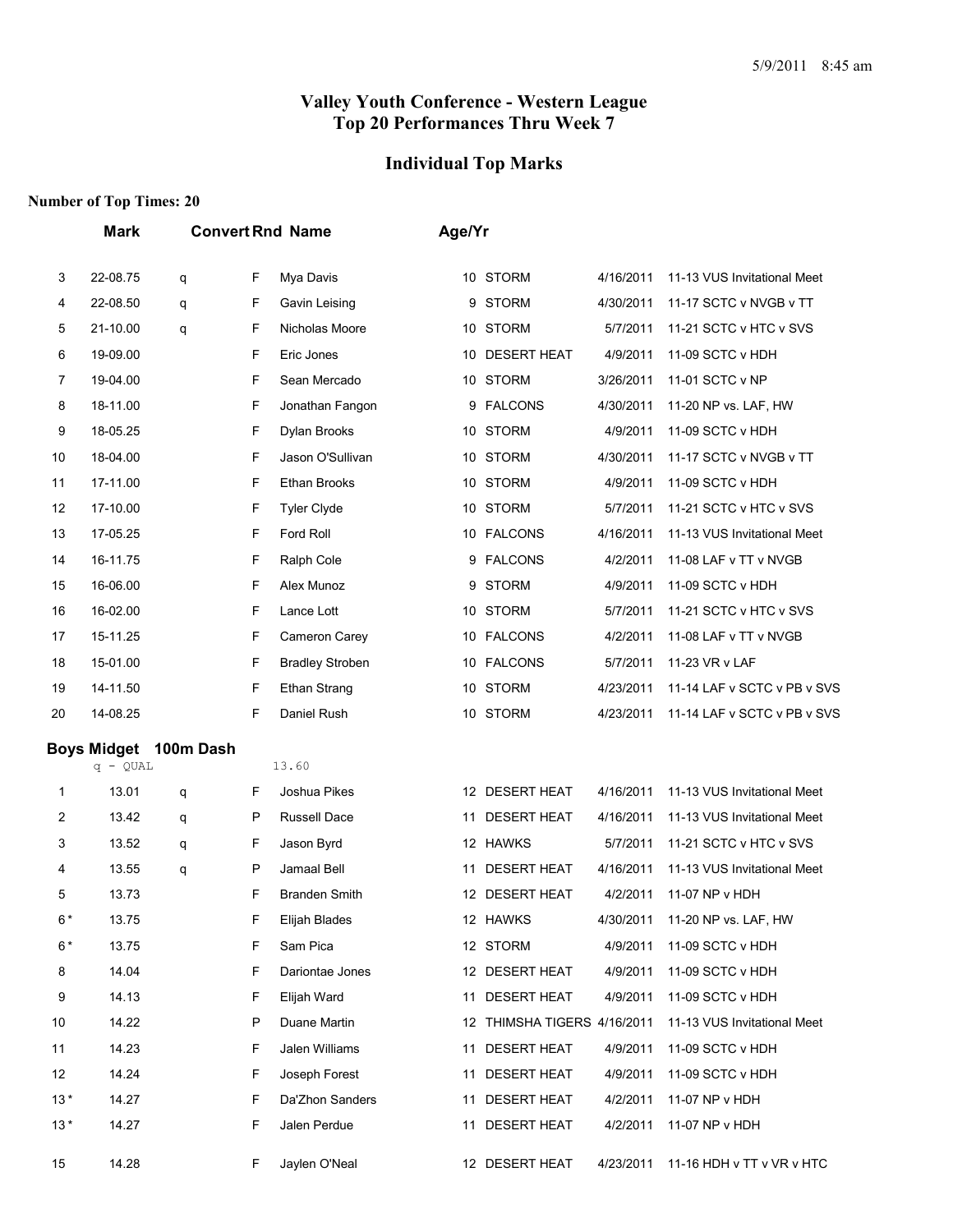# Valley Youth Conference - Western League
## Top 20 Performances Thru Week 7

## Individual Top Marks

**Number of Top Times: 20**

| | Mark | Convert | Rnd | Name | Age/Yr | Team | Date | Meet |
|---|---|---|---|---|---|---|---|---|
| 3 | 22-08.75 | q | F | Mya Davis | 10 | STORM | 4/16/2011 | 11-13 VUS Invitational Meet |
| 4 | 22-08.50 | q | F | Gavin Leising | 9 | STORM | 4/30/2011 | 11-17 SCTC v NVGB v TT |
| 5 | 21-10.00 | q | F | Nicholas Moore | 10 | STORM | 5/7/2011 | 11-21 SCTC v HTC v SVS |
| 6 | 19-09.00 | | F | Eric Jones | 10 | DESERT HEAT | 4/9/2011 | 11-09 SCTC v HDH |
| 7 | 19-04.00 | | F | Sean Mercado | 10 | STORM | 3/26/2011 | 11-01 SCTC v NP |
| 8 | 18-11.00 | | F | Jonathan Fangon | 9 | FALCONS | 4/30/2011 | 11-20 NP vs. LAF, HW |
| 9 | 18-05.25 | | F | Dylan Brooks | 10 | STORM | 4/9/2011 | 11-09 SCTC v HDH |
| 10 | 18-04.00 | | F | Jason O'Sullivan | 10 | STORM | 4/30/2011 | 11-17 SCTC v NVGB v TT |
| 11 | 17-11.00 | | F | Ethan Brooks | 10 | STORM | 4/9/2011 | 11-09 SCTC v HDH |
| 12 | 17-10.00 | | F | Tyler Clyde | 10 | STORM | 5/7/2011 | 11-21 SCTC v HTC v SVS |
| 13 | 17-05.25 | | F | Ford Roll | 10 | FALCONS | 4/16/2011 | 11-13 VUS Invitational Meet |
| 14 | 16-11.75 | | F | Ralph Cole | 9 | FALCONS | 4/2/2011 | 11-08 LAF v TT v NVGB |
| 15 | 16-06.00 | | F | Alex Munoz | 9 | STORM | 4/9/2011 | 11-09 SCTC v HDH |
| 16 | 16-02.00 | | F | Lance Lott | 10 | STORM | 5/7/2011 | 11-21 SCTC v HTC v SVS |
| 17 | 15-11.25 | | F | Cameron Carey | 10 | FALCONS | 4/2/2011 | 11-08 LAF v TT v NVGB |
| 18 | 15-01.00 | | F | Bradley Stroben | 10 | FALCONS | 5/7/2011 | 11-23 VR v LAF |
| 19 | 14-11.50 | | F | Ethan Strang | 10 | STORM | 4/23/2011 | 11-14 LAF v SCTC v PB v SVS |
| 20 | 14-08.25 | | F | Daniel Rush | 10 | STORM | 4/23/2011 | 11-14 LAF v SCTC v PB v SVS |

### Boys Midget 100m Dash

q - QUAL 13.60

| | Mark | Convert | Rnd | Name | Age/Yr | Team | Date | Meet |
|---|---|---|---|---|---|---|---|---|
| 1 | 13.01 | q | F | Joshua Pikes | 12 | DESERT HEAT | 4/16/2011 | 11-13 VUS Invitational Meet |
| 2 | 13.42 | q | P | Russell Dace | 11 | DESERT HEAT | 4/16/2011 | 11-13 VUS Invitational Meet |
| 3 | 13.52 | q | F | Jason Byrd | 12 | HAWKS | 5/7/2011 | 11-21 SCTC v HTC v SVS |
| 4 | 13.55 | q | P | Jamaal Bell | 11 | DESERT HEAT | 4/16/2011 | 11-13 VUS Invitational Meet |
| 5 | 13.73 | | F | Branden Smith | 12 | DESERT HEAT | 4/2/2011 | 11-07 NP v HDH |
| 6* | 13.75 | | F | Elijah Blades | 12 | HAWKS | 4/30/2011 | 11-20 NP vs. LAF, HW |
| 6* | 13.75 | | F | Sam Pica | 12 | STORM | 4/9/2011 | 11-09 SCTC v HDH |
| 8 | 14.04 | | F | Dariontae Jones | 12 | DESERT HEAT | 4/9/2011 | 11-09 SCTC v HDH |
| 9 | 14.13 | | F | Elijah Ward | 11 | DESERT HEAT | 4/9/2011 | 11-09 SCTC v HDH |
| 10 | 14.22 | | P | Duane Martin | 12 | THIMSHA TIGERS | 4/16/2011 | 11-13 VUS Invitational Meet |
| 11 | 14.23 | | F | Jalen Williams | 11 | DESERT HEAT | 4/9/2011 | 11-09 SCTC v HDH |
| 12 | 14.24 | | F | Joseph Forest | 11 | DESERT HEAT | 4/9/2011 | 11-09 SCTC v HDH |
| 13* | 14.27 | | F | Da'Zhon Sanders | 11 | DESERT HEAT | 4/2/2011 | 11-07 NP v HDH |
| 13* | 14.27 | | F | Jalen Perdue | 11 | DESERT HEAT | 4/2/2011 | 11-07 NP v HDH |
| 15 | 14.28 | | F | Jaylen O'Neal | 12 | DESERT HEAT | 4/23/2011 | 11-16 HDH v TT v VR v HTC |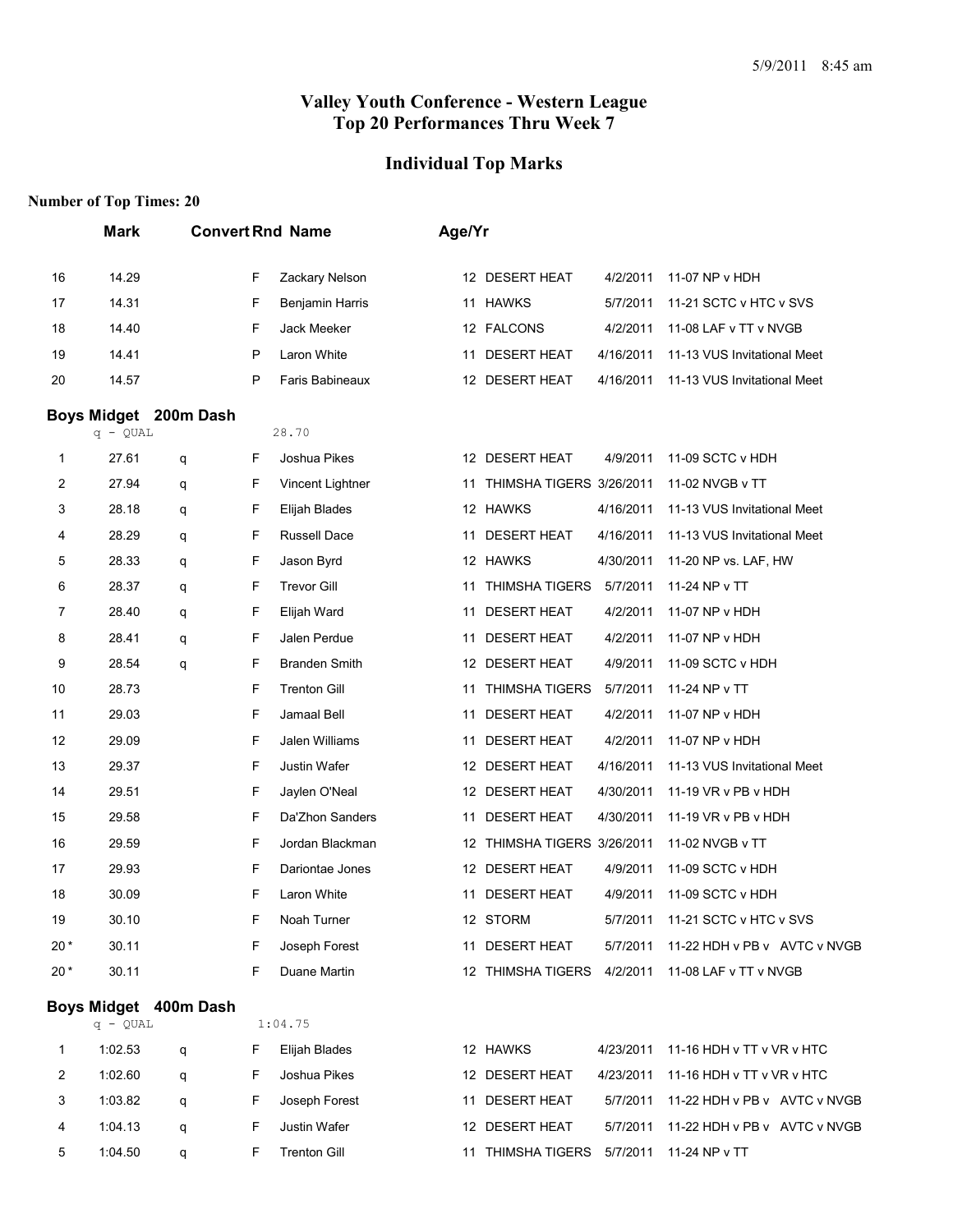5/9/2011 8:45 am

# Valley Youth Conference - Western League
## Top 20 Performances Thru Week 7

## Individual Top Marks

**Number of Top Times: 20**

| | Mark | Convert | Rnd | Name | Age/Yr | Team | Date | Meet |
|---|---|---|---|---|---|---|---|---|
| 16 | 14.29 | | F | Zackary Nelson | 12 | DESERT HEAT | 4/2/2011 | 11-07 NP v HDH |
| 17 | 14.31 | | F | Benjamin Harris | 11 | HAWKS | 5/7/2011 | 11-21 SCTC v HTC v SVS |
| 18 | 14.40 | | F | Jack Meeker | 12 | FALCONS | 4/2/2011 | 11-08 LAF v TT v NVGB |
| 19 | 14.41 | | P | Laron White | 11 | DESERT HEAT | 4/16/2011 | 11-13 VUS Invitational Meet |
| 20 | 14.57 | | P | Faris Babineaux | 12 | DESERT HEAT | 4/16/2011 | 11-13 VUS Invitational Meet |

### Boys Midget 200m Dash

q - QUAL 28.70

| | Mark | Convert | Rnd | Name | Age/Yr | Team | Date | Meet |
|---|---|---|---|---|---|---|---|---|
| 1 | 27.61 | q | F | Joshua Pikes | 12 | DESERT HEAT | 4/9/2011 | 11-09 SCTC v HDH |
| 2 | 27.94 | q | F | Vincent Lightner | 11 | THIMSHA TIGERS | 3/26/2011 | 11-02 NVGB v TT |
| 3 | 28.18 | q | F | Elijah Blades | 12 | HAWKS | 4/16/2011 | 11-13 VUS Invitational Meet |
| 4 | 28.29 | q | F | Russell Dace | 11 | DESERT HEAT | 4/16/2011 | 11-13 VUS Invitational Meet |
| 5 | 28.33 | q | F | Jason Byrd | 12 | HAWKS | 4/30/2011 | 11-20 NP vs. LAF, HW |
| 6 | 28.37 | q | F | Trevor Gill | 11 | THIMSHA TIGERS | 5/7/2011 | 11-24 NP v TT |
| 7 | 28.40 | q | F | Elijah Ward | 11 | DESERT HEAT | 4/2/2011 | 11-07 NP v HDH |
| 8 | 28.41 | q | F | Jalen Perdue | 11 | DESERT HEAT | 4/2/2011 | 11-07 NP v HDH |
| 9 | 28.54 | q | F | Branden Smith | 12 | DESERT HEAT | 4/9/2011 | 11-09 SCTC v HDH |
| 10 | 28.73 | | F | Trenton Gill | 11 | THIMSHA TIGERS | 5/7/2011 | 11-24 NP v TT |
| 11 | 29.03 | | F | Jamaal Bell | 11 | DESERT HEAT | 4/2/2011 | 11-07 NP v HDH |
| 12 | 29.09 | | F | Jalen Williams | 11 | DESERT HEAT | 4/2/2011 | 11-07 NP v HDH |
| 13 | 29.37 | | F | Justin Wafer | 12 | DESERT HEAT | 4/16/2011 | 11-13 VUS Invitational Meet |
| 14 | 29.51 | | F | Jaylen O'Neal | 12 | DESERT HEAT | 4/30/2011 | 11-19 VR v PB v HDH |
| 15 | 29.58 | | F | Da'Zhon Sanders | 11 | DESERT HEAT | 4/30/2011 | 11-19 VR v PB v HDH |
| 16 | 29.59 | | F | Jordan Blackman | 12 | THIMSHA TIGERS | 3/26/2011 | 11-02 NVGB v TT |
| 17 | 29.93 | | F | Dariontae Jones | 12 | DESERT HEAT | 4/9/2011 | 11-09 SCTC v HDH |
| 18 | 30.09 | | F | Laron White | 11 | DESERT HEAT | 4/9/2011 | 11-09 SCTC v HDH |
| 19 | 30.10 | | F | Noah Turner | 12 | STORM | 5/7/2011 | 11-21 SCTC v HTC v SVS |
| 20* | 30.11 | | F | Joseph Forest | 11 | DESERT HEAT | 5/7/2011 | 11-22 HDH v PB v AVTC v NVGB |
| 20* | 30.11 | | F | Duane Martin | 12 | THIMSHA TIGERS | 4/2/2011 | 11-08 LAF v TT v NVGB |

### Boys Midget 400m Dash

q - QUAL 1:04.75

| | Mark | Convert | Rnd | Name | Age/Yr | Team | Date | Meet |
|---|---|---|---|---|---|---|---|---|
| 1 | 1:02.53 | q | F | Elijah Blades | 12 | HAWKS | 4/23/2011 | 11-16 HDH v TT v VR v HTC |
| 2 | 1:02.60 | q | F | Joshua Pikes | 12 | DESERT HEAT | 4/23/2011 | 11-16 HDH v TT v VR v HTC |
| 3 | 1:03.82 | q | F | Joseph Forest | 11 | DESERT HEAT | 5/7/2011 | 11-22 HDH v PB v AVTC v NVGB |
| 4 | 1:04.13 | q | F | Justin Wafer | 12 | DESERT HEAT | 5/7/2011 | 11-22 HDH v PB v AVTC v NVGB |
| 5 | 1:04.50 | q | F | Trenton Gill | 11 | THIMSHA TIGERS | 5/7/2011 | 11-24 NP v TT |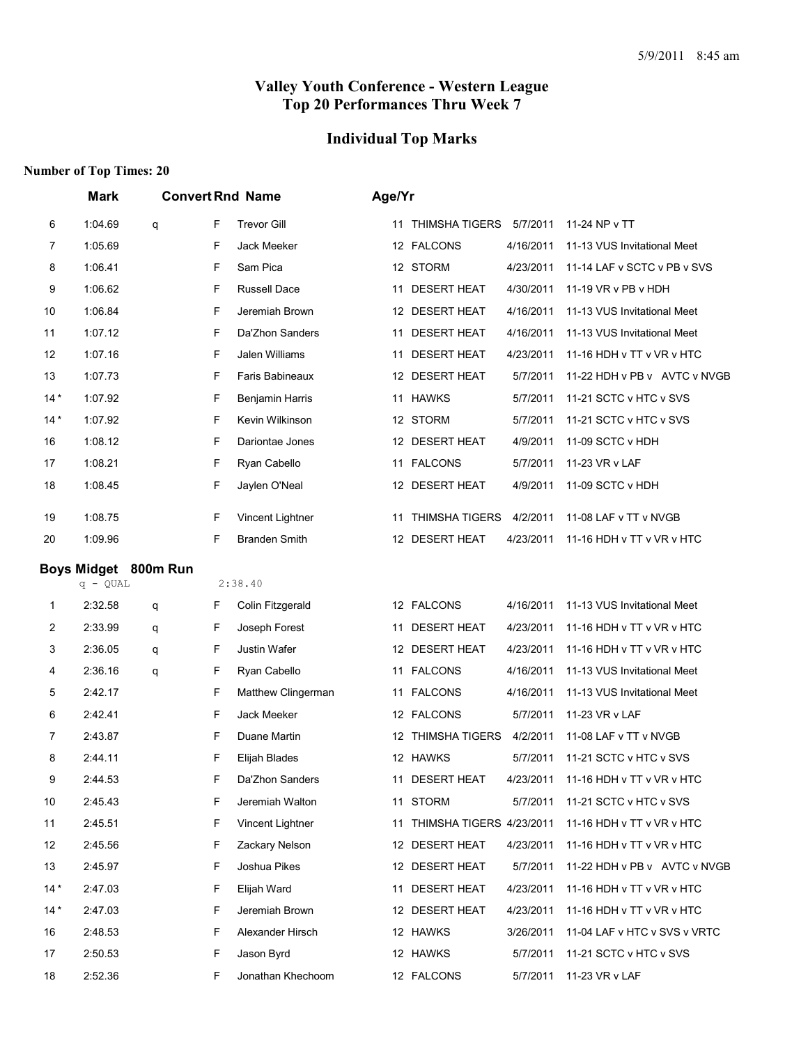5/9/2011 8:45 am

## Valley Youth Conference - Western League
## Top 20 Performances Thru Week 7

## Individual Top Marks

**Number of Top Times: 20**

| | Mark | Convert | Rnd | Name | Age/Yr | Team | Date | Meet |
|---|---|---|---|---|---|---|---|---|
| 6 | 1:04.69 | q | F | Trevor Gill | 11 | THIMSHA TIGERS | 5/7/2011 | 11-24 NP v TT |
| 7 | 1:05.69 | | F | Jack Meeker | 12 | FALCONS | 4/16/2011 | 11-13 VUS Invitational Meet |
| 8 | 1:06.41 | | F | Sam Pica | 12 | STORM | 4/23/2011 | 11-14 LAF v SCTC v PB v SVS |
| 9 | 1:06.62 | | F | Russell Dace | 11 | DESERT HEAT | 4/30/2011 | 11-19 VR v PB v HDH |
| 10 | 1:06.84 | | F | Jeremiah Brown | 12 | DESERT HEAT | 4/16/2011 | 11-13 VUS Invitational Meet |
| 11 | 1:07.12 | | F | Da'Zhon Sanders | 11 | DESERT HEAT | 4/16/2011 | 11-13 VUS Invitational Meet |
| 12 | 1:07.16 | | F | Jalen Williams | 11 | DESERT HEAT | 4/23/2011 | 11-16 HDH v TT v VR v HTC |
| 13 | 1:07.73 | | F | Faris Babineaux | 12 | DESERT HEAT | 5/7/2011 | 11-22 HDH v PB v AVTC v NVGB |
| 14 * | 1:07.92 | | F | Benjamin Harris | 11 | HAWKS | 5/7/2011 | 11-21 SCTC v HTC v SVS |
| 14 * | 1:07.92 | | F | Kevin Wilkinson | 12 | STORM | 5/7/2011 | 11-21 SCTC v HTC v SVS |
| 16 | 1:08.12 | | F | Dariontae Jones | 12 | DESERT HEAT | 4/9/2011 | 11-09 SCTC v HDH |
| 17 | 1:08.21 | | F | Ryan Cabello | 11 | FALCONS | 5/7/2011 | 11-23 VR v LAF |
| 18 | 1:08.45 | | F | Jaylen O'Neal | 12 | DESERT HEAT | 4/9/2011 | 11-09 SCTC v HDH |
| 19 | 1:08.75 | | F | Vincent Lightner | 11 | THIMSHA TIGERS | 4/2/2011 | 11-08 LAF v TT v NVGB |
| 20 | 1:09.96 | | F | Branden Smith | 12 | DESERT HEAT | 4/23/2011 | 11-16 HDH v TT v VR v HTC |

### Boys Midget 800m Run

q - QUAL 2:38.40

| | Mark | Convert | Rnd | Name | Age/Yr | Team | Date | Meet |
|---|---|---|---|---|---|---|---|---|
| 1 | 2:32.58 | q | F | Colin Fitzgerald | 12 | FALCONS | 4/16/2011 | 11-13 VUS Invitational Meet |
| 2 | 2:33.99 | q | F | Joseph Forest | 11 | DESERT HEAT | 4/23/2011 | 11-16 HDH v TT v VR v HTC |
| 3 | 2:36.05 | q | F | Justin Wafer | 12 | DESERT HEAT | 4/23/2011 | 11-16 HDH v TT v VR v HTC |
| 4 | 2:36.16 | q | F | Ryan Cabello | 11 | FALCONS | 4/16/2011 | 11-13 VUS Invitational Meet |
| 5 | 2:42.17 | | F | Matthew Clingerman | 11 | FALCONS | 4/16/2011 | 11-13 VUS Invitational Meet |
| 6 | 2:42.41 | | F | Jack Meeker | 12 | FALCONS | 5/7/2011 | 11-23 VR v LAF |
| 7 | 2:43.87 | | F | Duane Martin | 12 | THIMSHA TIGERS | 4/2/2011 | 11-08 LAF v TT v NVGB |
| 8 | 2:44.11 | | F | Elijah Blades | 12 | HAWKS | 5/7/2011 | 11-21 SCTC v HTC v SVS |
| 9 | 2:44.53 | | F | Da'Zhon Sanders | 11 | DESERT HEAT | 4/23/2011 | 11-16 HDH v TT v VR v HTC |
| 10 | 2:45.43 | | F | Jeremiah Walton | 11 | STORM | 5/7/2011 | 11-21 SCTC v HTC v SVS |
| 11 | 2:45.51 | | F | Vincent Lightner | 11 | THIMSHA TIGERS | 4/23/2011 | 11-16 HDH v TT v VR v HTC |
| 12 | 2:45.56 | | F | Zackary Nelson | 12 | DESERT HEAT | 4/23/2011 | 11-16 HDH v TT v VR v HTC |
| 13 | 2:45.97 | | F | Joshua Pikes | 12 | DESERT HEAT | 5/7/2011 | 11-22 HDH v PB v AVTC v NVGB |
| 14 * | 2:47.03 | | F | Elijah Ward | 11 | DESERT HEAT | 4/23/2011 | 11-16 HDH v TT v VR v HTC |
| 14 * | 2:47.03 | | F | Jeremiah Brown | 12 | DESERT HEAT | 4/23/2011 | 11-16 HDH v TT v VR v HTC |
| 16 | 2:48.53 | | F | Alexander Hirsch | 12 | HAWKS | 3/26/2011 | 11-04 LAF v HTC v SVS v VRTC |
| 17 | 2:50.53 | | F | Jason Byrd | 12 | HAWKS | 5/7/2011 | 11-21 SCTC v HTC v SVS |
| 18 | 2:52.36 | | F | Jonathan Khechoom | 12 | FALCONS | 5/7/2011 | 11-23 VR v LAF |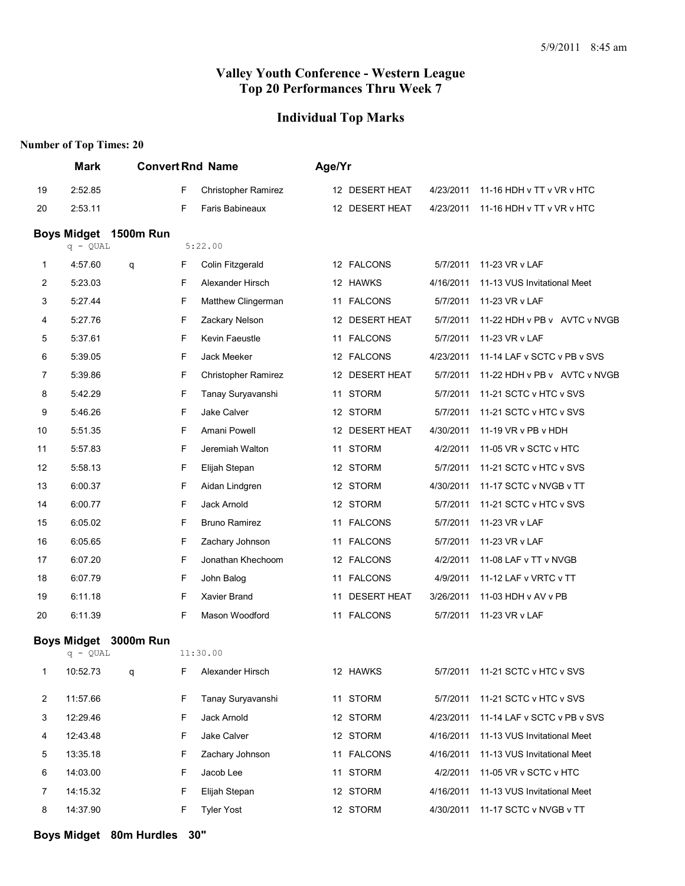5/9/2011 8:45 am

# Valley Youth Conference - Western League
# Top 20 Performances Thru Week 7

## Individual Top Marks

**Number of Top Times: 20**

| | Mark | Convert | Rnd | Name | Age/Yr | Team | Date | Meet |
|---|---|---|---|---|---|---|---|---|
| 19 | 2:52.85 | | F | Christopher Ramirez | 12 | DESERT HEAT | 4/23/2011 | 11-16 HDH v TT v VR v HTC |
| 20 | 2:53.11 | | F | Faris Babineaux | 12 | DESERT HEAT | 4/23/2011 | 11-16 HDH v TT v VR v HTC |

### Boys Midget 1500m Run

q - QUAL 5:22.00

| | Mark | Convert | Rnd | Name | Age/Yr | Team | Date | Meet |
|---|---|---|---|---|---|---|---|---|
| 1 | 4:57.60 | q | F | Colin Fitzgerald | 12 | FALCONS | 5/7/2011 | 11-23 VR v LAF |
| 2 | 5:23.03 | | F | Alexander Hirsch | 12 | HAWKS | 4/16/2011 | 11-13 VUS Invitational Meet |
| 3 | 5:27.44 | | F | Matthew Clingerman | 11 | FALCONS | 5/7/2011 | 11-23 VR v LAF |
| 4 | 5:27.76 | | F | Zackary Nelson | 12 | DESERT HEAT | 5/7/2011 | 11-22 HDH v PB v AVTC v NVGB |
| 5 | 5:37.61 | | F | Kevin Faeustle | 11 | FALCONS | 5/7/2011 | 11-23 VR v LAF |
| 6 | 5:39.05 | | F | Jack Meeker | 12 | FALCONS | 4/23/2011 | 11-14 LAF v SCTC v PB v SVS |
| 7 | 5:39.86 | | F | Christopher Ramirez | 12 | DESERT HEAT | 5/7/2011 | 11-22 HDH v PB v AVTC v NVGB |
| 8 | 5:42.29 | | F | Tanay Suryavanshi | 11 | STORM | 5/7/2011 | 11-21 SCTC v HTC v SVS |
| 9 | 5:46.26 | | F | Jake Calver | 12 | STORM | 5/7/2011 | 11-21 SCTC v HTC v SVS |
| 10 | 5:51.35 | | F | Amani Powell | 12 | DESERT HEAT | 4/30/2011 | 11-19 VR v PB v HDH |
| 11 | 5:57.83 | | F | Jeremiah Walton | 11 | STORM | 4/2/2011 | 11-05 VR v SCTC v HTC |
| 12 | 5:58.13 | | F | Elijah Stepan | 12 | STORM | 5/7/2011 | 11-21 SCTC v HTC v SVS |
| 13 | 6:00.37 | | F | Aidan Lindgren | 12 | STORM | 4/30/2011 | 11-17 SCTC v NVGB v TT |
| 14 | 6:00.77 | | F | Jack Arnold | 12 | STORM | 5/7/2011 | 11-21 SCTC v HTC v SVS |
| 15 | 6:05.02 | | F | Bruno Ramirez | 11 | FALCONS | 5/7/2011 | 11-23 VR v LAF |
| 16 | 6:05.65 | | F | Zachary Johnson | 11 | FALCONS | 5/7/2011 | 11-23 VR v LAF |
| 17 | 6:07.20 | | F | Jonathan Khechoom | 12 | FALCONS | 4/2/2011 | 11-08 LAF v TT v NVGB |
| 18 | 6:07.79 | | F | John Balog | 11 | FALCONS | 4/9/2011 | 11-12 LAF v VRTC v TT |
| 19 | 6:11.18 | | F | Xavier Brand | 11 | DESERT HEAT | 3/26/2011 | 11-03 HDH v AV v PB |
| 20 | 6:11.39 | | F | Mason Woodford | 11 | FALCONS | 5/7/2011 | 11-23 VR v LAF |

### Boys Midget 3000m Run

q - QUAL 11:30.00

| | Mark | Convert | Rnd | Name | Age/Yr | Team | Date | Meet |
|---|---|---|---|---|---|---|---|---|
| 1 | 10:52.73 | q | F | Alexander Hirsch | 12 | HAWKS | 5/7/2011 | 11-21 SCTC v HTC v SVS |
| 2 | 11:57.66 | | F | Tanay Suryavanshi | 11 | STORM | 5/7/2011 | 11-21 SCTC v HTC v SVS |
| 3 | 12:29.46 | | F | Jack Arnold | 12 | STORM | 4/23/2011 | 11-14 LAF v SCTC v PB v SVS |
| 4 | 12:43.48 | | F | Jake Calver | 12 | STORM | 4/16/2011 | 11-13 VUS Invitational Meet |
| 5 | 13:35.18 | | F | Zachary Johnson | 11 | FALCONS | 4/16/2011 | 11-13 VUS Invitational Meet |
| 6 | 14:03.00 | | F | Jacob Lee | 11 | STORM | 4/2/2011 | 11-05 VR v SCTC v HTC |
| 7 | 14:15.32 | | F | Elijah Stepan | 12 | STORM | 4/16/2011 | 11-13 VUS Invitational Meet |
| 8 | 14:37.90 | | F | Tyler Yost | 12 | STORM | 4/30/2011 | 11-17 SCTC v NVGB v TT |

### Boys Midget 80m Hurdles 30"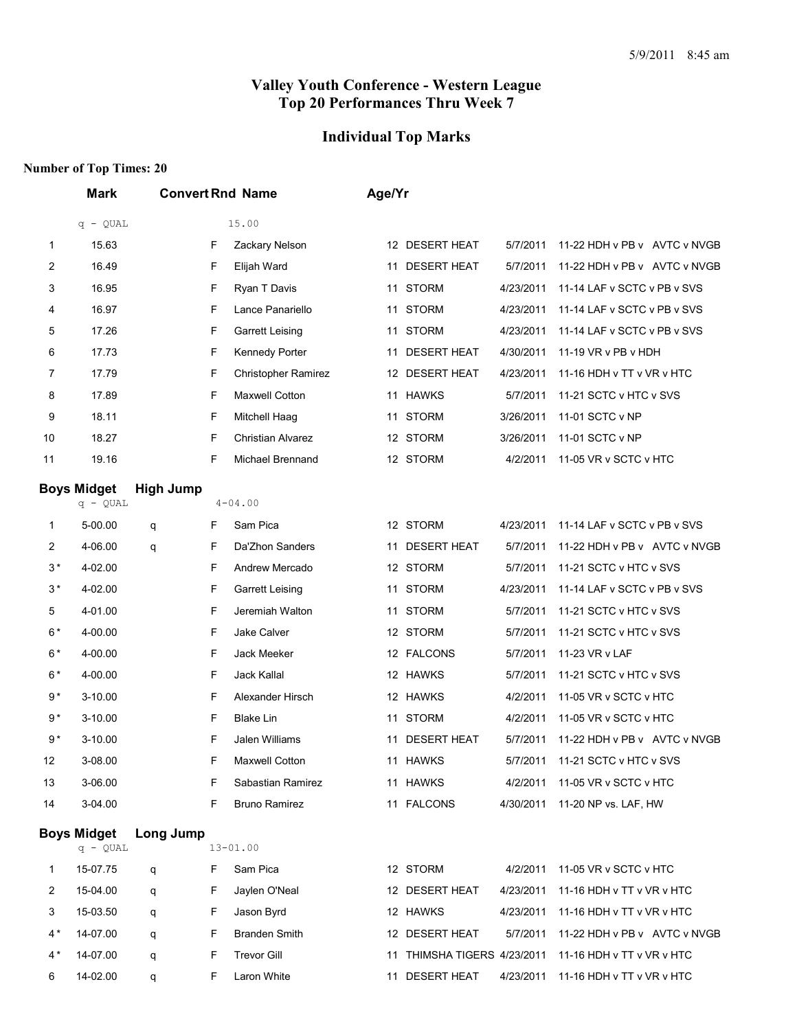# Valley Youth Conference - Western League
## Top 20 Performances Thru Week 7

## Individual Top Marks

**Number of Top Times: 20**

| | Mark | Convert | Rnd | Name | Age/Yr | Team | Date | Meet |
|---|---|---|---|---|---|---|---|---|
| | q - QUAL | | | 15.00 | | | | |
| 1 | 15.63 | | F | Zackary Nelson | 12 | DESERT HEAT | 5/7/2011 | 11-22 HDH v PB v AVTC v NVGB |
| 2 | 16.49 | | F | Elijah Ward | 11 | DESERT HEAT | 5/7/2011 | 11-22 HDH v PB v AVTC v NVGB |
| 3 | 16.95 | | F | Ryan T Davis | 11 | STORM | 4/23/2011 | 11-14 LAF v SCTC v PB v SVS |
| 4 | 16.97 | | F | Lance Panariello | 11 | STORM | 4/23/2011 | 11-14 LAF v SCTC v PB v SVS |
| 5 | 17.26 | | F | Garrett Leising | 11 | STORM | 4/23/2011 | 11-14 LAF v SCTC v PB v SVS |
| 6 | 17.73 | | F | Kennedy Porter | 11 | DESERT HEAT | 4/30/2011 | 11-19 VR v PB v HDH |
| 7 | 17.79 | | F | Christopher Ramirez | 12 | DESERT HEAT | 4/23/2011 | 11-16 HDH v TT v VR v HTC |
| 8 | 17.89 | | F | Maxwell Cotton | 11 | HAWKS | 5/7/2011 | 11-21 SCTC v HTC v SVS |
| 9 | 18.11 | | F | Mitchell Haag | 11 | STORM | 3/26/2011 | 11-01 SCTC v NP |
| 10 | 18.27 | | F | Christian Alvarez | 12 | STORM | 3/26/2011 | 11-01 SCTC v NP |
| 11 | 19.16 | | F | Michael Brennand | 12 | STORM | 4/2/2011 | 11-05 VR v SCTC v HTC |

### Boys Midget High Jump

| | Mark | Convert | Rnd | Name | Age/Yr | Team | Date | Meet |
|---|---|---|---|---|---|---|---|---|
| | q - QUAL | | | 4-04.00 | | | | |
| 1 | 5-00.00 | q | F | Sam Pica | 12 | STORM | 4/23/2011 | 11-14 LAF v SCTC v PB v SVS |
| 2 | 4-06.00 | q | F | Da'Zhon Sanders | 11 | DESERT HEAT | 5/7/2011 | 11-22 HDH v PB v AVTC v NVGB |
| 3* | 4-02.00 | | F | Andrew Mercado | 12 | STORM | 5/7/2011 | 11-21 SCTC v HTC v SVS |
| 3* | 4-02.00 | | F | Garrett Leising | 11 | STORM | 4/23/2011 | 11-14 LAF v SCTC v PB v SVS |
| 5 | 4-01.00 | | F | Jeremiah Walton | 11 | STORM | 5/7/2011 | 11-21 SCTC v HTC v SVS |
| 6* | 4-00.00 | | F | Jake Calver | 12 | STORM | 5/7/2011 | 11-21 SCTC v HTC v SVS |
| 6* | 4-00.00 | | F | Jack Meeker | 12 | FALCONS | 5/7/2011 | 11-23 VR v LAF |
| 6* | 4-00.00 | | F | Jack Kallal | 12 | HAWKS | 5/7/2011 | 11-21 SCTC v HTC v SVS |
| 9* | 3-10.00 | | F | Alexander Hirsch | 12 | HAWKS | 4/2/2011 | 11-05 VR v SCTC v HTC |
| 9* | 3-10.00 | | F | Blake Lin | 11 | STORM | 4/2/2011 | 11-05 VR v SCTC v HTC |
| 9* | 3-10.00 | | F | Jalen Williams | 11 | DESERT HEAT | 5/7/2011 | 11-22 HDH v PB v AVTC v NVGB |
| 12 | 3-08.00 | | F | Maxwell Cotton | 11 | HAWKS | 5/7/2011 | 11-21 SCTC v HTC v SVS |
| 13 | 3-06.00 | | F | Sabastian Ramirez | 11 | HAWKS | 4/2/2011 | 11-05 VR v SCTC v HTC |
| 14 | 3-04.00 | | F | Bruno Ramirez | 11 | FALCONS | 4/30/2011 | 11-20 NP vs. LAF, HW |

### Boys Midget Long Jump

| | Mark | Convert | Rnd | Name | Age/Yr | Team | Date | Meet |
|---|---|---|---|---|---|---|---|---|
| | q - QUAL | | | 13-01.00 | | | | |
| 1 | 15-07.75 | q | F | Sam Pica | 12 | STORM | 4/2/2011 | 11-05 VR v SCTC v HTC |
| 2 | 15-04.00 | q | F | Jaylen O'Neal | 12 | DESERT HEAT | 4/23/2011 | 11-16 HDH v TT v VR v HTC |
| 3 | 15-03.50 | q | F | Jason Byrd | 12 | HAWKS | 4/23/2011 | 11-16 HDH v TT v VR v HTC |
| 4* | 14-07.00 | q | F | Branden Smith | 12 | DESERT HEAT | 5/7/2011 | 11-22 HDH v PB v AVTC v NVGB |
| 4* | 14-07.00 | q | F | Trevor Gill | 11 | THIMSHA TIGERS | 4/23/2011 | 11-16 HDH v TT v VR v HTC |
| 6 | 14-02.00 | q | F | Laron White | 11 | DESERT HEAT | 4/23/2011 | 11-16 HDH v TT v VR v HTC |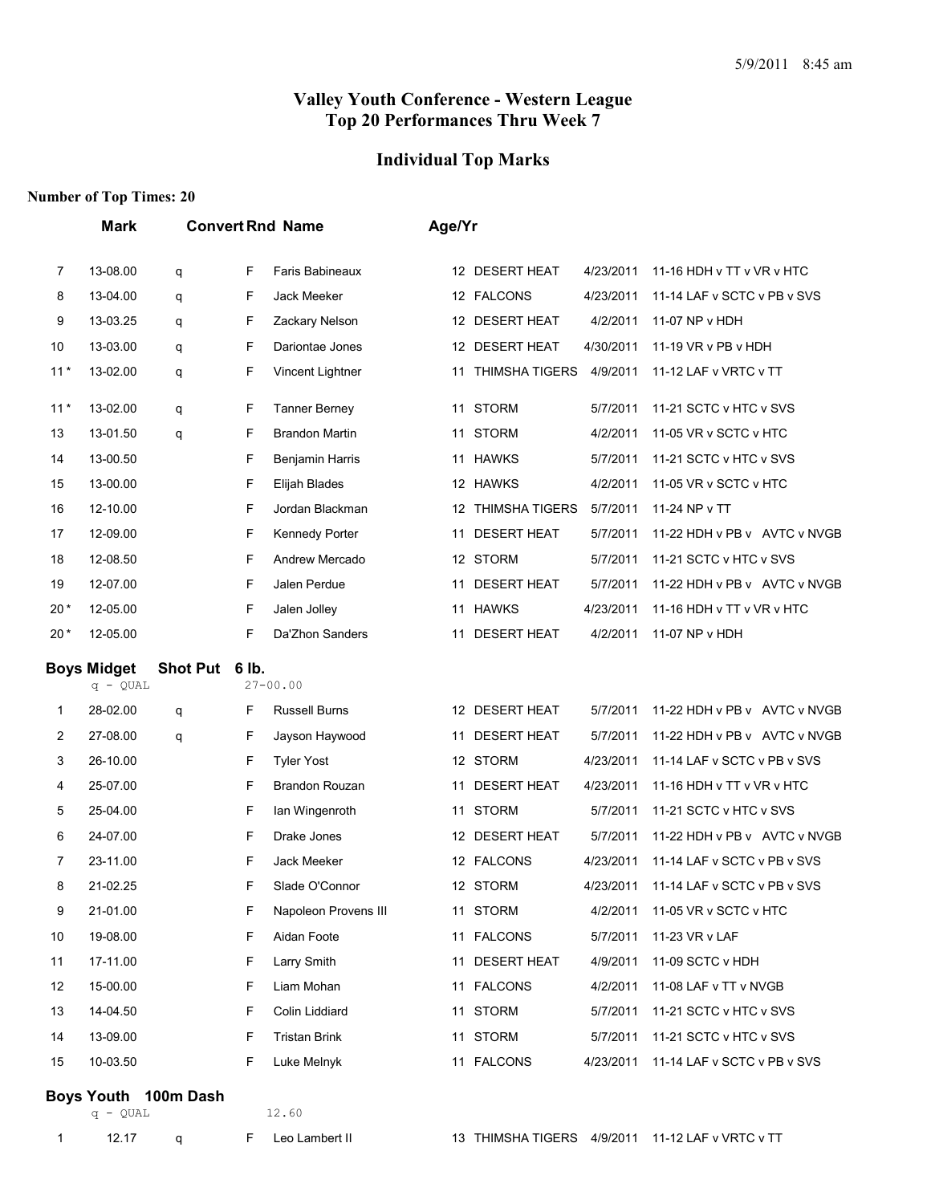# Valley Youth Conference - Western League
# Top 20 Performances Thru Week 7

## Individual Top Marks

**Number of Top Times: 20**

| | Mark | Convert | Rnd | Name | Age/Yr | Team | Date | Meet |
|---|---|---|---|---|---|---|---|---|
| 7 | 13-08.00 | q | F | Faris Babineaux | 12 | DESERT HEAT | 4/23/2011 | 11-16 HDH v TT v VR v HTC |
| 8 | 13-04.00 | q | F | Jack Meeker | 12 | FALCONS | 4/23/2011 | 11-14 LAF v SCTC v PB v SVS |
| 9 | 13-03.25 | q | F | Zackary Nelson | 12 | DESERT HEAT | 4/2/2011 | 11-07 NP v HDH |
| 10 | 13-03.00 | q | F | Dariontae Jones | 12 | DESERT HEAT | 4/30/2011 | 11-19 VR v PB v HDH |
| 11 * | 13-02.00 | q | F | Vincent Lightner | 11 | THIMSHA TIGERS | 4/9/2011 | 11-12 LAF v VRTC v TT |
| 11 * | 13-02.00 | q | F | Tanner Berney | 11 | STORM | 5/7/2011 | 11-21 SCTC v HTC v SVS |
| 13 | 13-01.50 | q | F | Brandon Martin | 11 | STORM | 4/2/2011 | 11-05 VR v SCTC v HTC |
| 14 | 13-00.50 | | F | Benjamin Harris | 11 | HAWKS | 5/7/2011 | 11-21 SCTC v HTC v SVS |
| 15 | 13-00.00 | | F | Elijah Blades | 12 | HAWKS | 4/2/2011 | 11-05 VR v SCTC v HTC |
| 16 | 12-10.00 | | F | Jordan Blackman | 12 | THIMSHA TIGERS | 5/7/2011 | 11-24 NP v TT |
| 17 | 12-09.00 | | F | Kennedy Porter | 11 | DESERT HEAT | 5/7/2011 | 11-22 HDH v PB v AVTC v NVGB |
| 18 | 12-08.50 | | F | Andrew Mercado | 12 | STORM | 5/7/2011 | 11-21 SCTC v HTC v SVS |
| 19 | 12-07.00 | | F | Jalen Perdue | 11 | DESERT HEAT | 5/7/2011 | 11-22 HDH v PB v AVTC v NVGB |
| 20 * | 12-05.00 | | F | Jalen Jolley | 11 | HAWKS | 4/23/2011 | 11-16 HDH v TT v VR v HTC |
| 20 * | 12-05.00 | | F | Da'Zhon Sanders | 11 | DESERT HEAT | 4/2/2011 | 11-07 NP v HDH |

### Boys Midget Shot Put 6 lb.

q - QUAL 27-00.00

| | Mark | Convert | Rnd | Name | Age/Yr | Team | Date | Meet |
|---|---|---|---|---|---|---|---|---|
| 1 | 28-02.00 | q | F | Russell Burns | 12 | DESERT HEAT | 5/7/2011 | 11-22 HDH v PB v AVTC v NVGB |
| 2 | 27-08.00 | q | F | Jayson Haywood | 11 | DESERT HEAT | 5/7/2011 | 11-22 HDH v PB v AVTC v NVGB |
| 3 | 26-10.00 | | F | Tyler Yost | 12 | STORM | 4/23/2011 | 11-14 LAF v SCTC v PB v SVS |
| 4 | 25-07.00 | | F | Brandon Rouzan | 11 | DESERT HEAT | 4/23/2011 | 11-16 HDH v TT v VR v HTC |
| 5 | 25-04.00 | | F | Ian Wingenroth | 11 | STORM | 5/7/2011 | 11-21 SCTC v HTC v SVS |
| 6 | 24-07.00 | | F | Drake Jones | 12 | DESERT HEAT | 5/7/2011 | 11-22 HDH v PB v AVTC v NVGB |
| 7 | 23-11.00 | | F | Jack Meeker | 12 | FALCONS | 4/23/2011 | 11-14 LAF v SCTC v PB v SVS |
| 8 | 21-02.25 | | F | Slade O'Connor | 12 | STORM | 4/23/2011 | 11-14 LAF v SCTC v PB v SVS |
| 9 | 21-01.00 | | F | Napoleon Provens III | 11 | STORM | 4/2/2011 | 11-05 VR v SCTC v HTC |
| 10 | 19-08.00 | | F | Aidan Foote | 11 | FALCONS | 5/7/2011 | 11-23 VR v LAF |
| 11 | 17-11.00 | | F | Larry Smith | 11 | DESERT HEAT | 4/9/2011 | 11-09 SCTC v HDH |
| 12 | 15-00.00 | | F | Liam Mohan | 11 | FALCONS | 4/2/2011 | 11-08 LAF v TT v NVGB |
| 13 | 14-04.50 | | F | Colin Liddiard | 11 | STORM | 5/7/2011 | 11-21 SCTC v HTC v SVS |
| 14 | 13-09.00 | | F | Tristan Brink | 11 | STORM | 5/7/2011 | 11-21 SCTC v HTC v SVS |
| 15 | 10-03.50 | | F | Luke Melnyk | 11 | FALCONS | 4/23/2011 | 11-14 LAF v SCTC v PB v SVS |

### Boys Youth 100m Dash

q - QUAL 12.60

| | Mark | Convert | Rnd | Name | Age/Yr | Team | Date | Meet |
|---|---|---|---|---|---|---|---|---|
| 1 | 12.17 | q | F | Leo Lambert II | 13 | THIMSHA TIGERS | 4/9/2011 | 11-12 LAF v VRTC v TT |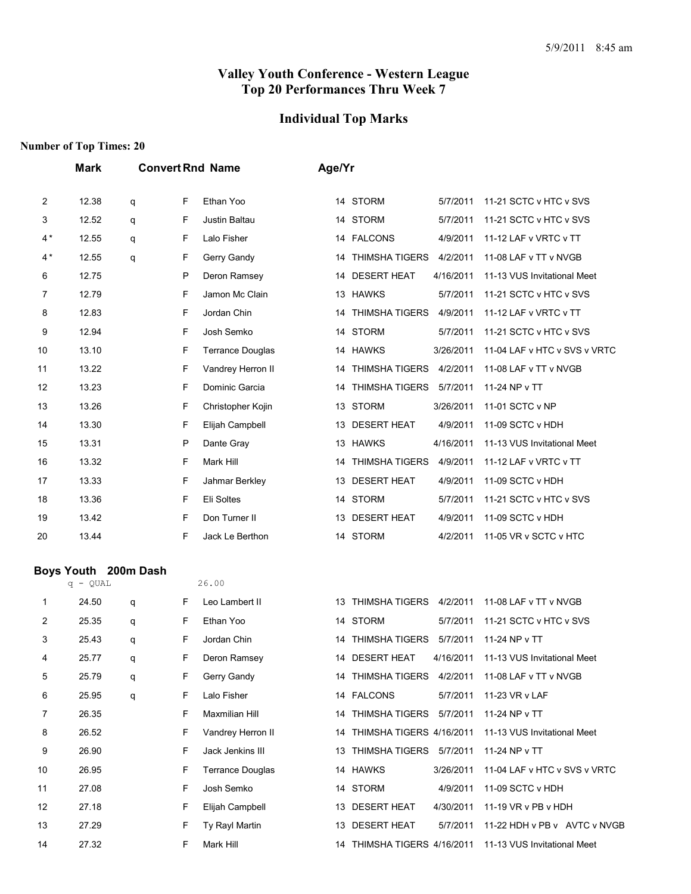# Valley Youth Conference - Western League
## Top 20 Performances Thru Week 7

## Individual Top Marks

**Number of Top Times: 20**

| | Mark | Convert | Rnd | Name | Age/Yr | Team | Date | Meet |
|---|---|---|---|---|---|---|---|---|
| 2 | 12.38 | q | F | Ethan Yoo | 14 | STORM | 5/7/2011 | 11-21 SCTC v HTC v SVS |
| 3 | 12.52 | q | F | Justin Baltau | 14 | STORM | 5/7/2011 | 11-21 SCTC v HTC v SVS |
| 4 * | 12.55 | q | F | Lalo Fisher | 14 | FALCONS | 4/9/2011 | 11-12 LAF v VRTC v TT |
| 4 * | 12.55 | q | F | Gerry Gandy | 14 | THIMSHA TIGERS | 4/2/2011 | 11-08 LAF v TT v NVGB |
| 6 | 12.75 | | P | Deron Ramsey | 14 | DESERT HEAT | 4/16/2011 | 11-13 VUS Invitational Meet |
| 7 | 12.79 | | F | Jamon Mc Clain | 13 | HAWKS | 5/7/2011 | 11-21 SCTC v HTC v SVS |
| 8 | 12.83 | | F | Jordan Chin | 14 | THIMSHA TIGERS | 4/9/2011 | 11-12 LAF v VRTC v TT |
| 9 | 12.94 | | F | Josh Semko | 14 | STORM | 5/7/2011 | 11-21 SCTC v HTC v SVS |
| 10 | 13.10 | | F | Terrance Douglas | 14 | HAWKS | 3/26/2011 | 11-04 LAF v HTC v SVS v VRTC |
| 11 | 13.22 | | F | Vandrey Herron II | 14 | THIMSHA TIGERS | 4/2/2011 | 11-08 LAF v TT v NVGB |
| 12 | 13.23 | | F | Dominic Garcia | 14 | THIMSHA TIGERS | 5/7/2011 | 11-24 NP v TT |
| 13 | 13.26 | | F | Christopher Kojin | 13 | STORM | 3/26/2011 | 11-01 SCTC v NP |
| 14 | 13.30 | | F | Elijah Campbell | 13 | DESERT HEAT | 4/9/2011 | 11-09 SCTC v HDH |
| 15 | 13.31 | | P | Dante Gray | 13 | HAWKS | 4/16/2011 | 11-13 VUS Invitational Meet |
| 16 | 13.32 | | F | Mark Hill | 14 | THIMSHA TIGERS | 4/9/2011 | 11-12 LAF v VRTC v TT |
| 17 | 13.33 | | F | Jahmar Berkley | 13 | DESERT HEAT | 4/9/2011 | 11-09 SCTC v HDH |
| 18 | 13.36 | | F | Eli Soltes | 14 | STORM | 5/7/2011 | 11-21 SCTC v HTC v SVS |
| 19 | 13.42 | | F | Don Turner II | 13 | DESERT HEAT | 4/9/2011 | 11-09 SCTC v HDH |
| 20 | 13.44 | | F | Jack Le Berthon | 14 | STORM | 4/2/2011 | 11-05 VR v SCTC v HTC |

### Boys Youth 200m Dash

q - QUAL 26.00

| | Mark | Convert | Rnd | Name | Age/Yr | Team | Date | Meet |
|---|---|---|---|---|---|---|---|---|
| 1 | 24.50 | q | F | Leo Lambert II | 13 | THIMSHA TIGERS | 4/2/2011 | 11-08 LAF v TT v NVGB |
| 2 | 25.35 | q | F | Ethan Yoo | 14 | STORM | 5/7/2011 | 11-21 SCTC v HTC v SVS |
| 3 | 25.43 | q | F | Jordan Chin | 14 | THIMSHA TIGERS | 5/7/2011 | 11-24 NP v TT |
| 4 | 25.77 | q | F | Deron Ramsey | 14 | DESERT HEAT | 4/16/2011 | 11-13 VUS Invitational Meet |
| 5 | 25.79 | q | F | Gerry Gandy | 14 | THIMSHA TIGERS | 4/2/2011 | 11-08 LAF v TT v NVGB |
| 6 | 25.95 | q | F | Lalo Fisher | 14 | FALCONS | 5/7/2011 | 11-23 VR v LAF |
| 7 | 26.35 | | F | Maxmilian Hill | 14 | THIMSHA TIGERS | 5/7/2011 | 11-24 NP v TT |
| 8 | 26.52 | | F | Vandrey Herron II | 14 | THIMSHA TIGERS | 4/16/2011 | 11-13 VUS Invitational Meet |
| 9 | 26.90 | | F | Jack Jenkins III | 13 | THIMSHA TIGERS | 5/7/2011 | 11-24 NP v TT |
| 10 | 26.95 | | F | Terrance Douglas | 14 | HAWKS | 3/26/2011 | 11-04 LAF v HTC v SVS v VRTC |
| 11 | 27.08 | | F | Josh Semko | 14 | STORM | 4/9/2011 | 11-09 SCTC v HDH |
| 12 | 27.18 | | F | Elijah Campbell | 13 | DESERT HEAT | 4/30/2011 | 11-19 VR v PB v HDH |
| 13 | 27.29 | | F | Ty Rayl Martin | 13 | DESERT HEAT | 5/7/2011 | 11-22 HDH v PB v AVTC v NVGB |
| 14 | 27.32 | | F | Mark Hill | 14 | THIMSHA TIGERS | 4/16/2011 | 11-13 VUS Invitational Meet |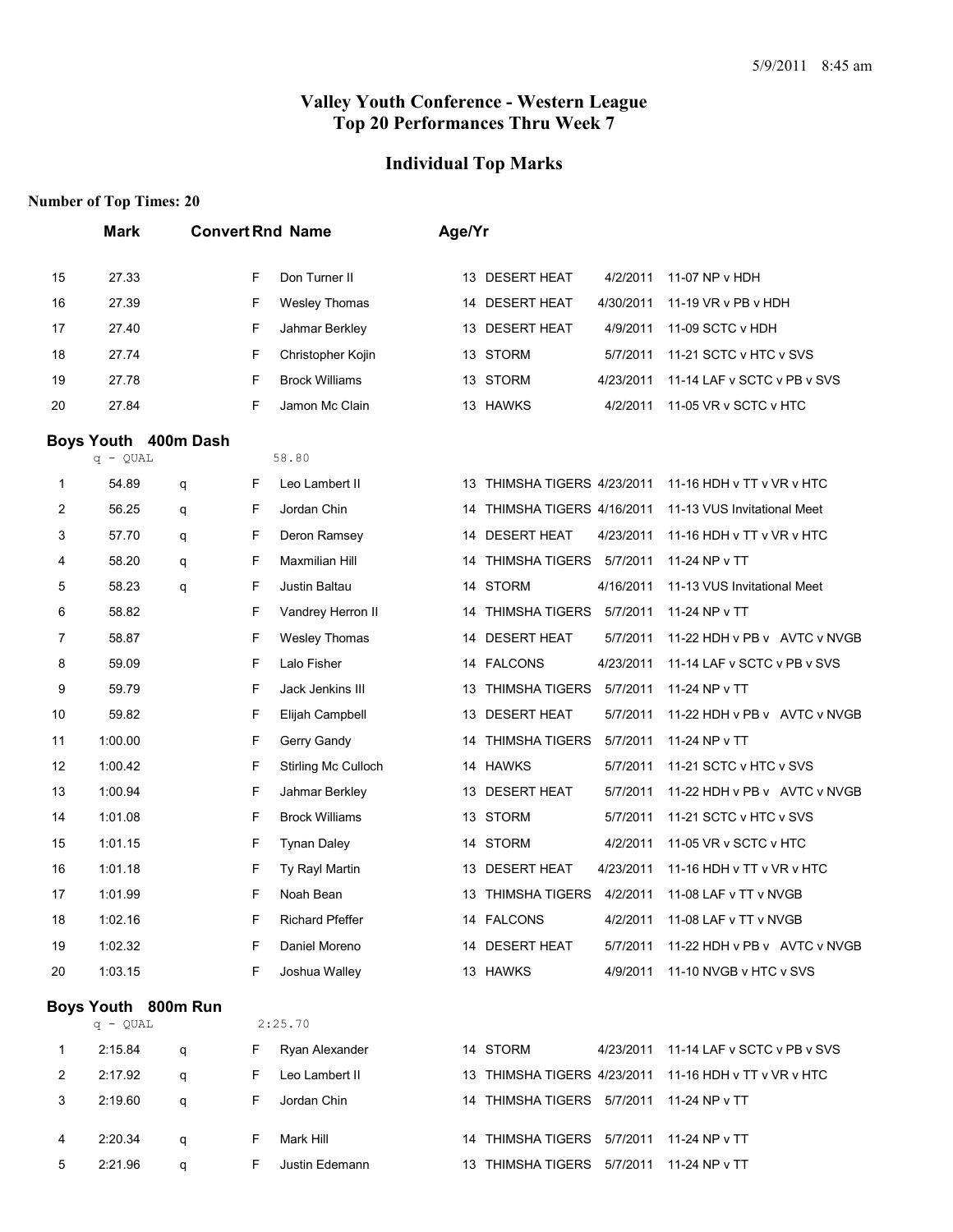# Valley Youth Conference - Western League
# Top 20 Performances Thru Week 7

## Individual Top Marks

**Number of Top Times: 20**

| | Mark | Convert | Rnd | Name | Age/Yr | Team | Date | Meet |
|---|---|---|---|---|---|---|---|---|
| 15 | 27.33 | | F | Don Turner II | 13 | DESERT HEAT | 4/2/2011 | 11-07 NP v HDH |
| 16 | 27.39 | | F | Wesley Thomas | 14 | DESERT HEAT | 4/30/2011 | 11-19 VR v PB v HDH |
| 17 | 27.40 | | F | Jahmar Berkley | 13 | DESERT HEAT | 4/9/2011 | 11-09 SCTC v HDH |
| 18 | 27.74 | | F | Christopher Kojin | 13 | STORM | 5/7/2011 | 11-21 SCTC v HTC v SVS |
| 19 | 27.78 | | F | Brock Williams | 13 | STORM | 4/23/2011 | 11-14 LAF v SCTC v PB v SVS |
| 20 | 27.84 | | F | Jamon Mc Clain | 13 | HAWKS | 4/2/2011 | 11-05 VR v SCTC v HTC |

### Boys Youth 400m Dash

q - QUAL 58.80

| | Mark | Convert | Rnd | Name | Age/Yr | Team | Date | Meet |
|---|---|---|---|---|---|---|---|---|
| 1 | 54.89 | q | F | Leo Lambert II | 13 | THIMSHA TIGERS | 4/23/2011 | 11-16 HDH v TT v VR v HTC |
| 2 | 56.25 | q | F | Jordan Chin | 14 | THIMSHA TIGERS | 4/16/2011 | 11-13 VUS Invitational Meet |
| 3 | 57.70 | q | F | Deron Ramsey | 14 | DESERT HEAT | 4/23/2011 | 11-16 HDH v TT v VR v HTC |
| 4 | 58.20 | q | F | Maxmilian Hill | 14 | THIMSHA TIGERS | 5/7/2011 | 11-24 NP v TT |
| 5 | 58.23 | q | F | Justin Baltau | 14 | STORM | 4/16/2011 | 11-13 VUS Invitational Meet |
| 6 | 58.82 | | F | Vandrey Herron II | 14 | THIMSHA TIGERS | 5/7/2011 | 11-24 NP v TT |
| 7 | 58.87 | | F | Wesley Thomas | 14 | DESERT HEAT | 5/7/2011 | 11-22 HDH v PB v AVTC v NVGB |
| 8 | 59.09 | | F | Lalo Fisher | 14 | FALCONS | 4/23/2011 | 11-14 LAF v SCTC v PB v SVS |
| 9 | 59.79 | | F | Jack Jenkins III | 13 | THIMSHA TIGERS | 5/7/2011 | 11-24 NP v TT |
| 10 | 59.82 | | F | Elijah Campbell | 13 | DESERT HEAT | 5/7/2011 | 11-22 HDH v PB v AVTC v NVGB |
| 11 | 1:00.00 | | F | Gerry Gandy | 14 | THIMSHA TIGERS | 5/7/2011 | 11-24 NP v TT |
| 12 | 1:00.42 | | F | Stirling Mc Culloch | 14 | HAWKS | 5/7/2011 | 11-21 SCTC v HTC v SVS |
| 13 | 1:00.94 | | F | Jahmar Berkley | 13 | DESERT HEAT | 5/7/2011 | 11-22 HDH v PB v AVTC v NVGB |
| 14 | 1:01.08 | | F | Brock Williams | 13 | STORM | 5/7/2011 | 11-21 SCTC v HTC v SVS |
| 15 | 1:01.15 | | F | Tynan Daley | 14 | STORM | 4/2/2011 | 11-05 VR v SCTC v HTC |
| 16 | 1:01.18 | | F | Ty Rayl Martin | 13 | DESERT HEAT | 4/23/2011 | 11-16 HDH v TT v VR v HTC |
| 17 | 1:01.99 | | F | Noah Bean | 13 | THIMSHA TIGERS | 4/2/2011 | 11-08 LAF v TT v NVGB |
| 18 | 1:02.16 | | F | Richard Pfeffer | 14 | FALCONS | 4/2/2011 | 11-08 LAF v TT v NVGB |
| 19 | 1:02.32 | | F | Daniel Moreno | 14 | DESERT HEAT | 5/7/2011 | 11-22 HDH v PB v AVTC v NVGB |
| 20 | 1:03.15 | | F | Joshua Walley | 13 | HAWKS | 4/9/2011 | 11-10 NVGB v HTC v SVS |

### Boys Youth 800m Run

q - QUAL 2:25.70

| | Mark | Convert | Rnd | Name | Age/Yr | Team | Date | Meet |
|---|---|---|---|---|---|---|---|---|
| 1 | 2:15.84 | q | F | Ryan Alexander | 14 | STORM | 4/23/2011 | 11-14 LAF v SCTC v PB v SVS |
| 2 | 2:17.92 | q | F | Leo Lambert II | 13 | THIMSHA TIGERS | 4/23/2011 | 11-16 HDH v TT v VR v HTC |
| 3 | 2:19.60 | q | F | Jordan Chin | 14 | THIMSHA TIGERS | 5/7/2011 | 11-24 NP v TT |
| 4 | 2:20.34 | q | F | Mark Hill | 14 | THIMSHA TIGERS | 5/7/2011 | 11-24 NP v TT |
| 5 | 2:21.96 | q | F | Justin Edemann | 13 | THIMSHA TIGERS | 5/7/2011 | 11-24 NP v TT |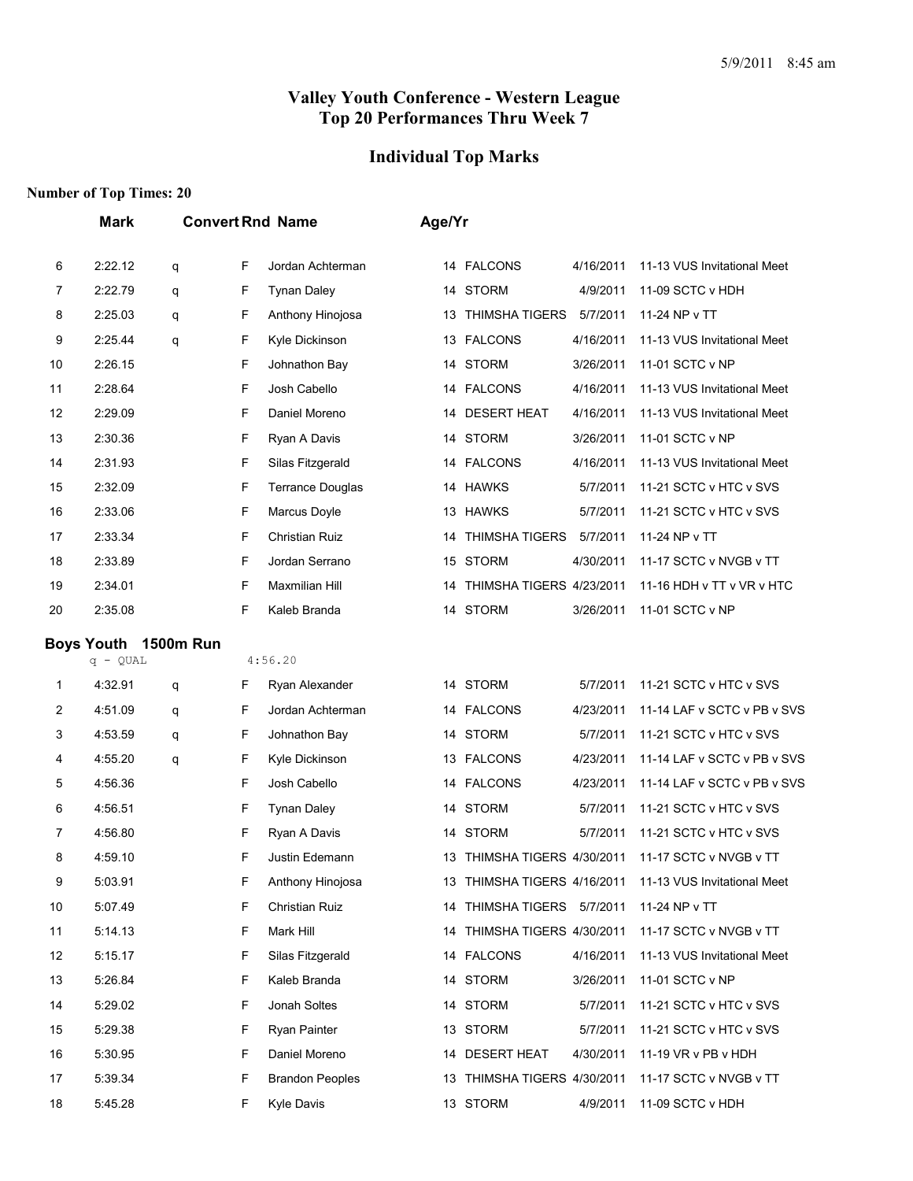# Valley Youth Conference - Western League
## Top 20 Performances Thru Week 7

## Individual Top Marks

**Number of Top Times: 20**

| | Mark | Convert | Rnd | Name | Age/Yr | Team | Date | Meet |
|---|---|---|---|---|---|---|---|---|
| 6 | 2:22.12 | q | F | Jordan Achterman | 14 | FALCONS | 4/16/2011 | 11-13 VUS Invitational Meet |
| 7 | 2:22.79 | q | F | Tynan Daley | 14 | STORM | 4/9/2011 | 11-09 SCTC v HDH |
| 8 | 2:25.03 | q | F | Anthony Hinojosa | 13 | THIMSHA TIGERS | 5/7/2011 | 11-24 NP v TT |
| 9 | 2:25.44 | q | F | Kyle Dickinson | 13 | FALCONS | 4/16/2011 | 11-13 VUS Invitational Meet |
| 10 | 2:26.15 | | F | Johnathon Bay | 14 | STORM | 3/26/2011 | 11-01 SCTC v NP |
| 11 | 2:28.64 | | F | Josh Cabello | 14 | FALCONS | 4/16/2011 | 11-13 VUS Invitational Meet |
| 12 | 2:29.09 | | F | Daniel Moreno | 14 | DESERT HEAT | 4/16/2011 | 11-13 VUS Invitational Meet |
| 13 | 2:30.36 | | F | Ryan A Davis | 14 | STORM | 3/26/2011 | 11-01 SCTC v NP |
| 14 | 2:31.93 | | F | Silas Fitzgerald | 14 | FALCONS | 4/16/2011 | 11-13 VUS Invitational Meet |
| 15 | 2:32.09 | | F | Terrance Douglas | 14 | HAWKS | 5/7/2011 | 11-21 SCTC v HTC v SVS |
| 16 | 2:33.06 | | F | Marcus Doyle | 13 | HAWKS | 5/7/2011 | 11-21 SCTC v HTC v SVS |
| 17 | 2:33.34 | | F | Christian Ruiz | 14 | THIMSHA TIGERS | 5/7/2011 | 11-24 NP v TT |
| 18 | 2:33.89 | | F | Jordan Serrano | 15 | STORM | 4/30/2011 | 11-17 SCTC v NVGB v TT |
| 19 | 2:34.01 | | F | Maxmilian Hill | 14 | THIMSHA TIGERS | 4/23/2011 | 11-16 HDH v TT v VR v HTC |
| 20 | 2:35.08 | | F | Kaleb Branda | 14 | STORM | 3/26/2011 | 11-01 SCTC v NP |

### Boys Youth 1500m Run

q - QUAL 4:56.20

| | Mark | Convert | Rnd | Name | Age/Yr | Team | Date | Meet |
|---|---|---|---|---|---|---|---|---|
| 1 | 4:32.91 | q | F | Ryan Alexander | 14 | STORM | 5/7/2011 | 11-21 SCTC v HTC v SVS |
| 2 | 4:51.09 | q | F | Jordan Achterman | 14 | FALCONS | 4/23/2011 | 11-14 LAF v SCTC v PB v SVS |
| 3 | 4:53.59 | q | F | Johnathon Bay | 14 | STORM | 5/7/2011 | 11-21 SCTC v HTC v SVS |
| 4 | 4:55.20 | q | F | Kyle Dickinson | 13 | FALCONS | 4/23/2011 | 11-14 LAF v SCTC v PB v SVS |
| 5 | 4:56.36 | | F | Josh Cabello | 14 | FALCONS | 4/23/2011 | 11-14 LAF v SCTC v PB v SVS |
| 6 | 4:56.51 | | F | Tynan Daley | 14 | STORM | 5/7/2011 | 11-21 SCTC v HTC v SVS |
| 7 | 4:56.80 | | F | Ryan A Davis | 14 | STORM | 5/7/2011 | 11-21 SCTC v HTC v SVS |
| 8 | 4:59.10 | | F | Justin Edemann | 13 | THIMSHA TIGERS | 4/30/2011 | 11-17 SCTC v NVGB v TT |
| 9 | 5:03.91 | | F | Anthony Hinojosa | 13 | THIMSHA TIGERS | 4/16/2011 | 11-13 VUS Invitational Meet |
| 10 | 5:07.49 | | F | Christian Ruiz | 14 | THIMSHA TIGERS | 5/7/2011 | 11-24 NP v TT |
| 11 | 5:14.13 | | F | Mark Hill | 14 | THIMSHA TIGERS | 4/30/2011 | 11-17 SCTC v NVGB v TT |
| 12 | 5:15.17 | | F | Silas Fitzgerald | 14 | FALCONS | 4/16/2011 | 11-13 VUS Invitational Meet |
| 13 | 5:26.84 | | F | Kaleb Branda | 14 | STORM | 3/26/2011 | 11-01 SCTC v NP |
| 14 | 5:29.02 | | F | Jonah Soltes | 14 | STORM | 5/7/2011 | 11-21 SCTC v HTC v SVS |
| 15 | 5:29.38 | | F | Ryan Painter | 13 | STORM | 5/7/2011 | 11-21 SCTC v HTC v SVS |
| 16 | 5:30.95 | | F | Daniel Moreno | 14 | DESERT HEAT | 4/30/2011 | 11-19 VR v PB v HDH |
| 17 | 5:39.34 | | F | Brandon Peoples | 13 | THIMSHA TIGERS | 4/30/2011 | 11-17 SCTC v NVGB v TT |
| 18 | 5:45.28 | | F | Kyle Davis | 13 | STORM | 4/9/2011 | 11-09 SCTC v HDH |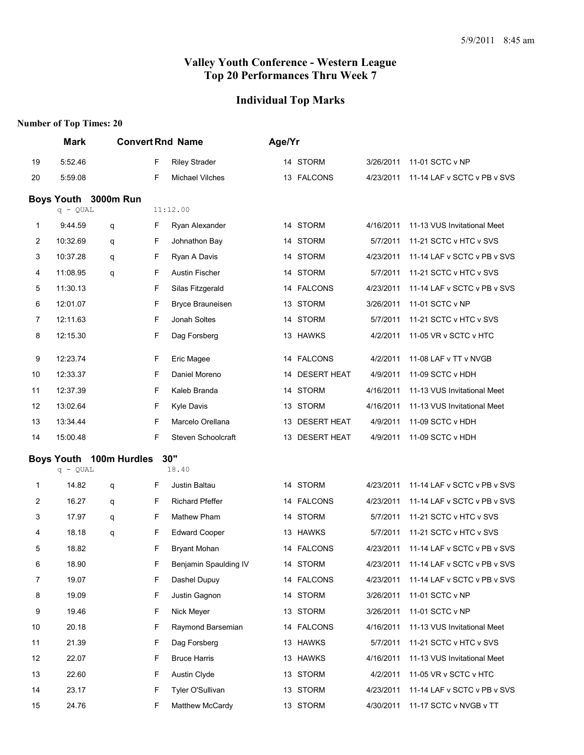# Valley Youth Conference - Western League
# Top 20 Performances Thru Week 7

## Individual Top Marks

**Number of Top Times: 20**

| | Mark | Convert | Rnd | Name | Age/Yr | Team | Date | Meet |
|---|---|---|---|---|---|---|---|---|
| 19 | 5:52.46 | | F | Riley Strader | 14 | STORM | 3/26/2011 | 11-01 SCTC v NP |
| 20 | 5:59.08 | | F | Michael Vilches | 13 | FALCONS | 4/23/2011 | 11-14 LAF v SCTC v PB v SVS |

### Boys Youth 3000m Run

q - QUAL 11:12.00

| | Mark | Convert | Rnd | Name | Age/Yr | Team | Date | Meet |
|---|---|---|---|---|---|---|---|---|
| 1 | 9:44.59 | q | F | Ryan Alexander | 14 | STORM | 4/16/2011 | 11-13 VUS Invitational Meet |
| 2 | 10:32.69 | q | F | Johnathon Bay | 14 | STORM | 5/7/2011 | 11-21 SCTC v HTC v SVS |
| 3 | 10:37.28 | q | F | Ryan A Davis | 14 | STORM | 4/23/2011 | 11-14 LAF v SCTC v PB v SVS |
| 4 | 11:08.95 | q | F | Austin Fischer | 14 | STORM | 5/7/2011 | 11-21 SCTC v HTC v SVS |
| 5 | 11:30.13 | | F | Silas Fitzgerald | 14 | FALCONS | 4/23/2011 | 11-14 LAF v SCTC v PB v SVS |
| 6 | 12:01.07 | | F | Bryce Brauneisen | 13 | STORM | 3/26/2011 | 11-01 SCTC v NP |
| 7 | 12:11.63 | | F | Jonah Soltes | 14 | STORM | 5/7/2011 | 11-21 SCTC v HTC v SVS |
| 8 | 12:15.30 | | F | Dag Forsberg | 13 | HAWKS | 4/2/2011 | 11-05 VR v SCTC v HTC |
| 9 | 12:23.74 | | F | Eric Magee | 14 | FALCONS | 4/2/2011 | 11-08 LAF v TT v NVGB |
| 10 | 12:33.37 | | F | Daniel Moreno | 14 | DESERT HEAT | 4/9/2011 | 11-09 SCTC v HDH |
| 11 | 12:37.39 | | F | Kaleb Branda | 14 | STORM | 4/16/2011 | 11-13 VUS Invitational Meet |
| 12 | 13:02.64 | | F | Kyle Davis | 13 | STORM | 4/16/2011 | 11-13 VUS Invitational Meet |
| 13 | 13:34.44 | | F | Marcelo Orellana | 13 | DESERT HEAT | 4/9/2011 | 11-09 SCTC v HDH |
| 14 | 15:00.48 | | F | Steven Schoolcraft | 13 | DESERT HEAT | 4/9/2011 | 11-09 SCTC v HDH |

### Boys Youth 100m Hurdles 30"

q - QUAL 18.40

| | Mark | Convert | Rnd | Name | Age/Yr | Team | Date | Meet |
|---|---|---|---|---|---|---|---|---|
| 1 | 14.82 | q | F | Justin Baltau | 14 | STORM | 4/23/2011 | 11-14 LAF v SCTC v PB v SVS |
| 2 | 16.27 | q | F | Richard Pfeffer | 14 | FALCONS | 4/23/2011 | 11-14 LAF v SCTC v PB v SVS |
| 3 | 17.97 | q | F | Mathew Pham | 14 | STORM | 5/7/2011 | 11-21 SCTC v HTC v SVS |
| 4 | 18.18 | q | F | Edward Cooper | 13 | HAWKS | 5/7/2011 | 11-21 SCTC v HTC v SVS |
| 5 | 18.82 | | F | Bryant Mohan | 14 | FALCONS | 4/23/2011 | 11-14 LAF v SCTC v PB v SVS |
| 6 | 18.90 | | F | Benjamin Spaulding IV | 14 | STORM | 4/23/2011 | 11-14 LAF v SCTC v PB v SVS |
| 7 | 19.07 | | F | Dashel Dupuy | 14 | FALCONS | 4/23/2011 | 11-14 LAF v SCTC v PB v SVS |
| 8 | 19.09 | | F | Justin Gagnon | 14 | STORM | 3/26/2011 | 11-01 SCTC v NP |
| 9 | 19.46 | | F | Nick Meyer | 13 | STORM | 3/26/2011 | 11-01 SCTC v NP |
| 10 | 20.18 | | F | Raymond Barsemian | 14 | FALCONS | 4/16/2011 | 11-13 VUS Invitational Meet |
| 11 | 21.39 | | F | Dag Forsberg | 13 | HAWKS | 5/7/2011 | 11-21 SCTC v HTC v SVS |
| 12 | 22.07 | | F | Bruce Harris | 13 | HAWKS | 4/16/2011 | 11-13 VUS Invitational Meet |
| 13 | 22.60 | | F | Austin Clyde | 13 | STORM | 4/2/2011 | 11-05 VR v SCTC v HTC |
| 14 | 23.17 | | F | Tyler O'Sullivan | 13 | STORM | 4/23/2011 | 11-14 LAF v SCTC v PB v SVS |
| 15 | 24.76 | | F | Matthew McCardy | 13 | STORM | 4/30/2011 | 11-17 SCTC v NVGB v TT |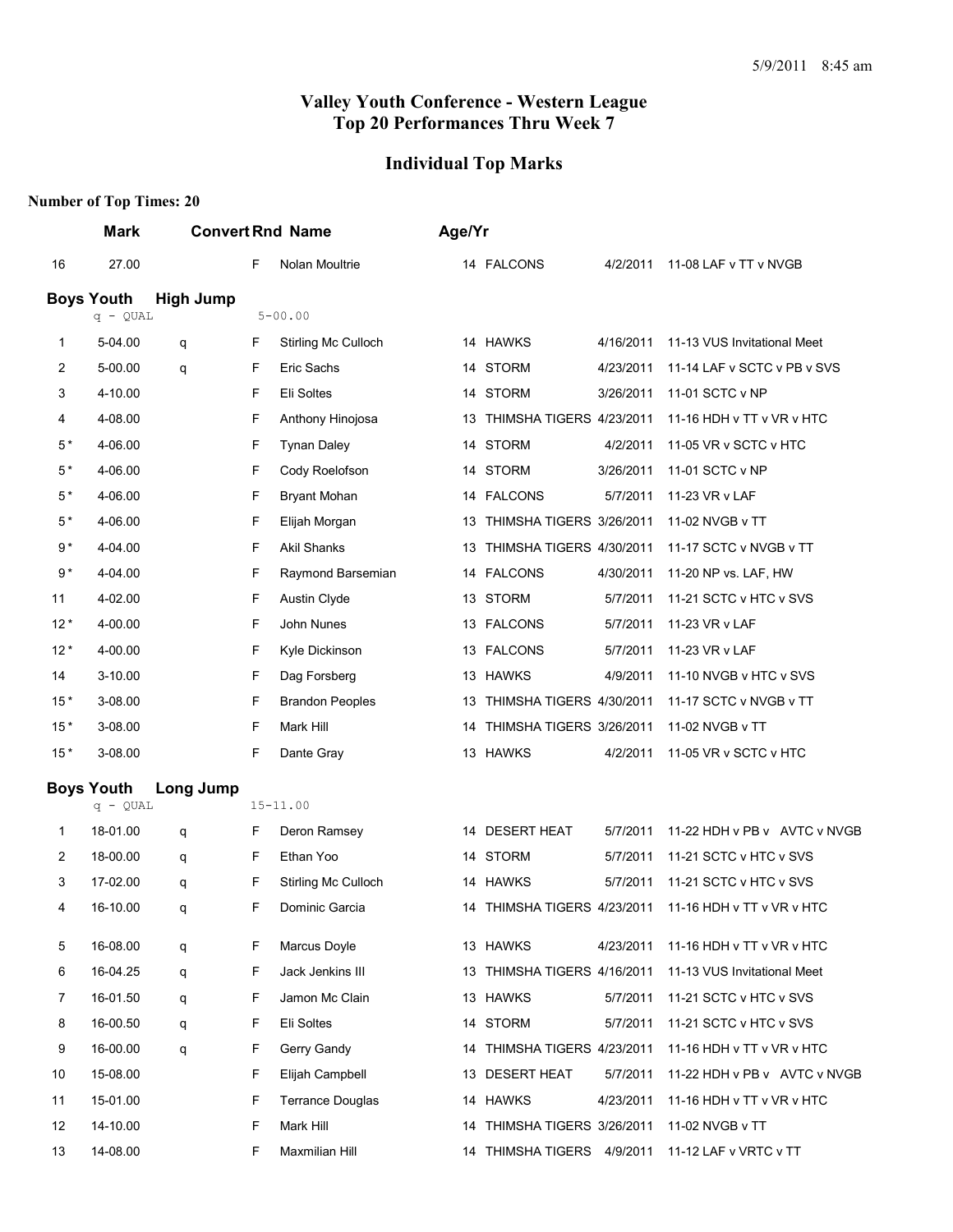5/9/2011 8:45 am

# Valley Youth Conference - Western League
## Top 20 Performances Thru Week 7

## Individual Top Marks

**Number of Top Times: 20**

| | Mark | Convert | Rnd | Name | Age/Yr | Team | Date | Meet |
|---|---|---|---|---|---|---|---|---|
| 16 | 27.00 | | F | Nolan Moultrie | 14 | FALCONS | 4/2/2011 | 11-08 LAF v TT v NVGB |

### Boys Youth High Jump

q - QUAL 5-00.00

| | Mark | Convert | Rnd | Name | Age/Yr | Team | Date | Meet |
|---|---|---|---|---|---|---|---|---|
| 1 | 5-04.00 | q | F | Stirling Mc Culloch | 14 | HAWKS | 4/16/2011 | 11-13 VUS Invitational Meet |
| 2 | 5-00.00 | q | F | Eric Sachs | 14 | STORM | 4/23/2011 | 11-14 LAF v SCTC v PB v SVS |
| 3 | 4-10.00 | | F | Eli Soltes | 14 | STORM | 3/26/2011 | 11-01 SCTC v NP |
| 4 | 4-08.00 | | F | Anthony Hinojosa | 13 | THIMSHA TIGERS | 4/23/2011 | 11-16 HDH v TT v VR v HTC |
| 5* | 4-06.00 | | F | Tynan Daley | 14 | STORM | 4/2/2011 | 11-05 VR v SCTC v HTC |
| 5* | 4-06.00 | | F | Cody Roelofson | 14 | STORM | 3/26/2011 | 11-01 SCTC v NP |
| 5* | 4-06.00 | | F | Bryant Mohan | 14 | FALCONS | 5/7/2011 | 11-23 VR v LAF |
| 5* | 4-06.00 | | F | Elijah Morgan | 13 | THIMSHA TIGERS | 3/26/2011 | 11-02 NVGB v TT |
| 9* | 4-04.00 | | F | Akil Shanks | 13 | THIMSHA TIGERS | 4/30/2011 | 11-17 SCTC v NVGB v TT |
| 9* | 4-04.00 | | F | Raymond Barsemian | 14 | FALCONS | 4/30/2011 | 11-20 NP vs. LAF, HW |
| 11 | 4-02.00 | | F | Austin Clyde | 13 | STORM | 5/7/2011 | 11-21 SCTC v HTC v SVS |
| 12* | 4-00.00 | | F | John Nunes | 13 | FALCONS | 5/7/2011 | 11-23 VR v LAF |
| 12* | 4-00.00 | | F | Kyle Dickinson | 13 | FALCONS | 5/7/2011 | 11-23 VR v LAF |
| 14 | 3-10.00 | | F | Dag Forsberg | 13 | HAWKS | 4/9/2011 | 11-10 NVGB v HTC v SVS |
| 15* | 3-08.00 | | F | Brandon Peoples | 13 | THIMSHA TIGERS | 4/30/2011 | 11-17 SCTC v NVGB v TT |
| 15* | 3-08.00 | | F | Mark Hill | 14 | THIMSHA TIGERS | 3/26/2011 | 11-02 NVGB v TT |
| 15* | 3-08.00 | | F | Dante Gray | 13 | HAWKS | 4/2/2011 | 11-05 VR v SCTC v HTC |

### Boys Youth Long Jump

q - QUAL 15-11.00

| | Mark | Convert | Rnd | Name | Age/Yr | Team | Date | Meet |
|---|---|---|---|---|---|---|---|---|
| 1 | 18-01.00 | q | F | Deron Ramsey | 14 | DESERT HEAT | 5/7/2011 | 11-22 HDH v PB v AVTC v NVGB |
| 2 | 18-00.00 | q | F | Ethan Yoo | 14 | STORM | 5/7/2011 | 11-21 SCTC v HTC v SVS |
| 3 | 17-02.00 | q | F | Stirling Mc Culloch | 14 | HAWKS | 5/7/2011 | 11-21 SCTC v HTC v SVS |
| 4 | 16-10.00 | q | F | Dominic Garcia | 14 | THIMSHA TIGERS | 4/23/2011 | 11-16 HDH v TT v VR v HTC |
| 5 | 16-08.00 | q | F | Marcus Doyle | 13 | HAWKS | 4/23/2011 | 11-16 HDH v TT v VR v HTC |
| 6 | 16-04.25 | q | F | Jack Jenkins III | 13 | THIMSHA TIGERS | 4/16/2011 | 11-13 VUS Invitational Meet |
| 7 | 16-01.50 | q | F | Jamon Mc Clain | 13 | HAWKS | 5/7/2011 | 11-21 SCTC v HTC v SVS |
| 8 | 16-00.50 | q | F | Eli Soltes | 14 | STORM | 5/7/2011 | 11-21 SCTC v HTC v SVS |
| 9 | 16-00.00 | q | F | Gerry Gandy | 14 | THIMSHA TIGERS | 4/23/2011 | 11-16 HDH v TT v VR v HTC |
| 10 | 15-08.00 | | F | Elijah Campbell | 13 | DESERT HEAT | 5/7/2011 | 11-22 HDH v PB v AVTC v NVGB |
| 11 | 15-01.00 | | F | Terrance Douglas | 14 | HAWKS | 4/23/2011 | 11-16 HDH v TT v VR v HTC |
| 12 | 14-10.00 | | F | Mark Hill | 14 | THIMSHA TIGERS | 3/26/2011 | 11-02 NVGB v TT |
| 13 | 14-08.00 | | F | Maxmilian Hill | 14 | THIMSHA TIGERS | 4/9/2011 | 11-12 LAF v VRTC v TT |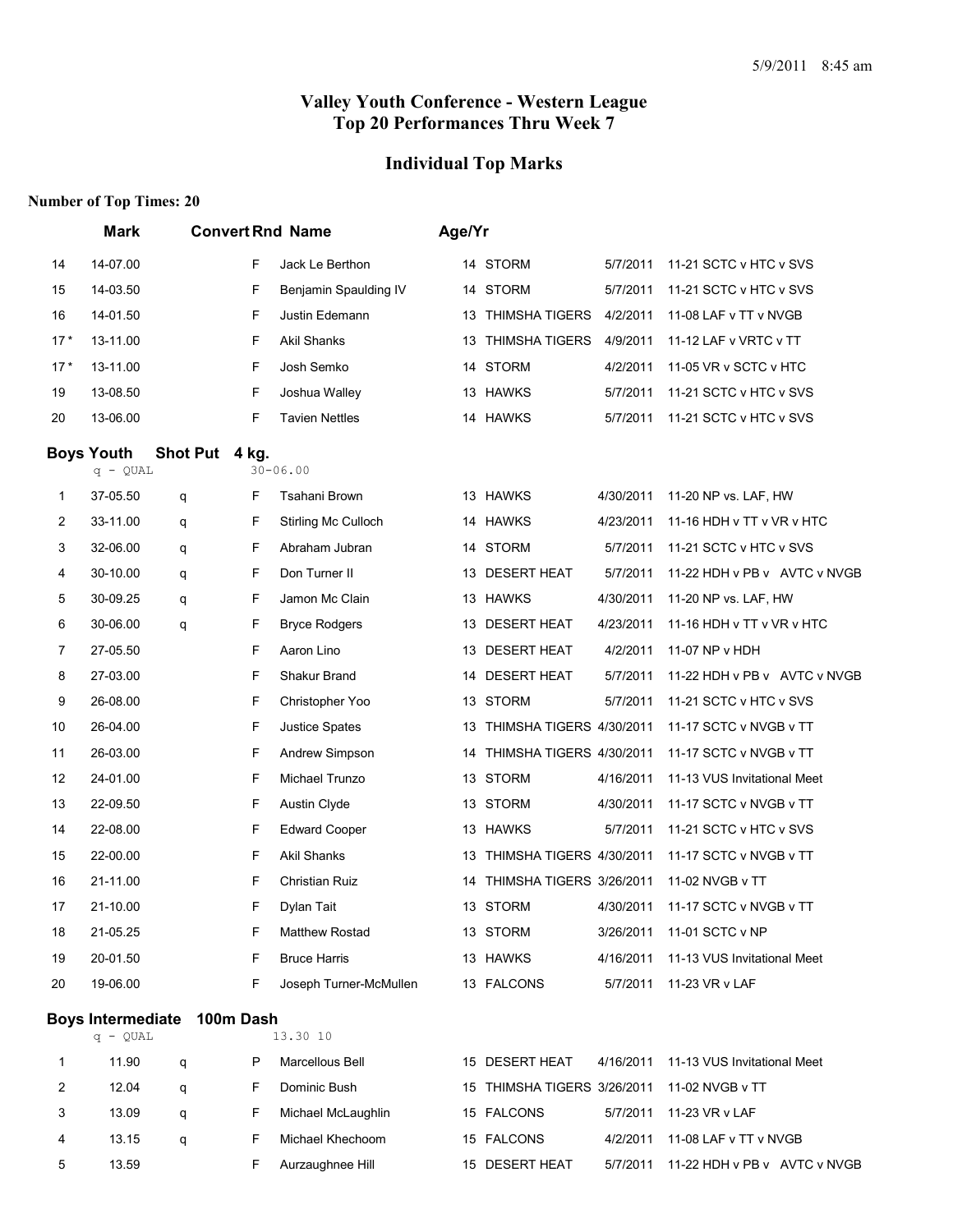5/9/2011 8:45 am

# Valley Youth Conference - Western League
# Top 20 Performances Thru Week 7

## Individual Top Marks

**Number of Top Times: 20**

| | Mark | Convert | Rnd | Name | Age/Yr | Team | Date | Meet |
|---|---|---|---|---|---|---|---|---|
| 14 | 14-07.00 | | F | Jack Le Berthon | 14 | STORM | 5/7/2011 | 11-21 SCTC v HTC v SVS |
| 15 | 14-03.50 | | F | Benjamin Spaulding IV | 14 | STORM | 5/7/2011 | 11-21 SCTC v HTC v SVS |
| 16 | 14-01.50 | | F | Justin Edemann | 13 | THIMSHA TIGERS | 4/2/2011 | 11-08 LAF v TT v NVGB |
| 17 * | 13-11.00 | | F | Akil Shanks | 13 | THIMSHA TIGERS | 4/9/2011 | 11-12 LAF v VRTC v TT |
| 17 * | 13-11.00 | | F | Josh Semko | 14 | STORM | 4/2/2011 | 11-05 VR v SCTC v HTC |
| 19 | 13-08.50 | | F | Joshua Walley | 13 | HAWKS | 5/7/2011 | 11-21 SCTC v HTC v SVS |
| 20 | 13-06.00 | | F | Tavien Nettles | 14 | HAWKS | 5/7/2011 | 11-21 SCTC v HTC v SVS |

### Boys Youth Shot Put 4 kg.

q - QUAL 30-06.00

| | Mark | Convert | Rnd | Name | Age/Yr | Team | Date | Meet |
|---|---|---|---|---|---|---|---|---|
| 1 | 37-05.50 | q | F | Tsahani Brown | 13 | HAWKS | 4/30/2011 | 11-20 NP vs. LAF, HW |
| 2 | 33-11.00 | q | F | Stirling Mc Culloch | 14 | HAWKS | 4/23/2011 | 11-16 HDH v TT v VR v HTC |
| 3 | 32-06.00 | q | F | Abraham Jubran | 14 | STORM | 5/7/2011 | 11-21 SCTC v HTC v SVS |
| 4 | 30-10.00 | q | F | Don Turner II | 13 | DESERT HEAT | 5/7/2011 | 11-22 HDH v PB v AVTC v NVGB |
| 5 | 30-09.25 | q | F | Jamon Mc Clain | 13 | HAWKS | 4/30/2011 | 11-20 NP vs. LAF, HW |
| 6 | 30-06.00 | q | F | Bryce Rodgers | 13 | DESERT HEAT | 4/23/2011 | 11-16 HDH v TT v VR v HTC |
| 7 | 27-05.50 | | F | Aaron Lino | 13 | DESERT HEAT | 4/2/2011 | 11-07 NP v HDH |
| 8 | 27-03.00 | | F | Shakur Brand | 14 | DESERT HEAT | 5/7/2011 | 11-22 HDH v PB v AVTC v NVGB |
| 9 | 26-08.00 | | F | Christopher Yoo | 13 | STORM | 5/7/2011 | 11-21 SCTC v HTC v SVS |
| 10 | 26-04.00 | | F | Justice Spates | 13 | THIMSHA TIGERS | 4/30/2011 | 11-17 SCTC v NVGB v TT |
| 11 | 26-03.00 | | F | Andrew Simpson | 14 | THIMSHA TIGERS | 4/30/2011 | 11-17 SCTC v NVGB v TT |
| 12 | 24-01.00 | | F | Michael Trunzo | 13 | STORM | 4/16/2011 | 11-13 VUS Invitational Meet |
| 13 | 22-09.50 | | F | Austin Clyde | 13 | STORM | 4/30/2011 | 11-17 SCTC v NVGB v TT |
| 14 | 22-08.00 | | F | Edward Cooper | 13 | HAWKS | 5/7/2011 | 11-21 SCTC v HTC v SVS |
| 15 | 22-00.00 | | F | Akil Shanks | 13 | THIMSHA TIGERS | 4/30/2011 | 11-17 SCTC v NVGB v TT |
| 16 | 21-11.00 | | F | Christian Ruiz | 14 | THIMSHA TIGERS | 3/26/2011 | 11-02 NVGB v TT |
| 17 | 21-10.00 | | F | Dylan Tait | 13 | STORM | 4/30/2011 | 11-17 SCTC v NVGB v TT |
| 18 | 21-05.25 | | F | Matthew Rostad | 13 | STORM | 3/26/2011 | 11-01 SCTC v NP |
| 19 | 20-01.50 | | F | Bruce Harris | 13 | HAWKS | 4/16/2011 | 11-13 VUS Invitational Meet |
| 20 | 19-06.00 | | F | Joseph Turner-McMullen | 13 | FALCONS | 5/7/2011 | 11-23 VR v LAF |

### Boys Intermediate 100m Dash

q - QUAL 13.30 10

| | Mark | Convert | Rnd | Name | Age/Yr | Team | Date | Meet |
|---|---|---|---|---|---|---|---|---|
| 1 | 11.90 | q | P | Marcellous Bell | 15 | DESERT HEAT | 4/16/2011 | 11-13 VUS Invitational Meet |
| 2 | 12.04 | q | F | Dominic Bush | 15 | THIMSHA TIGERS | 3/26/2011 | 11-02 NVGB v TT |
| 3 | 13.09 | q | F | Michael McLaughlin | 15 | FALCONS | 5/7/2011 | 11-23 VR v LAF |
| 4 | 13.15 | q | F | Michael Khechoom | 15 | FALCONS | 4/2/2011 | 11-08 LAF v TT v NVGB |
| 5 | 13.59 | | F | Aurzaughnee Hill | 15 | DESERT HEAT | 5/7/2011 | 11-22 HDH v PB v AVTC v NVGB |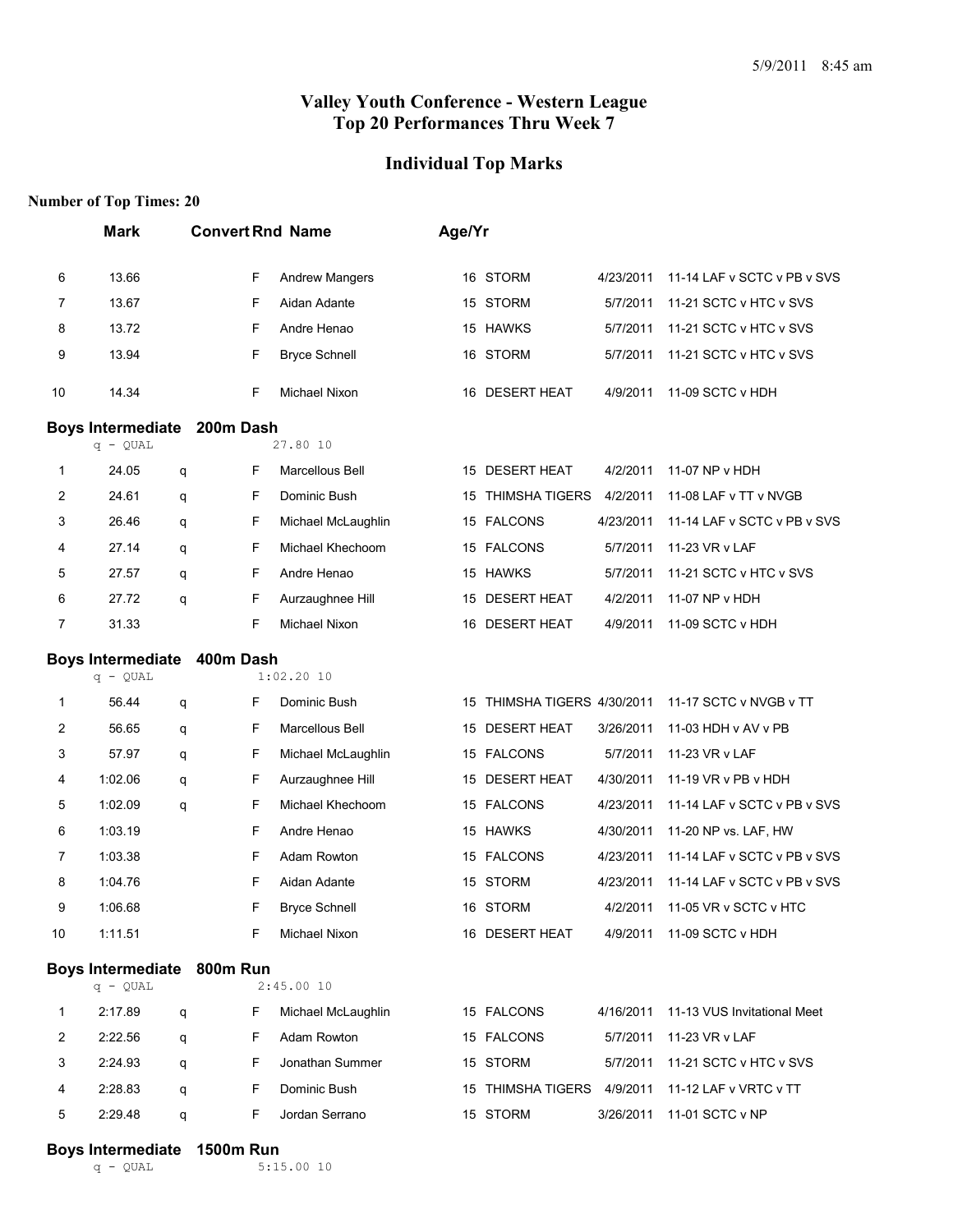# Valley Youth Conference - Western League
# Top 20 Performances Thru Week 7

## Individual Top Marks

**Number of Top Times: 20**

| | Mark | Convert | Rnd | Name | Age/Yr | Team | Date | Meet |
|---|---|---|---|---|---|---|---|---|
| 6 | 13.66 | | F | Andrew Mangers | 16 | STORM | 4/23/2011 | 11-14 LAF v SCTC v PB v SVS |
| 7 | 13.67 | | F | Aidan Adante | 15 | STORM | 5/7/2011 | 11-21 SCTC v HTC v SVS |
| 8 | 13.72 | | F | Andre Henao | 15 | HAWKS | 5/7/2011 | 11-21 SCTC v HTC v SVS |
| 9 | 13.94 | | F | Bryce Schnell | 16 | STORM | 5/7/2011 | 11-21 SCTC v HTC v SVS |
| 10 | 14.34 | | F | Michael Nixon | 16 | DESERT HEAT | 4/9/2011 | 11-09 SCTC v HDH |

### Boys Intermediate 200m Dash

q - QUAL 27.80 10

| | Mark | Convert | Rnd | Name | Age/Yr | Team | Date | Meet |
|---|---|---|---|---|---|---|---|---|
| 1 | 24.05 | q | F | Marcellous Bell | 15 | DESERT HEAT | 4/2/2011 | 11-07 NP v HDH |
| 2 | 24.61 | q | F | Dominic Bush | 15 | THIMSHA TIGERS | 4/2/2011 | 11-08 LAF v TT v NVGB |
| 3 | 26.46 | q | F | Michael McLaughlin | 15 | FALCONS | 4/23/2011 | 11-14 LAF v SCTC v PB v SVS |
| 4 | 27.14 | q | F | Michael Khechoom | 15 | FALCONS | 5/7/2011 | 11-23 VR v LAF |
| 5 | 27.57 | q | F | Andre Henao | 15 | HAWKS | 5/7/2011 | 11-21 SCTC v HTC v SVS |
| 6 | 27.72 | q | F | Aurzaughnee Hill | 15 | DESERT HEAT | 4/2/2011 | 11-07 NP v HDH |
| 7 | 31.33 | | F | Michael Nixon | 16 | DESERT HEAT | 4/9/2011 | 11-09 SCTC v HDH |

### Boys Intermediate 400m Dash

q - QUAL 1:02.20 10

| | Mark | Convert | Rnd | Name | Age/Yr | Team | Date | Meet |
|---|---|---|---|---|---|---|---|---|
| 1 | 56.44 | q | F | Dominic Bush | 15 | THIMSHA TIGERS | 4/30/2011 | 11-17 SCTC v NVGB v TT |
| 2 | 56.65 | q | F | Marcellous Bell | 15 | DESERT HEAT | 3/26/2011 | 11-03 HDH v AV v PB |
| 3 | 57.97 | q | F | Michael McLaughlin | 15 | FALCONS | 5/7/2011 | 11-23 VR v LAF |
| 4 | 1:02.06 | q | F | Aurzaughnee Hill | 15 | DESERT HEAT | 4/30/2011 | 11-19 VR v PB v HDH |
| 5 | 1:02.09 | q | F | Michael Khechoom | 15 | FALCONS | 4/23/2011 | 11-14 LAF v SCTC v PB v SVS |
| 6 | 1:03.19 | | F | Andre Henao | 15 | HAWKS | 4/30/2011 | 11-20 NP vs. LAF, HW |
| 7 | 1:03.38 | | F | Adam Rowton | 15 | FALCONS | 4/23/2011 | 11-14 LAF v SCTC v PB v SVS |
| 8 | 1:04.76 | | F | Aidan Adante | 15 | STORM | 4/23/2011 | 11-14 LAF v SCTC v PB v SVS |
| 9 | 1:06.68 | | F | Bryce Schnell | 16 | STORM | 4/2/2011 | 11-05 VR v SCTC v HTC |
| 10 | 1:11.51 | | F | Michael Nixon | 16 | DESERT HEAT | 4/9/2011 | 11-09 SCTC v HDH |

### Boys Intermediate 800m Run

q - QUAL 2:45.00 10

| | Mark | Convert | Rnd | Name | Age/Yr | Team | Date | Meet |
|---|---|---|---|---|---|---|---|---|
| 1 | 2:17.89 | q | F | Michael McLaughlin | 15 | FALCONS | 4/16/2011 | 11-13 VUS Invitational Meet |
| 2 | 2:22.56 | q | F | Adam Rowton | 15 | FALCONS | 5/7/2011 | 11-23 VR v LAF |
| 3 | 2:24.93 | q | F | Jonathan Summer | 15 | STORM | 5/7/2011 | 11-21 SCTC v HTC v SVS |
| 4 | 2:28.83 | q | F | Dominic Bush | 15 | THIMSHA TIGERS | 4/9/2011 | 11-12 LAF v VRTC v TT |
| 5 | 2:29.48 | q | F | Jordan Serrano | 15 | STORM | 3/26/2011 | 11-01 SCTC v NP |

### Boys Intermediate 1500m Run

q - QUAL 5:15.00 10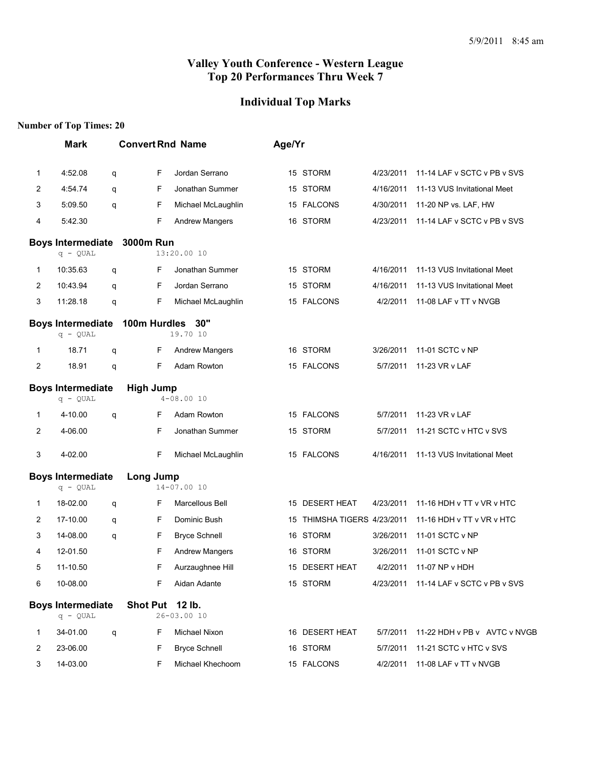5/9/2011 8:45 am

# Valley Youth Conference - Western League
## Top 20 Performances Thru Week 7

## Individual Top Marks

**Number of Top Times: 20**

| | Mark | | Convert | Rnd | Name | Age/Yr | Team | Date | Meet |
|---|---|---|---|---|---|---|---|---|---|
| 1 | 4:52.08 | q | | F | Jordan Serrano | 15 | STORM | 4/23/2011 | 11-14 LAF v SCTC v PB v SVS |
| 2 | 4:54.74 | q | | F | Jonathan Summer | 15 | STORM | 4/16/2011 | 11-13 VUS Invitational Meet |
| 3 | 5:09.50 | q | | F | Michael McLaughlin | 15 | FALCONS | 4/30/2011 | 11-20 NP vs. LAF, HW |
| 4 | 5:42.30 | | | F | Andrew Mangers | 16 | STORM | 4/23/2011 | 11-14 LAF v SCTC v PB v SVS |

**Boys Intermediate 3000m Run**
q - QUAL 13:20.00 10

| | Mark | | Convert | Rnd | Name | Age/Yr | Team | Date | Meet |
|---|---|---|---|---|---|---|---|---|---|
| 1 | 10:35.63 | q | | F | Jonathan Summer | 15 | STORM | 4/16/2011 | 11-13 VUS Invitational Meet |
| 2 | 10:43.94 | q | | F | Jordan Serrano | 15 | STORM | 4/16/2011 | 11-13 VUS Invitational Meet |
| 3 | 11:28.18 | q | | F | Michael McLaughlin | 15 | FALCONS | 4/2/2011 | 11-08 LAF v TT v NVGB |

**Boys Intermediate 100m Hurdles 30"**
q - QUAL 19.70 10

| | Mark | | Convert | Rnd | Name | Age/Yr | Team | Date | Meet |
|---|---|---|---|---|---|---|---|---|---|
| 1 | 18.71 | q | | F | Andrew Mangers | 16 | STORM | 3/26/2011 | 11-01 SCTC v NP |
| 2 | 18.91 | q | | F | Adam Rowton | 15 | FALCONS | 5/7/2011 | 11-23 VR v LAF |

**Boys Intermediate High Jump**
q - QUAL 4-08.00 10

| | Mark | | Convert | Rnd | Name | Age/Yr | Team | Date | Meet |
|---|---|---|---|---|---|---|---|---|---|
| 1 | 4-10.00 | q | | F | Adam Rowton | 15 | FALCONS | 5/7/2011 | 11-23 VR v LAF |
| 2 | 4-06.00 | | | F | Jonathan Summer | 15 | STORM | 5/7/2011 | 11-21 SCTC v HTC v SVS |
| 3 | 4-02.00 | | | F | Michael McLaughlin | 15 | FALCONS | 4/16/2011 | 11-13 VUS Invitational Meet |

**Boys Intermediate Long Jump**
q - QUAL 14-07.00 10

| | Mark | | Convert | Rnd | Name | Age/Yr | Team | Date | Meet |
|---|---|---|---|---|---|---|---|---|---|
| 1 | 18-02.00 | q | | F | Marcellous Bell | 15 | DESERT HEAT | 4/23/2011 | 11-16 HDH v TT v VR v HTC |
| 2 | 17-10.00 | q | | F | Dominic Bush | 15 | THIMSHA TIGERS | 4/23/2011 | 11-16 HDH v TT v VR v HTC |
| 3 | 14-08.00 | q | | F | Bryce Schnell | 16 | STORM | 3/26/2011 | 11-01 SCTC v NP |
| 4 | 12-01.50 | | | F | Andrew Mangers | 16 | STORM | 3/26/2011 | 11-01 SCTC v NP |
| 5 | 11-10.50 | | | F | Aurzaughnee Hill | 15 | DESERT HEAT | 4/2/2011 | 11-07 NP v HDH |
| 6 | 10-08.00 | | | F | Aidan Adante | 15 | STORM | 4/23/2011 | 11-14 LAF v SCTC v PB v SVS |

**Boys Intermediate Shot Put 12 lb.**
q - QUAL 26-03.00 10

| | Mark | | Convert | Rnd | Name | Age/Yr | Team | Date | Meet |
|---|---|---|---|---|---|---|---|---|---|
| 1 | 34-01.00 | q | | F | Michael Nixon | 16 | DESERT HEAT | 5/7/2011 | 11-22 HDH v PB v AVTC v NVGB |
| 2 | 23-06.00 | | | F | Bryce Schnell | 16 | STORM | 5/7/2011 | 11-21 SCTC v HTC v SVS |
| 3 | 14-03.00 | | | F | Michael Khechoom | 15 | FALCONS | 4/2/2011 | 11-08 LAF v TT v NVGB |